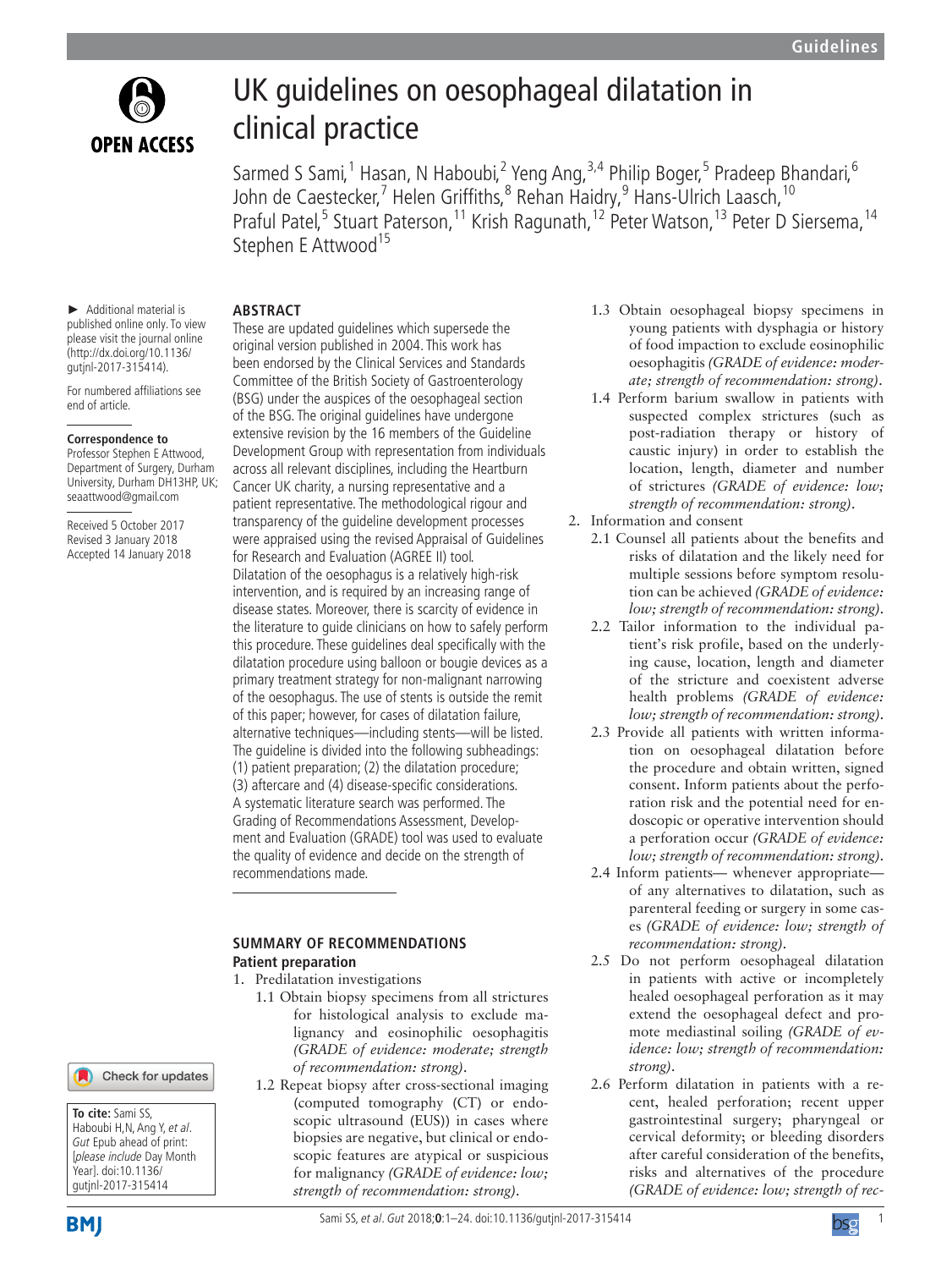# UK guidelines on oesophageal dilatation in clinical practice

Sarmed S Sami,[1] Hasan, N Haboubi,[2] Yeng Ang,[3,4] Philip Boger,[5] Pradeep Bhandari,[6] John de Caestecker,[7] Helen Griffiths,[8] Rehan Haidry,[9] Hans-Ulrich Laasch,[10] Praful Patel,[5] Stuart Paterson,[11] Krish Ragunath,[12] Peter Watson,[13] Peter D Siersema,[14] Stephen E Attwood[15]

► Additional material is published online only. To view please visit the journal online (http://dx.doi.org/10.1136/gutjnl-2017-315414).

For numbered affiliations see end of article.

**Correspondence to**
Professor Stephen E Attwood, Department of Surgery, Durham University, Durham DH13HP, UK; seaattwood@gmail.com

Received 5 October 2017
Revised 3 January 2018
Accepted 14 January 2018

**To cite:** Sami SS, Haboubi H,N, Ang Y, *et al*. *Gut* Epub ahead of print: [*please include* Day Month Year]. doi:10.1136/gutjnl-2017-315414

## ABSTRACT

These are updated guidelines which supersede the original version published in 2004. This work has been endorsed by the Clinical Services and Standards Committee of the British Society of Gastroenterology (BSG) under the auspices of the oesophageal section of the BSG. The original guidelines have undergone extensive revision by the 16 members of the Guideline Development Group with representation from individuals across all relevant disciplines, including the Heartburn Cancer UK charity, a nursing representative and a patient representative. The methodological rigour and transparency of the guideline development processes were appraised using the revised Appraisal of Guidelines for Research and Evaluation (AGREE II) tool.

Dilatation of the oesophagus is a relatively high-risk intervention, and is required by an increasing range of disease states. Moreover, there is scarcity of evidence in the literature to guide clinicians on how to safely perform this procedure. These guidelines deal specifically with the dilatation procedure using balloon or bougie devices as a primary treatment strategy for non-malignant narrowing of the oesophagus. The use of stents is outside the remit of this paper; however, for cases of dilatation failure, alternative techniques—including stents—will be listed. The guideline is divided into the following subheadings: (1) patient preparation; (2) the dilatation procedure; (3) aftercare and (4) disease-specific considerations. A systematic literature search was performed. The Grading of Recommendations Assessment, Development and Evaluation (GRADE) tool was used to evaluate the quality of evidence and decide on the strength of recommendations made.

## SUMMARY OF RECOMMENDATIONS

### Patient preparation

1. Predilatation investigations
   - 1.1 Obtain biopsy specimens from all strictures for histological analysis to exclude malignancy and eosinophilic oesophagitis *(GRADE of evidence: moderate; strength of recommendation: strong)*.
   - 1.2 Repeat biopsy after cross-sectional imaging (computed tomography (CT) or endoscopic ultrasound (EUS)) in cases where biopsies are negative, but clinical or endoscopic features are atypical or suspicious for malignancy *(GRADE of evidence: low; strength of recommendation: strong)*.
   - 1.3 Obtain oesophageal biopsy specimens in young patients with dysphagia or history of food impaction to exclude eosinophilic oesophagitis *(GRADE of evidence: moderate; strength of recommendation: strong)*.
   - 1.4 Perform barium swallow in patients with suspected complex strictures (such as post-radiation therapy or history of caustic injury) in order to establish the location, length, diameter and number of strictures *(GRADE of evidence: low; strength of recommendation: strong)*.
2. Information and consent
   - 2.1 Counsel all patients about the benefits and risks of dilatation and the likely need for multiple sessions before symptom resolution can be achieved *(GRADE of evidence: low; strength of recommendation: strong)*.
   - 2.2 Tailor information to the individual patient's risk profile, based on the underlying cause, location, length and diameter of the stricture and coexistent adverse health problems *(GRADE of evidence: low; strength of recommendation: strong)*.
   - 2.3 Provide all patients with written information on oesophageal dilatation before the procedure and obtain written, signed consent. Inform patients about the perforation risk and the potential need for endoscopic or operative intervention should a perforation occur *(GRADE of evidence: low; strength of recommendation: strong)*.
   - 2.4 Inform patients— whenever appropriate—of any alternatives to dilatation, such as parenteral feeding or surgery in some cases *(GRADE of evidence: low; strength of recommendation: strong)*.
   - 2.5 Do not perform oesophageal dilatation in patients with active or incompletely healed oesophageal perforation as it may extend the oesophageal defect and promote mediastinal soiling *(GRADE of evidence: low; strength of recommendation: strong)*.
   - 2.6 Perform dilatation in patients with a recent, healed perforation; recent upper gastrointestinal surgery; pharyngeal or cervical deformity; or bleeding disorders after careful consideration of the benefits, risks and alternatives of the procedure *(GRADE of evidence: low; strength of rec-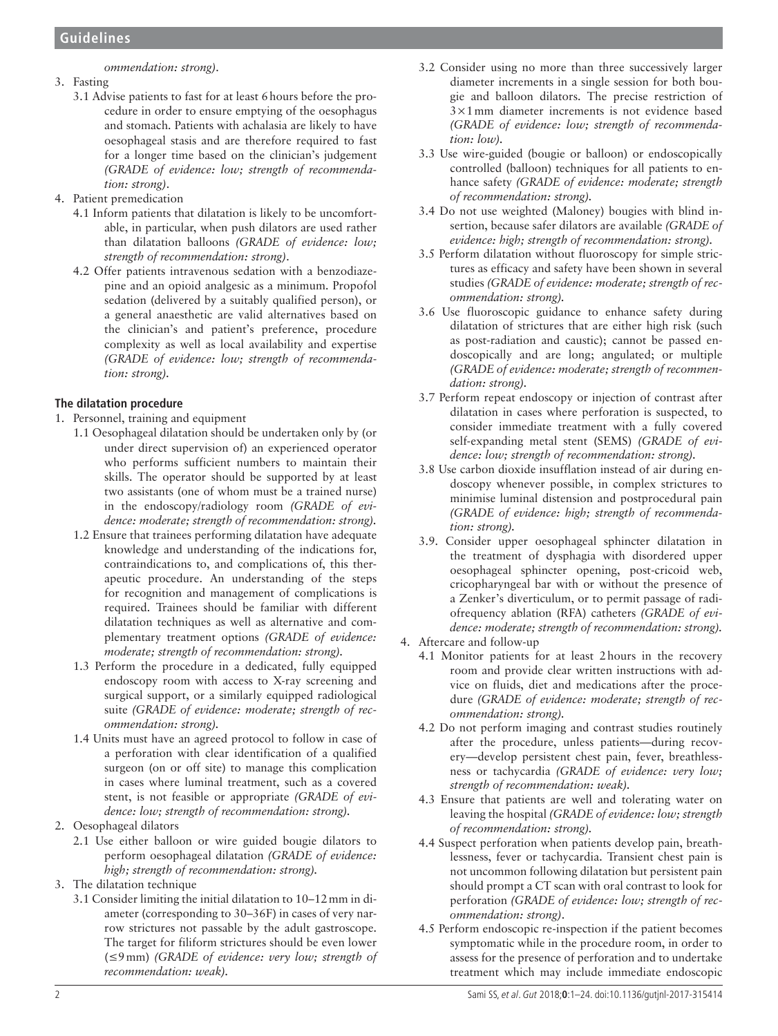*ommendation: strong).*

3. Fasting
   - 3.1 Advise patients to fast for at least 6 hours before the procedure in order to ensure emptying of the oesophagus and stomach. Patients with achalasia are likely to have oesophageal stasis and are therefore required to fast for a longer time based on the clinician's judgement *(GRADE of evidence: low; strength of recommendation: strong).*
4. Patient premedication
   - 4.1 Inform patients that dilatation is likely to be uncomfortable, in particular, when push dilators are used rather than dilatation balloons *(GRADE of evidence: low; strength of recommendation: strong).*
   - 4.2 Offer patients intravenous sedation with a benzodiazepine and an opioid analgesic as a minimum. Propofol sedation (delivered by a suitably qualified person), or a general anaesthetic are valid alternatives based on the clinician's and patient's preference, procedure complexity as well as local availability and expertise *(GRADE of evidence: low; strength of recommendation: strong).*

### The dilatation procedure

1. Personnel, training and equipment
   - 1.1 Oesophageal dilatation should be undertaken only by (or under direct supervision of) an experienced operator who performs sufficient numbers to maintain their skills. The operator should be supported by at least two assistants (one of whom must be a trained nurse) in the endoscopy/radiology room *(GRADE of evidence: moderate; strength of recommendation: strong).*
   - 1.2 Ensure that trainees performing dilatation have adequate knowledge and understanding of the indications for, contraindications to, and complications of, this therapeutic procedure. An understanding of the steps for recognition and management of complications is required. Trainees should be familiar with different dilatation techniques as well as alternative and complementary treatment options *(GRADE of evidence: moderate; strength of recommendation: strong).*
   - 1.3 Perform the procedure in a dedicated, fully equipped endoscopy room with access to X-ray screening and surgical support, or a similarly equipped radiological suite *(GRADE of evidence: moderate; strength of recommendation: strong).*
   - 1.4 Units must have an agreed protocol to follow in case of a perforation with clear identification of a qualified surgeon (on or off site) to manage this complication in cases where luminal treatment, such as a covered stent, is not feasible or appropriate *(GRADE of evidence: low; strength of recommendation: strong).*
2. Oesophageal dilators
   - 2.1 Use either balloon or wire guided bougie dilators to perform oesophageal dilatation *(GRADE of evidence: high; strength of recommendation: strong).*
3. The dilatation technique
   - 3.1 Consider limiting the initial dilatation to 10–12 mm in diameter (corresponding to 30–36F) in cases of very narrow strictures not passable by the adult gastroscope. The target for filiform strictures should be even lower (≤9 mm) *(GRADE of evidence: very low; strength of recommendation: weak).*
   - 3.2 Consider using no more than three successively larger diameter increments in a single session for both bougie and balloon dilators. The precise restriction of 3×1 mm diameter increments is not evidence based *(GRADE of evidence: low; strength of recommendation: low).*
   - 3.3 Use wire-guided (bougie or balloon) or endoscopically controlled (balloon) techniques for all patients to enhance safety *(GRADE of evidence: moderate; strength of recommendation: strong).*
   - 3.4 Do not use weighted (Maloney) bougies with blind insertion, because safer dilators are available *(GRADE of evidence: high; strength of recommendation: strong).*
   - 3.5 Perform dilatation without fluoroscopy for simple strictures as efficacy and safety have been shown in several studies *(GRADE of evidence: moderate; strength of recommendation: strong).*
   - 3.6 Use fluoroscopic guidance to enhance safety during dilatation of strictures that are either high risk (such as post-radiation and caustic); cannot be passed endoscopically and are long; angulated; or multiple *(GRADE of evidence: moderate; strength of recommendation: strong).*
   - 3.7 Perform repeat endoscopy or injection of contrast after dilatation in cases where perforation is suspected, to consider immediate treatment with a fully covered self-expanding metal stent (SEMS) *(GRADE of evidence: low; strength of recommendation: strong).*
   - 3.8 Use carbon dioxide insufflation instead of air during endoscopy whenever possible, in complex strictures to minimise luminal distension and postprocedural pain *(GRADE of evidence: high; strength of recommendation: strong).*
   - 3.9. Consider upper oesophageal sphincter dilatation in the treatment of dysphagia with disordered upper oesophageal sphincter opening, post-cricoid web, cricopharyngeal bar with or without the presence of a Zenker's diverticulum, or to permit passage of radiofrequency ablation (RFA) catheters *(GRADE of evidence: moderate; strength of recommendation: strong).*
4. Aftercare and follow-up
   - 4.1 Monitor patients for at least 2 hours in the recovery room and provide clear written instructions with advice on fluids, diet and medications after the procedure *(GRADE of evidence: moderate; strength of recommendation: strong).*
   - 4.2 Do not perform imaging and contrast studies routinely after the procedure, unless patients—during recovery—develop persistent chest pain, fever, breathlessness or tachycardia *(GRADE of evidence: very low; strength of recommendation: weak).*
   - 4.3 Ensure that patients are well and tolerating water on leaving the hospital *(GRADE of evidence: low; strength of recommendation: strong).*
   - 4.4 Suspect perforation when patients develop pain, breathlessness, fever or tachycardia. Transient chest pain is not uncommon following dilatation but persistent pain should prompt a CT scan with oral contrast to look for perforation *(GRADE of evidence: low; strength of recommendation: strong).*
   - 4.5 Perform endoscopic re-inspection if the patient becomes symptomatic while in the procedure room, in order to assess for the presence of perforation and to undertake treatment which may include immediate endoscopic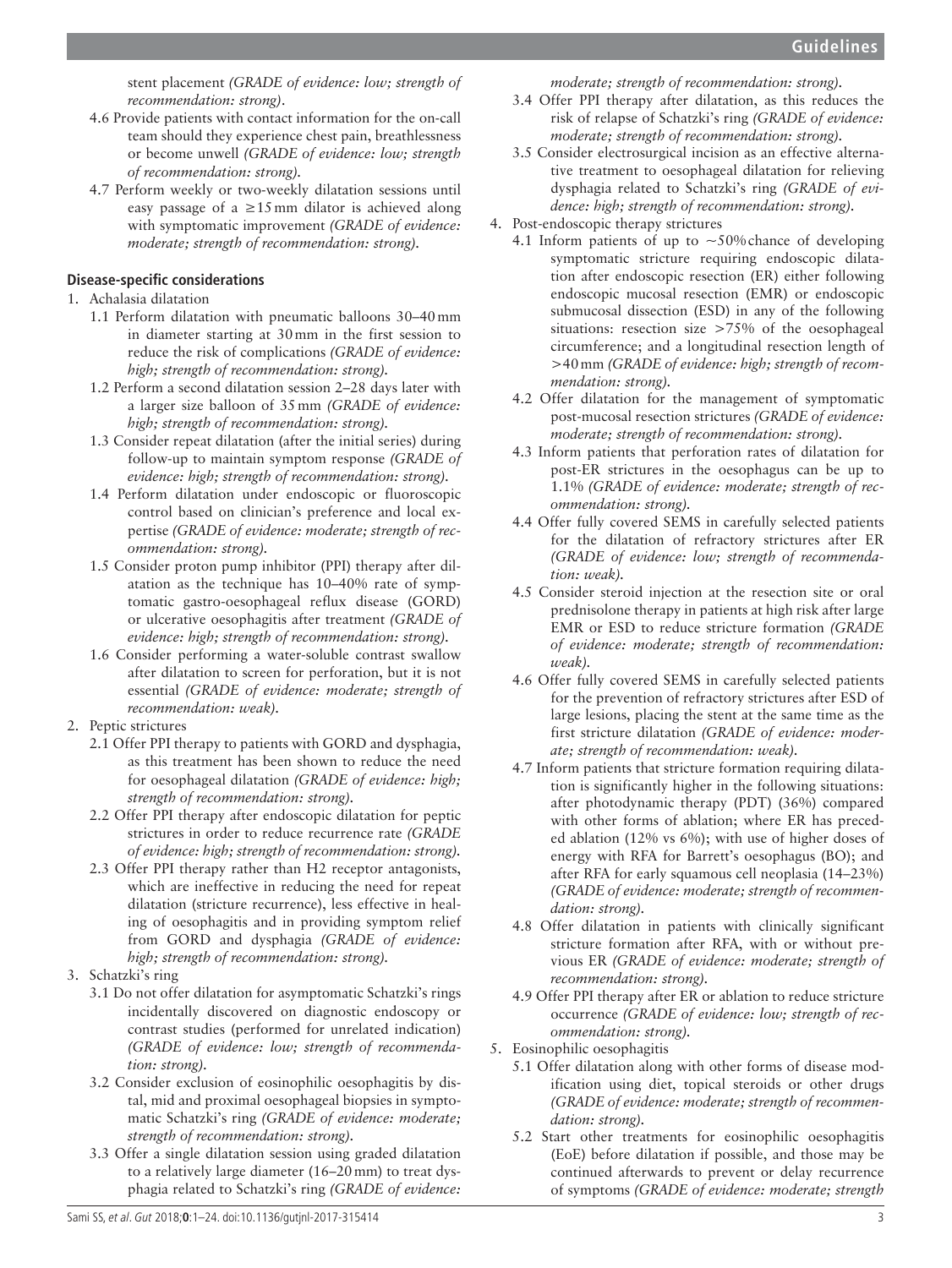stent placement *(GRADE of evidence: low; strength of recommendation: strong)*.

4.6 Provide patients with contact information for the on-call team should they experience chest pain, breathlessness or become unwell *(GRADE of evidence: low; strength of recommendation: strong)*.

4.7 Perform weekly or two-weekly dilatation sessions until easy passage of a ≥15 mm dilator is achieved along with symptomatic improvement *(GRADE of evidence: moderate; strength of recommendation: strong)*.

## Disease-specific considerations

1. Achalasia dilatation
   - 1.1 Perform dilatation with pneumatic balloons 30–40 mm in diameter starting at 30 mm in the first session to reduce the risk of complications *(GRADE of evidence: high; strength of recommendation: strong)*.
   - 1.2 Perform a second dilatation session 2–28 days later with a larger size balloon of 35 mm *(GRADE of evidence: high; strength of recommendation: strong)*.
   - 1.3 Consider repeat dilatation (after the initial series) during follow-up to maintain symptom response *(GRADE of evidence: high; strength of recommendation: strong)*.
   - 1.4 Perform dilatation under endoscopic or fluoroscopic control based on clinician's preference and local expertise *(GRADE of evidence: moderate; strength of recommendation: strong)*.
   - 1.5 Consider proton pump inhibitor (PPI) therapy after dilatation as the technique has 10–40% rate of symptomatic gastro-oesophageal reflux disease (GORD) or ulcerative oesophagitis after treatment *(GRADE of evidence: high; strength of recommendation: strong)*.
   - 1.6 Consider performing a water-soluble contrast swallow after dilatation to screen for perforation, but it is not essential *(GRADE of evidence: moderate; strength of recommendation: weak)*.
2. Peptic strictures
   - 2.1 Offer PPI therapy to patients with GORD and dysphagia, as this treatment has been shown to reduce the need for oesophageal dilatation *(GRADE of evidence: high; strength of recommendation: strong)*.
   - 2.2 Offer PPI therapy after endoscopic dilatation for peptic strictures in order to reduce recurrence rate *(GRADE of evidence: high; strength of recommendation: strong)*.
   - 2.3 Offer PPI therapy rather than H2 receptor antagonists, which are ineffective in reducing the need for repeat dilatation (stricture recurrence), less effective in healing of oesophagitis and in providing symptom relief from GORD and dysphagia *(GRADE of evidence: high; strength of recommendation: strong)*.
3. Schatzki's ring
   - 3.1 Do not offer dilatation for asymptomatic Schatzki's rings incidentally discovered on diagnostic endoscopy or contrast studies (performed for unrelated indication) *(GRADE of evidence: low; strength of recommendation: strong)*.
   - 3.2 Consider exclusion of eosinophilic oesophagitis by distal, mid and proximal oesophageal biopsies in symptomatic Schatzki's ring *(GRADE of evidence: moderate; strength of recommendation: strong)*.
   - 3.3 Offer a single dilatation session using graded dilatation to a relatively large diameter (16–20 mm) to treat dysphagia related to Schatzki's ring *(GRADE of evidence: moderate; strength of recommendation: strong)*.
   - 3.4 Offer PPI therapy after dilatation, as this reduces the risk of relapse of Schatzki's ring *(GRADE of evidence: moderate; strength of recommendation: strong)*.
   - 3.5 Consider electrosurgical incision as an effective alternative treatment to oesophageal dilatation for relieving dysphagia related to Schatzki's ring *(GRADE of evidence: high; strength of recommendation: strong)*.
4. Post-endoscopic therapy strictures
   - 4.1 Inform patients of up to ~50% chance of developing symptomatic stricture requiring endoscopic dilatation after endoscopic resection (ER) either following endoscopic mucosal resection (EMR) or endoscopic submucosal dissection (ESD) in any of the following situations: resection size >75% of the oesophageal circumference; and a longitudinal resection length of >40 mm *(GRADE of evidence: high; strength of recommendation: strong)*.
   - 4.2 Offer dilatation for the management of symptomatic post-mucosal resection strictures *(GRADE of evidence: moderate; strength of recommendation: strong)*.
   - 4.3 Inform patients that perforation rates of dilatation for post-ER strictures in the oesophagus can be up to 1.1% *(GRADE of evidence: moderate; strength of recommendation: strong)*.
   - 4.4 Offer fully covered SEMS in carefully selected patients for the dilatation of refractory strictures after ER *(GRADE of evidence: low; strength of recommendation: weak)*.
   - 4.5 Consider steroid injection at the resection site or oral prednisolone therapy in patients at high risk after large EMR or ESD to reduce stricture formation *(GRADE of evidence: moderate; strength of recommendation: weak)*.
   - 4.6 Offer fully covered SEMS in carefully selected patients for the prevention of refractory strictures after ESD of large lesions, placing the stent at the same time as the first stricture dilatation *(GRADE of evidence: moderate; strength of recommendation: weak)*.
   - 4.7 Inform patients that stricture formation requiring dilatation is significantly higher in the following situations: after photodynamic therapy (PDT) (36%) compared with other forms of ablation; where ER has preceded ablation (12% vs 6%); with use of higher doses of energy with RFA for Barrett's oesophagus (BO); and after RFA for early squamous cell neoplasia (14–23%) *(GRADE of evidence: moderate; strength of recommendation: strong)*.
   - 4.8 Offer dilatation in patients with clinically significant stricture formation after RFA, with or without previous ER *(GRADE of evidence: moderate; strength of recommendation: strong)*.
   - 4.9 Offer PPI therapy after ER or ablation to reduce stricture occurrence *(GRADE of evidence: low; strength of recommendation: strong)*.
5. Eosinophilic oesophagitis
   - 5.1 Offer dilatation along with other forms of disease modification using diet, topical steroids or other drugs *(GRADE of evidence: moderate; strength of recommendation: strong)*.
   - 5.2 Start other treatments for eosinophilic oesophagitis (EoE) before dilatation if possible, and those may be continued afterwards to prevent or delay recurrence of symptoms *(GRADE of evidence: moderate; strength*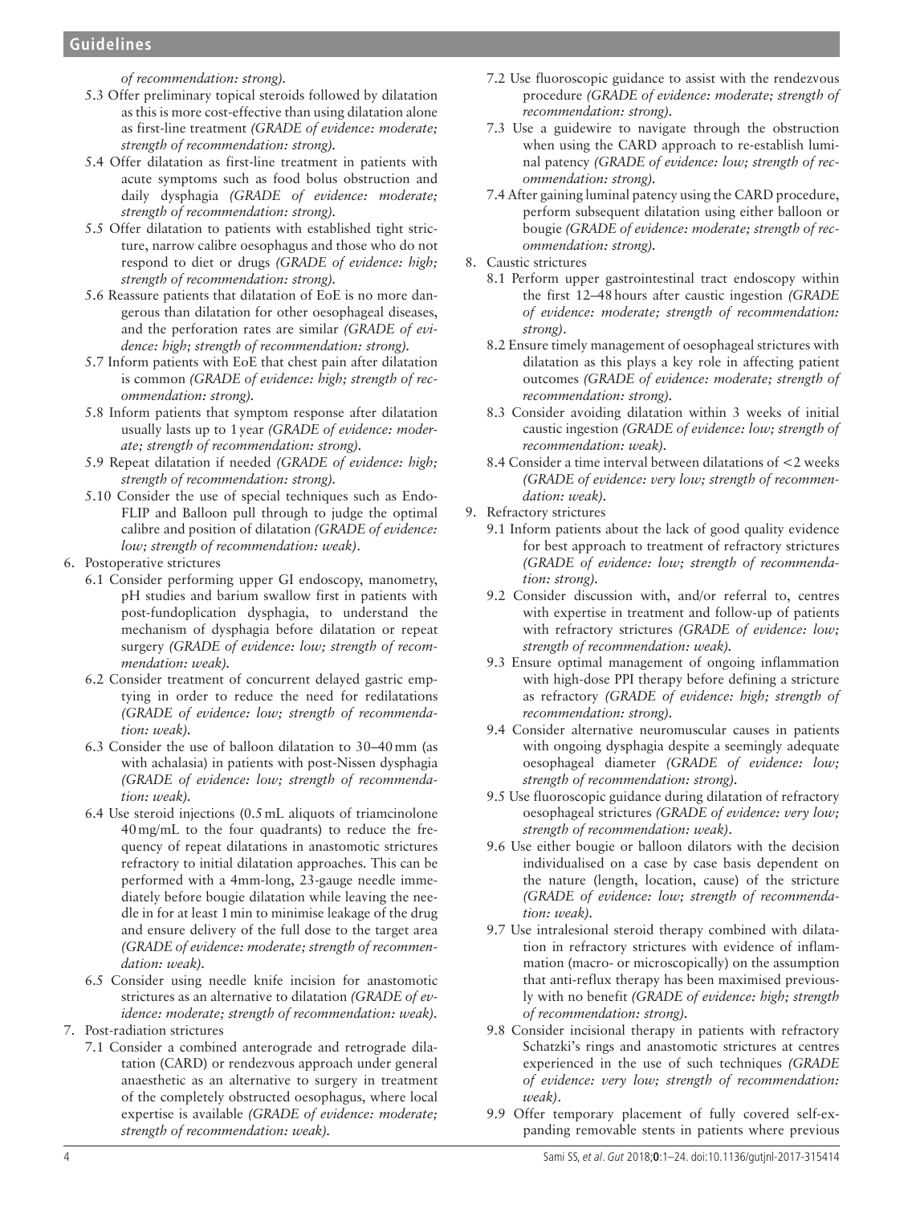*of recommendation: strong).*

- 5.3 Offer preliminary topical steroids followed by dilatation as this is more cost-effective than using dilatation alone as first-line treatment *(GRADE of evidence: moderate; strength of recommendation: strong).*
- 5.4 Offer dilatation as first-line treatment in patients with acute symptoms such as food bolus obstruction and daily dysphagia *(GRADE of evidence: moderate; strength of recommendation: strong).*
- 5.5 Offer dilatation to patients with established tight stricture, narrow calibre oesophagus and those who do not respond to diet or drugs *(GRADE of evidence: high; strength of recommendation: strong).*
- 5.6 Reassure patients that dilatation of EoE is no more dangerous than dilatation for other oesophageal diseases, and the perforation rates are similar *(GRADE of evidence: high; strength of recommendation: strong).*
- 5.7 Inform patients with EoE that chest pain after dilatation is common *(GRADE of evidence: high; strength of recommendation: strong).*
- 5.8 Inform patients that symptom response after dilatation usually lasts up to 1 year *(GRADE of evidence: moderate; strength of recommendation: strong).*
- 5.9 Repeat dilatation if needed *(GRADE of evidence: high; strength of recommendation: strong).*
- 5.10 Consider the use of special techniques such as Endo-FLIP and Balloon pull through to judge the optimal calibre and position of dilatation *(GRADE of evidence: low; strength of recommendation: weak).*

6. Postoperative strictures
   - 6.1 Consider performing upper GI endoscopy, manometry, pH studies and barium swallow first in patients with post-fundoplication dysphagia, to understand the mechanism of dysphagia before dilatation or repeat surgery *(GRADE of evidence: low; strength of recommendation: weak).*
   - 6.2 Consider treatment of concurrent delayed gastric emptying in order to reduce the need for redilatations *(GRADE of evidence: low; strength of recommendation: weak).*
   - 6.3 Consider the use of balloon dilatation to 30–40 mm (as with achalasia) in patients with post-Nissen dysphagia *(GRADE of evidence: low; strength of recommendation: weak).*
   - 6.4 Use steroid injections (0.5 mL aliquots of triamcinolone 40 mg/mL to the four quadrants) to reduce the frequency of repeat dilatations in anastomotic strictures refractory to initial dilatation approaches. This can be performed with a 4mm-long, 23-gauge needle immediately before bougie dilatation while leaving the needle in for at least 1 min to minimise leakage of the drug and ensure delivery of the full dose to the target area *(GRADE of evidence: moderate; strength of recommendation: weak).*
   - 6.5 Consider using needle knife incision for anastomotic strictures as an alternative to dilatation *(GRADE of evidence: moderate; strength of recommendation: weak).*
7. Post-radiation strictures
   - 7.1 Consider a combined anterograde and retrograde dilatation (CARD) or rendezvous approach under general anaesthetic as an alternative to surgery in treatment of the completely obstructed oesophagus, where local expertise is available *(GRADE of evidence: moderate; strength of recommendation: weak).*
   - 7.2 Use fluoroscopic guidance to assist with the rendezvous procedure *(GRADE of evidence: moderate; strength of recommendation: strong).*
   - 7.3 Use a guidewire to navigate through the obstruction when using the CARD approach to re-establish luminal patency *(GRADE of evidence: low; strength of recommendation: strong).*
   - 7.4 After gaining luminal patency using the CARD procedure, perform subsequent dilatation using either balloon or bougie *(GRADE of evidence: moderate; strength of recommendation: strong).*
8. Caustic strictures
   - 8.1 Perform upper gastrointestinal tract endoscopy within the first 12–48 hours after caustic ingestion *(GRADE of evidence: moderate; strength of recommendation: strong).*
   - 8.2 Ensure timely management of oesophageal strictures with dilatation as this plays a key role in affecting patient outcomes *(GRADE of evidence: moderate; strength of recommendation: strong).*
   - 8.3 Consider avoiding dilatation within 3 weeks of initial caustic ingestion *(GRADE of evidence: low; strength of recommendation: weak).*
   - 8.4 Consider a time interval between dilatations of <2 weeks *(GRADE of evidence: very low; strength of recommendation: weak).*
9. Refractory strictures
   - 9.1 Inform patients about the lack of good quality evidence for best approach to treatment of refractory strictures *(GRADE of evidence: low; strength of recommendation: strong).*
   - 9.2 Consider discussion with, and/or referral to, centres with expertise in treatment and follow-up of patients with refractory strictures *(GRADE of evidence: low; strength of recommendation: weak).*
   - 9.3 Ensure optimal management of ongoing inflammation with high-dose PPI therapy before defining a stricture as refractory *(GRADE of evidence: high; strength of recommendation: strong).*
   - 9.4 Consider alternative neuromuscular causes in patients with ongoing dysphagia despite a seemingly adequate oesophageal diameter *(GRADE of evidence: low; strength of recommendation: strong).*
   - 9.5 Use fluoroscopic guidance during dilatation of refractory oesophageal strictures *(GRADE of evidence: very low; strength of recommendation: weak).*
   - 9.6 Use either bougie or balloon dilators with the decision individualised on a case by case basis dependent on the nature (length, location, cause) of the stricture *(GRADE of evidence: low; strength of recommendation: weak).*
   - 9.7 Use intralesional steroid therapy combined with dilatation in refractory strictures with evidence of inflammation (macro- or microscopically) on the assumption that anti-reflux therapy has been maximised previously with no benefit *(GRADE of evidence: high; strength of recommendation: strong).*
   - 9.8 Consider incisional therapy in patients with refractory Schatzki's rings and anastomotic strictures at centres experienced in the use of such techniques *(GRADE of evidence: very low; strength of recommendation: weak).*
   - 9.9 Offer temporary placement of fully covered self-expanding removable stents in patients where previous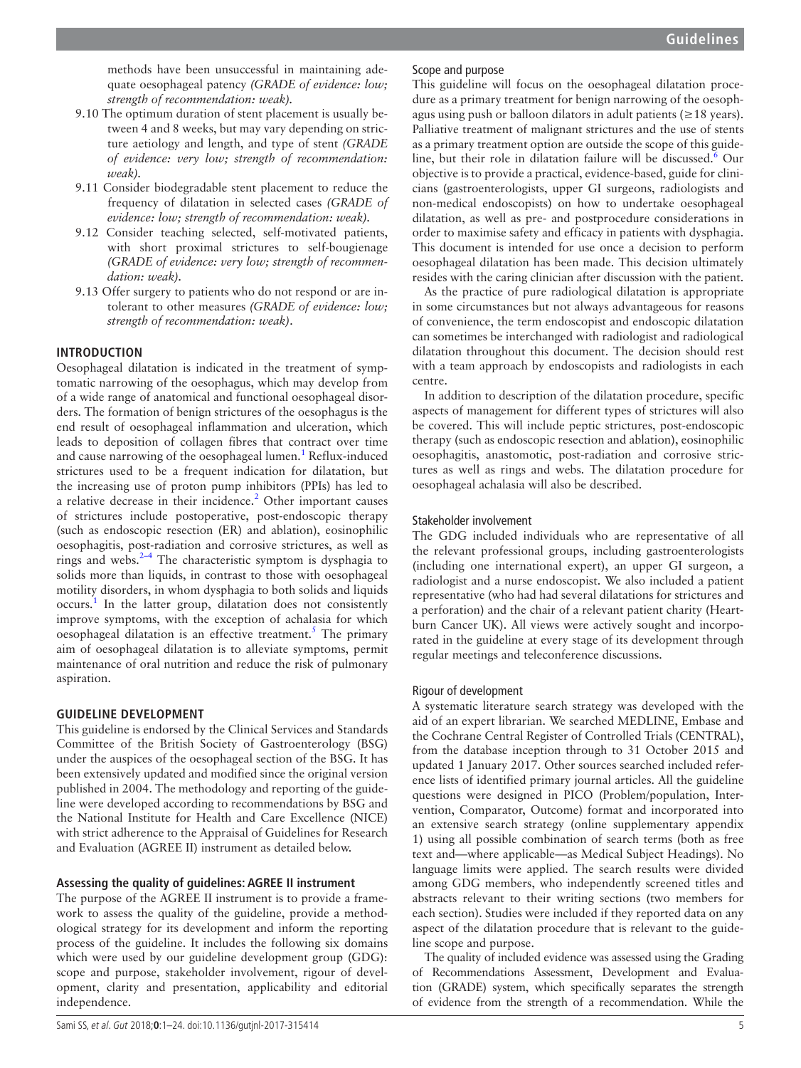methods have been unsuccessful in maintaining adequate oesophageal patency *(GRADE of evidence: low; strength of recommendation: weak)*.

9.10 The optimum duration of stent placement is usually between 4 and 8 weeks, but may vary depending on stricture aetiology and length, and type of stent *(GRADE of evidence: very low; strength of recommendation: weak)*.

9.11 Consider biodegradable stent placement to reduce the frequency of dilatation in selected cases *(GRADE of evidence: low; strength of recommendation: weak)*.

9.12 Consider teaching selected, self-motivated patients, with short proximal strictures to self-bougienage *(GRADE of evidence: very low; strength of recommendation: weak)*.

9.13 Offer surgery to patients who do not respond or are intolerant to other measures *(GRADE of evidence: low; strength of recommendation: weak)*.

## INTRODUCTION

Oesophageal dilatation is indicated in the treatment of symptomatic narrowing of the oesophagus, which may develop from of a wide range of anatomical and functional oesophageal disorders. The formation of benign strictures of the oesophagus is the end result of oesophageal inflammation and ulceration, which leads to deposition of collagen fibres that contract over time and cause narrowing of the oesophageal lumen.[1] Reflux-induced strictures used to be a frequent indication for dilatation, but the increasing use of proton pump inhibitors (PPIs) has led to a relative decrease in their incidence.[2] Other important causes of strictures include postoperative, post-endoscopic therapy (such as endoscopic resection (ER) and ablation), eosinophilic oesophagitis, post-radiation and corrosive strictures, as well as rings and webs.[2–4] The characteristic symptom is dysphagia to solids more than liquids, in contrast to those with oesophageal motility disorders, in whom dysphagia to both solids and liquids occurs.[1] In the latter group, dilatation does not consistently improve symptoms, with the exception of achalasia for which oesophageal dilatation is an effective treatment.[5] The primary aim of oesophageal dilatation is to alleviate symptoms, permit maintenance of oral nutrition and reduce the risk of pulmonary aspiration.

## GUIDELINE DEVELOPMENT

This guideline is endorsed by the Clinical Services and Standards Committee of the British Society of Gastroenterology (BSG) under the auspices of the oesophageal section of the BSG. It has been extensively updated and modified since the original version published in 2004. The methodology and reporting of the guideline were developed according to recommendations by BSG and the National Institute for Health and Care Excellence (NICE) with strict adherence to the Appraisal of Guidelines for Research and Evaluation (AGREE II) instrument as detailed below.

### Assessing the quality of guidelines: AGREE II instrument

The purpose of the AGREE II instrument is to provide a framework to assess the quality of the guideline, provide a methodological strategy for its development and inform the reporting process of the guideline. It includes the following six domains which were used by our guideline development group (GDG): scope and purpose, stakeholder involvement, rigour of development, clarity and presentation, applicability and editorial independence.

#### Scope and purpose

This guideline will focus on the oesophageal dilatation procedure as a primary treatment for benign narrowing of the oesophagus using push or balloon dilators in adult patients (≥18 years). Palliative treatment of malignant strictures and the use of stents as a primary treatment option are outside the scope of this guideline, but their role in dilatation failure will be discussed.[6] Our objective is to provide a practical, evidence-based, guide for clinicians (gastroenterologists, upper GI surgeons, radiologists and non-medical endoscopists) on how to undertake oesophageal dilatation, as well as pre- and postprocedure considerations in order to maximise safety and efficacy in patients with dysphagia. This document is intended for use once a decision to perform oesophageal dilatation has been made. This decision ultimately resides with the caring clinician after discussion with the patient.

As the practice of pure radiological dilatation is appropriate in some circumstances but not always advantageous for reasons of convenience, the term endoscopist and endoscopic dilatation can sometimes be interchanged with radiologist and radiological dilatation throughout this document. The decision should rest with a team approach by endoscopists and radiologists in each centre.

In addition to description of the dilatation procedure, specific aspects of management for different types of strictures will also be covered. This will include peptic strictures, post-endoscopic therapy (such as endoscopic resection and ablation), eosinophilic oesophagitis, anastomotic, post-radiation and corrosive strictures as well as rings and webs. The dilatation procedure for oesophageal achalasia will also be described.

#### Stakeholder involvement

The GDG included individuals who are representative of all the relevant professional groups, including gastroenterologists (including one international expert), an upper GI surgeon, a radiologist and a nurse endoscopist. We also included a patient representative (who had had several dilatations for strictures and a perforation) and the chair of a relevant patient charity (Heartburn Cancer UK). All views were actively sought and incorporated in the guideline at every stage of its development through regular meetings and teleconference discussions.

#### Rigour of development

A systematic literature search strategy was developed with the aid of an expert librarian. We searched MEDLINE, Embase and the Cochrane Central Register of Controlled Trials (CENTRAL), from the database inception through to 31 October 2015 and updated 1 January 2017. Other sources searched included reference lists of identified primary journal articles. All the guideline questions were designed in PICO (Problem/population, Intervention, Comparator, Outcome) format and incorporated into an extensive search strategy (online supplementary appendix 1) using all possible combination of search terms (both as free text and—where applicable—as Medical Subject Headings). No language limits were applied. The search results were divided among GDG members, who independently screened titles and abstracts relevant to their writing sections (two members for each section). Studies were included if they reported data on any aspect of the dilatation procedure that is relevant to the guideline scope and purpose.

The quality of included evidence was assessed using the Grading of Recommendations Assessment, Development and Evaluation (GRADE) system, which specifically separates the strength of evidence from the strength of a recommendation. While the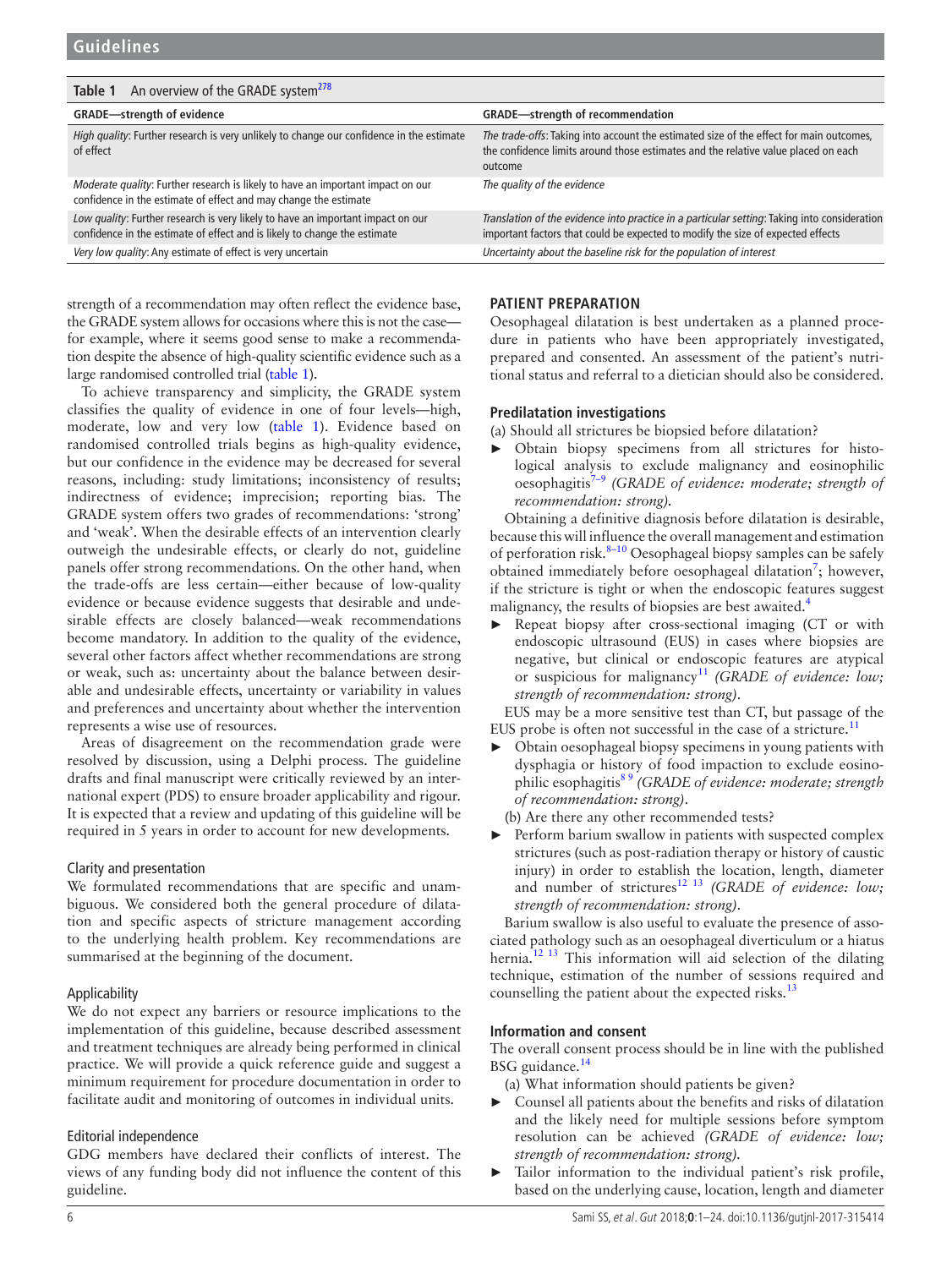**Table 1** An overview of the GRADE system[278]

| GRADE—strength of evidence | GRADE—strength of recommendation |
|---|---|
| *High quality*: Further research is very unlikely to change our confidence in the estimate of effect | *The trade-offs*: Taking into account the estimated size of the effect for main outcomes, the confidence limits around those estimates and the relative value placed on each outcome |
| *Moderate quality*: Further research is likely to have an important impact on our confidence in the estimate of effect and may change the estimate | *The quality of the evidence* |
| *Low quality*: Further research is very likely to have an important impact on our confidence in the estimate of effect and is likely to change the estimate | *Translation of the evidence into practice in a particular setting*: Taking into consideration important factors that could be expected to modify the size of expected effects |
| *Very low quality*: Any estimate of effect is very uncertain | *Uncertainty about the baseline risk for the population of interest* |

strength of a recommendation may often reflect the evidence base, the GRADE system allows for occasions where this is not the case—for example, where it seems good sense to make a recommendation despite the absence of high-quality scientific evidence such as a large randomised controlled trial (table 1).

To achieve transparency and simplicity, the GRADE system classifies the quality of evidence in one of four levels—high, moderate, low and very low (table 1). Evidence based on randomised controlled trials begins as high-quality evidence, but our confidence in the evidence may be decreased for several reasons, including: study limitations; inconsistency of results; indirectness of evidence; imprecision; reporting bias. The GRADE system offers two grades of recommendations: 'strong' and 'weak'. When the desirable effects of an intervention clearly outweigh the undesirable effects, or clearly do not, guideline panels offer strong recommendations. On the other hand, when the trade-offs are less certain—either because of low-quality evidence or because evidence suggests that desirable and undesirable effects are closely balanced—weak recommendations become mandatory. In addition to the quality of the evidence, several other factors affect whether recommendations are strong or weak, such as: uncertainty about the balance between desirable and undesirable effects, uncertainty or variability in values and preferences and uncertainty about whether the intervention represents a wise use of resources.

Areas of disagreement on the recommendation grade were resolved by discussion, using a Delphi process. The guideline drafts and final manuscript were critically reviewed by an international expert (PDS) to ensure broader applicability and rigour. It is expected that a review and updating of this guideline will be required in 5 years in order to account for new developments.

### Clarity and presentation

We formulated recommendations that are specific and unambiguous. We considered both the general procedure of dilatation and specific aspects of stricture management according to the underlying health problem. Key recommendations are summarised at the beginning of the document.

### Applicability

We do not expect any barriers or resource implications to the implementation of this guideline, because described assessment and treatment techniques are already being performed in clinical practice. We will provide a quick reference guide and suggest a minimum requirement for procedure documentation in order to facilitate audit and monitoring of outcomes in individual units.

### Editorial independence

GDG members have declared their conflicts of interest. The views of any funding body did not influence the content of this guideline.

## PATIENT PREPARATION

Oesophageal dilatation is best undertaken as a planned procedure in patients who have been appropriately investigated, prepared and consented. An assessment of the patient's nutritional status and referral to a dietician should also be considered.

### Predilatation investigations

(a) Should all strictures be biopsied before dilatation?

- Obtain biopsy specimens from all strictures for histological analysis to exclude malignancy and eosinophilic oesophagitis[7–9] *(GRADE of evidence: moderate; strength of recommendation: strong).*

Obtaining a definitive diagnosis before dilatation is desirable, because this will influence the overall management and estimation of perforation risk.[8–10] Oesophageal biopsy samples can be safely obtained immediately before oesophageal dilatation[7]; however, if the stricture is tight or when the endoscopic features suggest malignancy, the results of biopsies are best awaited.[4]

- Repeat biopsy after cross-sectional imaging (CT or with endoscopic ultrasound (EUS) in cases where biopsies are negative, but clinical or endoscopic features are atypical or suspicious for malignancy[11] *(GRADE of evidence: low; strength of recommendation: strong).*

EUS may be a more sensitive test than CT, but passage of the EUS probe is often not successful in the case of a stricture.[11]

- Obtain oesophageal biopsy specimens in young patients with dysphagia or history of food impaction to exclude eosinophilic esophagitis[8 9] *(GRADE of evidence: moderate; strength of recommendation: strong).*

(b) Are there any other recommended tests?

- Perform barium swallow in patients with suspected complex strictures (such as post-radiation therapy or history of caustic injury) in order to establish the location, length, diameter and number of strictures[12 13] *(GRADE of evidence: low; strength of recommendation: strong).*

Barium swallow is also useful to evaluate the presence of associated pathology such as an oesophageal diverticulum or a hiatus hernia.[12 13] This information will aid selection of the dilating technique, estimation of the number of sessions required and counselling the patient about the expected risks.[13]

### Information and consent

The overall consent process should be in line with the published BSG guidance.[14]

(a) What information should patients be given?

- Counsel all patients about the benefits and risks of dilatation and the likely need for multiple sessions before symptom resolution can be achieved *(GRADE of evidence: low; strength of recommendation: strong).*
- Tailor information to the individual patient's risk profile, based on the underlying cause, location, length and diameter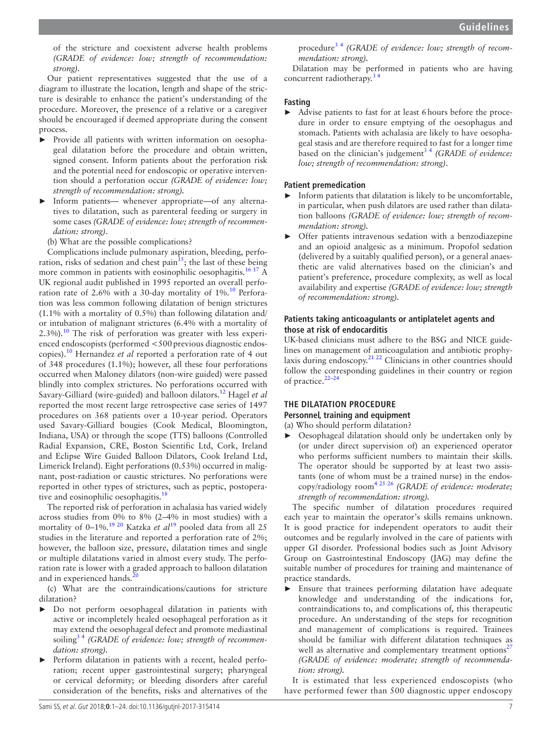of the stricture and coexistent adverse health problems *(GRADE of evidence: low; strength of recommendation: strong).*

Our patient representatives suggested that the use of a diagram to illustrate the location, length and shape of the stricture is desirable to enhance the patient's understanding of the procedure. Moreover, the presence of a relative or a caregiver should be encouraged if deemed appropriate during the consent process.

- Provide all patients with written information on oesophageal dilatation before the procedure and obtain written, signed consent. Inform patients about the perforation risk and the potential need for endoscopic or operative intervention should a perforation occur *(GRADE of evidence: low; strength of recommendation: strong).*
- Inform patients— whenever appropriate—of any alternatives to dilatation, such as parenteral feeding or surgery in some cases *(GRADE of evidence: low; strength of recommendation: strong).*

(b) What are the possible complications?

Complications include pulmonary aspiration, bleeding, perforation, risks of sedation and chest pain[15]; the last of these being more common in patients with eosinophilic oesophagitis.[16 17] A UK regional audit published in 1995 reported an overall perforation rate of 2.6% with a 30-day mortality of 1%.[10] Perforation was less common following dilatation of benign strictures (1.1% with a mortality of 0.5%) than following dilatation and/or intubation of malignant strictures (6.4% with a mortality of 2.3%).[10] The risk of perforation was greater with less experienced endoscopists (performed <500 previous diagnostic endoscopies).[10] Hernandez *et al* reported a perforation rate of 4 out of 348 procedures (1.1%); however, all these four perforations occurred when Maloney dilators (non-wire guided) were passed blindly into complex strictures. No perforations occurred with Savary-Gilliard (wire-guided) and balloon dilators.[12] Hagel *et al* reported the most recent large retrospective case series of 1497 procedures on 368 patients over a 10-year period. Operators used Savary-Gilliard bougies (Cook Medical, Bloomington, Indiana, USA) or through the scope (TTS) balloons (Controlled Radial Expansion, CRE, Boston Scientific Ltd, Cork, Ireland and Eclipse Wire Guided Balloon Dilators, Cook Ireland Ltd, Limerick Ireland). Eight perforations (0.53%) occurred in malignant, post-radiation or caustic strictures. No perforations were reported in other types of strictures, such as peptic, postoperative and eosinophilic oesophagitis.[18]

The reported risk of perforation in achalasia has varied widely across studies from 0% to 8% (2–4% in most studies) with a mortality of 0–1%.[19 20] Katzka *et al*[19] pooled data from all 25 studies in the literature and reported a perforation rate of 2%; however, the balloon size, pressure, dilatation times and single or multiple dilatations varied in almost every study. The perforation rate is lower with a graded approach to balloon dilatation and in experienced hands.[20]

(c) What are the contraindications/cautions for stricture dilatation?

- Do not perform oesophageal dilatation in patients with active or incompletely healed oesophageal perforation as it may extend the oesophageal defect and promote mediastinal soiling[3 4] *(GRADE of evidence: low; strength of recommendation: strong).*
- Perform dilatation in patients with a recent, healed perforation; recent upper gastrointestinal surgery; pharyngeal or cervical deformity; or bleeding disorders after careful consideration of the benefits, risks and alternatives of the procedure[3 4] *(GRADE of evidence: low; strength of recommendation: strong).*

Dilatation may be performed in patients who are having concurrent radiotherapy.[3 4]

### Fasting

- Advise patients to fast for at least 6 hours before the procedure in order to ensure emptying of the oesophagus and stomach. Patients with achalasia are likely to have oesophageal stasis and are therefore required to fast for a longer time based on the clinician's judgement[3 4] *(GRADE of evidence: low; strength of recommendation: strong).*

### Patient premedication

- Inform patients that dilatation is likely to be uncomfortable, in particular, when push dilators are used rather than dilatation balloons *(GRADE of evidence: low; strength of recommendation: strong).*
- Offer patients intravenous sedation with a benzodiazepine and an opioid analgesic as a minimum. Propofol sedation (delivered by a suitably qualified person), or a general anaesthetic are valid alternatives based on the clinician's and patient's preference, procedure complexity, as well as local availability and expertise *(GRADE of evidence: low; strength of recommendation: strong).*

### Patients taking anticoagulants or antiplatelet agents and those at risk of endocarditis

UK-based clinicians must adhere to the BSG and NICE guidelines on management of anticoagulation and antibiotic prophylaxis during endoscopy.[21 22] Clinicians in other countries should follow the corresponding guidelines in their country or region of practice.[22–24]

## THE DILATATION PROCEDURE

### Personnel, training and equipment

(a) Who should perform dilatation?

- Oesophageal dilatation should only be undertaken only by (or under direct supervision of) an experienced operator who performs sufficient numbers to maintain their skills. The operator should be supported by at least two assistants (one of whom must be a trained nurse) in the endoscopy/radiology room[4 25 26] *(GRADE of evidence: moderate; strength of recommendation: strong).*

The specific number of dilatation procedures required each year to maintain the operator's skills remains unknown. It is good practice for independent operators to audit their outcomes and be regularly involved in the care of patients with upper GI disorder. Professional bodies such as Joint Advisory Group on Gastrointestinal Endoscopy (JAG) may define the suitable number of procedures for training and maintenance of practice standards.

- Ensure that trainees performing dilatation have adequate knowledge and understanding of the indications for, contraindications to, and complications of, this therapeutic procedure. An understanding of the steps for recognition and management of complications is required. Trainees should be familiar with different dilatation techniques as well as alternative and complementary treatment options[27] *(GRADE of evidence: moderate; strength of recommendation: strong).*

It is estimated that less experienced endoscopists (who have performed fewer than 500 diagnostic upper endoscopy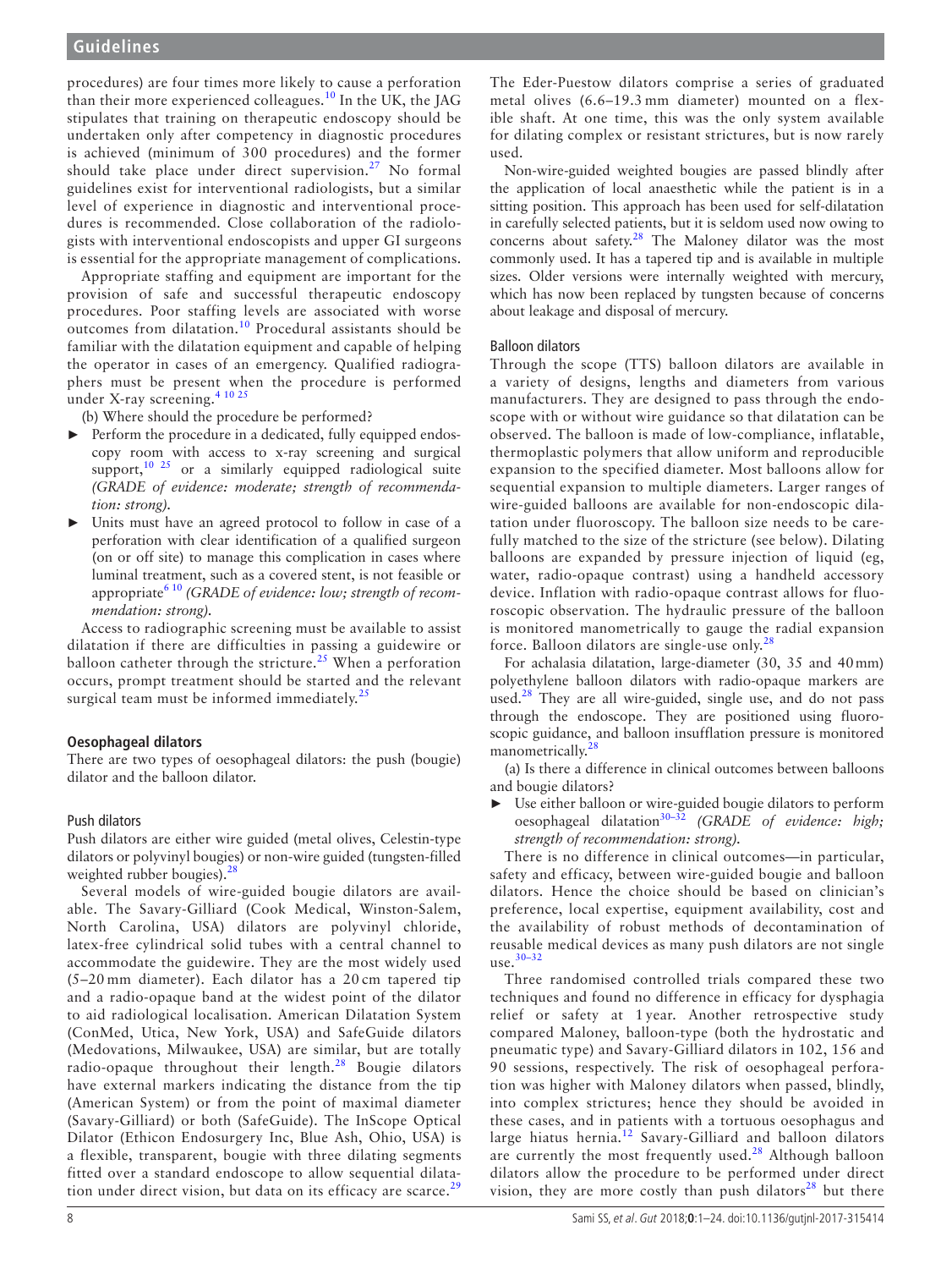procedures) are four times more likely to cause a perforation than their more experienced colleagues.[10] In the UK, the JAG stipulates that training on therapeutic endoscopy should be undertaken only after competency in diagnostic procedures is achieved (minimum of 300 procedures) and the former should take place under direct supervision.[27] No formal guidelines exist for interventional radiologists, but a similar level of experience in diagnostic and interventional procedures is recommended. Close collaboration of the radiologists with interventional endoscopists and upper GI surgeons is essential for the appropriate management of complications.

Appropriate staffing and equipment are important for the provision of safe and successful therapeutic endoscopy procedures. Poor staffing levels are associated with worse outcomes from dilatation.[10] Procedural assistants should be familiar with the dilatation equipment and capable of helping the operator in cases of an emergency. Qualified radiographers must be present when the procedure is performed under X-ray screening.[4 10 25]

(b) Where should the procedure be performed?

- Perform the procedure in a dedicated, fully equipped endoscopy room with access to x-ray screening and surgical support,[10 25] or a similarly equipped radiological suite *(GRADE of evidence: moderate; strength of recommendation: strong).*
- Units must have an agreed protocol to follow in case of a perforation with clear identification of a qualified surgeon (on or off site) to manage this complication in cases where luminal treatment, such as a covered stent, is not feasible or appropriate[6 10] *(GRADE of evidence: low; strength of recommendation: strong).*

Access to radiographic screening must be available to assist dilatation if there are difficulties in passing a guidewire or balloon catheter through the stricture.[25] When a perforation occurs, prompt treatment should be started and the relevant surgical team must be informed immediately.[25]

## Oesophageal dilators

There are two types of oesophageal dilators: the push (bougie) dilator and the balloon dilator.

### Push dilators

Push dilators are either wire guided (metal olives, Celestin-type dilators or polyvinyl bougies) or non-wire guided (tungsten-filled weighted rubber bougies).[28]

Several models of wire-guided bougie dilators are available. The Savary-Gilliard (Cook Medical, Winston-Salem, North Carolina, USA) dilators are polyvinyl chloride, latex-free cylindrical solid tubes with a central channel to accommodate the guidewire. They are the most widely used (5–20 mm diameter). Each dilator has a 20 cm tapered tip and a radio-opaque band at the widest point of the dilator to aid radiological localisation. American Dilatation System (ConMed, Utica, New York, USA) and SafeGuide dilators (Medovations, Milwaukee, USA) are similar, but are totally radio-opaque throughout their length.[28] Bougie dilators have external markers indicating the distance from the tip (American System) or from the point of maximal diameter (Savary-Gilliard) or both (SafeGuide). The InScope Optical Dilator (Ethicon Endosurgery Inc, Blue Ash, Ohio, USA) is a flexible, transparent, bougie with three dilating segments fitted over a standard endoscope to allow sequential dilatation under direct vision, but data on its efficacy are scarce.[29]

The Eder-Puestow dilators comprise a series of graduated metal olives (6.6–19.3 mm diameter) mounted on a flexible shaft. At one time, this was the only system available for dilating complex or resistant strictures, but is now rarely used.

Non-wire-guided weighted bougies are passed blindly after the application of local anaesthetic while the patient is in a sitting position. This approach has been used for self-dilatation in carefully selected patients, but it is seldom used now owing to concerns about safety.[28] The Maloney dilator was the most commonly used. It has a tapered tip and is available in multiple sizes. Older versions were internally weighted with mercury, which has now been replaced by tungsten because of concerns about leakage and disposal of mercury.

### Balloon dilators

Through the scope (TTS) balloon dilators are available in a variety of designs, lengths and diameters from various manufacturers. They are designed to pass through the endoscope with or without wire guidance so that dilatation can be observed. The balloon is made of low-compliance, inflatable, thermoplastic polymers that allow uniform and reproducible expansion to the specified diameter. Most balloons allow for sequential expansion to multiple diameters. Larger ranges of wire-guided balloons are available for non-endoscopic dilatation under fluoroscopy. The balloon size needs to be carefully matched to the size of the stricture (see below). Dilating balloons are expanded by pressure injection of liquid (eg, water, radio-opaque contrast) using a handheld accessory device. Inflation with radio-opaque contrast allows for fluoroscopic observation. The hydraulic pressure of the balloon is monitored manometrically to gauge the radial expansion force. Balloon dilators are single-use only.[28]

For achalasia dilatation, large-diameter (30, 35 and 40 mm) polyethylene balloon dilators with radio-opaque markers are used.[28] They are all wire-guided, single use, and do not pass through the endoscope. They are positioned using fluoroscopic guidance, and balloon insufflation pressure is monitored manometrically.[28]

(a) Is there a difference in clinical outcomes between balloons and bougie dilators?

- Use either balloon or wire-guided bougie dilators to perform oesophageal dilatation[30–32] *(GRADE of evidence: high; strength of recommendation: strong).*

There is no difference in clinical outcomes—in particular, safety and efficacy, between wire-guided bougie and balloon dilators. Hence the choice should be based on clinician's preference, local expertise, equipment availability, cost and the availability of robust methods of decontamination of reusable medical devices as many push dilators are not single use.[30–32]

Three randomised controlled trials compared these two techniques and found no difference in efficacy for dysphagia relief or safety at 1 year. Another retrospective study compared Maloney, balloon-type (both the hydrostatic and pneumatic type) and Savary-Gilliard dilators in 102, 156 and 90 sessions, respectively. The risk of oesophageal perforation was higher with Maloney dilators when passed, blindly, into complex strictures; hence they should be avoided in these cases, and in patients with a tortuous oesophagus and large hiatus hernia.[12] Savary-Gilliard and balloon dilators are currently the most frequently used.[28] Although balloon dilators allow the procedure to be performed under direct vision, they are more costly than push dilators[28] but there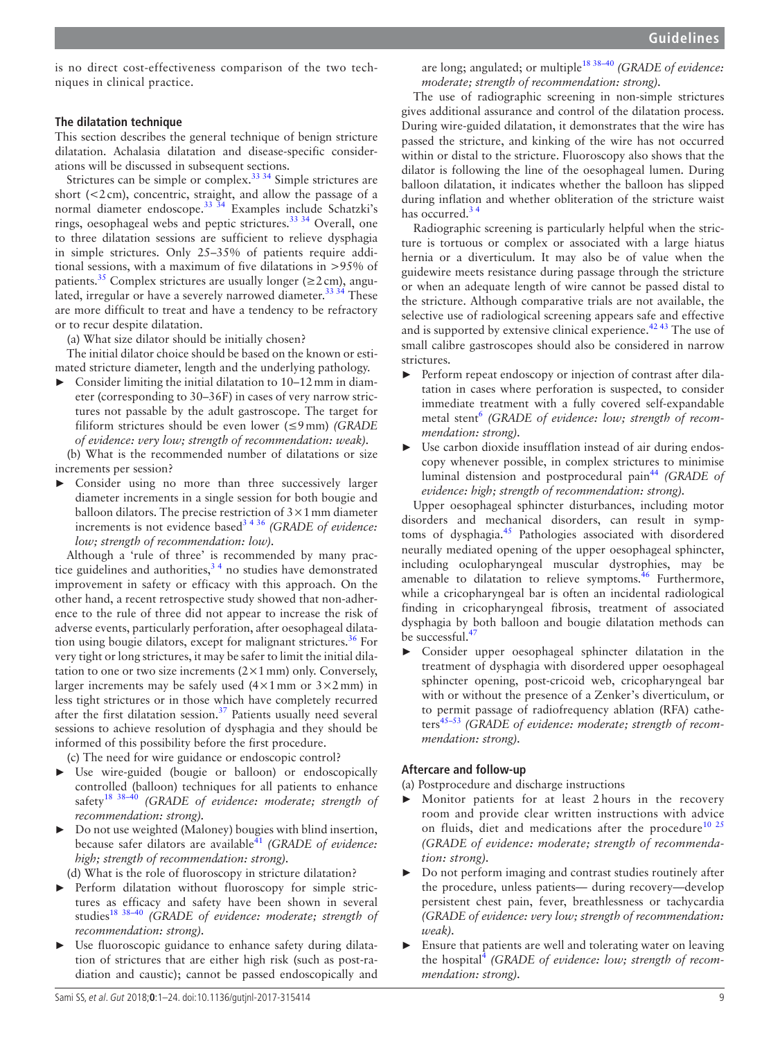is no direct cost-effectiveness comparison of the two techniques in clinical practice.

### The dilatation technique

This section describes the general technique of benign stricture dilatation. Achalasia dilatation and disease-specific considerations will be discussed in subsequent sections.

Strictures can be simple or complex.[33 34] Simple strictures are short (<2 cm), concentric, straight, and allow the passage of a normal diameter endoscope.[33 34] Examples include Schatzki's rings, oesophageal webs and peptic strictures.[33 34] Overall, one to three dilatation sessions are sufficient to relieve dysphagia in simple strictures. Only 25–35% of patients require additional sessions, with a maximum of five dilatations in >95% of patients.[35] Complex strictures are usually longer (≥2 cm), angulated, irregular or have a severely narrowed diameter.[33 34] These are more difficult to treat and have a tendency to be refractory or to recur despite dilatation.

(a) What size dilator should be initially chosen?

The initial dilator choice should be based on the known or estimated stricture diameter, length and the underlying pathology.

- Consider limiting the initial dilatation to 10–12 mm in diameter (corresponding to 30–36F) in cases of very narrow strictures not passable by the adult gastroscope. The target for filiform strictures should be even lower (≤9 mm) *(GRADE of evidence: very low; strength of recommendation: weak)*.

(b) What is the recommended number of dilatations or size increments per session?

- Consider using no more than three successively larger diameter increments in a single session for both bougie and balloon dilators. The precise restriction of 3×1 mm diameter increments is not evidence based[3 4 36] *(GRADE of evidence: low; strength of recommendation: low)*.

Although a 'rule of three' is recommended by many practice guidelines and authorities,[3 4] no studies have demonstrated improvement in safety or efficacy with this approach. On the other hand, a recent retrospective study showed that non-adherence to the rule of three did not appear to increase the risk of adverse events, particularly perforation, after oesophageal dilatation using bougie dilators, except for malignant strictures.[36] For very tight or long strictures, it may be safer to limit the initial dilatation to one or two size increments (2×1 mm) only. Conversely, larger increments may be safely used (4×1 mm or 3×2 mm) in less tight strictures or in those which have completely recurred after the first dilatation session.[37] Patients usually need several sessions to achieve resolution of dysphagia and they should be informed of this possibility before the first procedure.

(c) The need for wire guidance or endoscopic control?

- Use wire-guided (bougie or balloon) or endoscopically controlled (balloon) techniques for all patients to enhance safety[18 38–40] *(GRADE of evidence: moderate; strength of recommendation: strong)*.
- Do not use weighted (Maloney) bougies with blind insertion, because safer dilators are available[41] *(GRADE of evidence: high; strength of recommendation: strong)*.

(d) What is the role of fluoroscopy in stricture dilatation?

- Perform dilatation without fluoroscopy for simple strictures as efficacy and safety have been shown in several studies[18 38–40] *(GRADE of evidence: moderate; strength of recommendation: strong)*.
- Use fluoroscopic guidance to enhance safety during dilatation of strictures that are either high risk (such as post-radiation and caustic); cannot be passed endoscopically and are long; angulated; or multiple[18 38–40] *(GRADE of evidence: moderate; strength of recommendation: strong)*.

The use of radiographic screening in non-simple strictures gives additional assurance and control of the dilatation process. During wire-guided dilatation, it demonstrates that the wire has passed the stricture, and kinking of the wire has not occurred within or distal to the stricture. Fluoroscopy also shows that the dilator is following the line of the oesophageal lumen. During balloon dilatation, it indicates whether the balloon has slipped during inflation and whether obliteration of the stricture waist has occurred.[3 4]

Radiographic screening is particularly helpful when the stricture is tortuous or complex or associated with a large hiatus hernia or a diverticulum. It may also be of value when the guidewire meets resistance during passage through the stricture or when an adequate length of wire cannot be passed distal to the stricture. Although comparative trials are not available, the selective use of radiological screening appears safe and effective and is supported by extensive clinical experience.[42 43] The use of small calibre gastroscopes should also be considered in narrow strictures.

- Perform repeat endoscopy or injection of contrast after dilatation in cases where perforation is suspected, to consider immediate treatment with a fully covered self-expandable metal stent[6] *(GRADE of evidence: low; strength of recommendation: strong)*.
- Use carbon dioxide insufflation instead of air during endoscopy whenever possible, in complex strictures to minimise luminal distension and postprocedural pain[44] *(GRADE of evidence: high; strength of recommendation: strong)*.

Upper oesophageal sphincter disturbances, including motor disorders and mechanical disorders, can result in symptoms of dysphagia.[45] Pathologies associated with disordered neurally mediated opening of the upper oesophageal sphincter, including oculopharyngeal muscular dystrophies, may be amenable to dilatation to relieve symptoms.[46] Furthermore, while a cricopharyngeal bar is often an incidental radiological finding in cricopharyngeal fibrosis, treatment of associated dysphagia by both balloon and bougie dilatation methods can be successful.[47]

- Consider upper oesophageal sphincter dilatation in the treatment of dysphagia with disordered upper oesophageal sphincter opening, post-cricoid web, cricopharyngeal bar with or without the presence of a Zenker's diverticulum, or to permit passage of radiofrequency ablation (RFA) catheters[45–53] *(GRADE of evidence: moderate; strength of recommendation: strong)*.

### Aftercare and follow-up

(a) Postprocedure and discharge instructions

- Monitor patients for at least 2 hours in the recovery room and provide clear written instructions with advice on fluids, diet and medications after the procedure[10 25] *(GRADE of evidence: moderate; strength of recommendation: strong)*.
- Do not perform imaging and contrast studies routinely after the procedure, unless patients— during recovery—develop persistent chest pain, fever, breathlessness or tachycardia *(GRADE of evidence: very low; strength of recommendation: weak)*.
- Ensure that patients are well and tolerating water on leaving the hospital[4] *(GRADE of evidence: low; strength of recommendation: strong)*.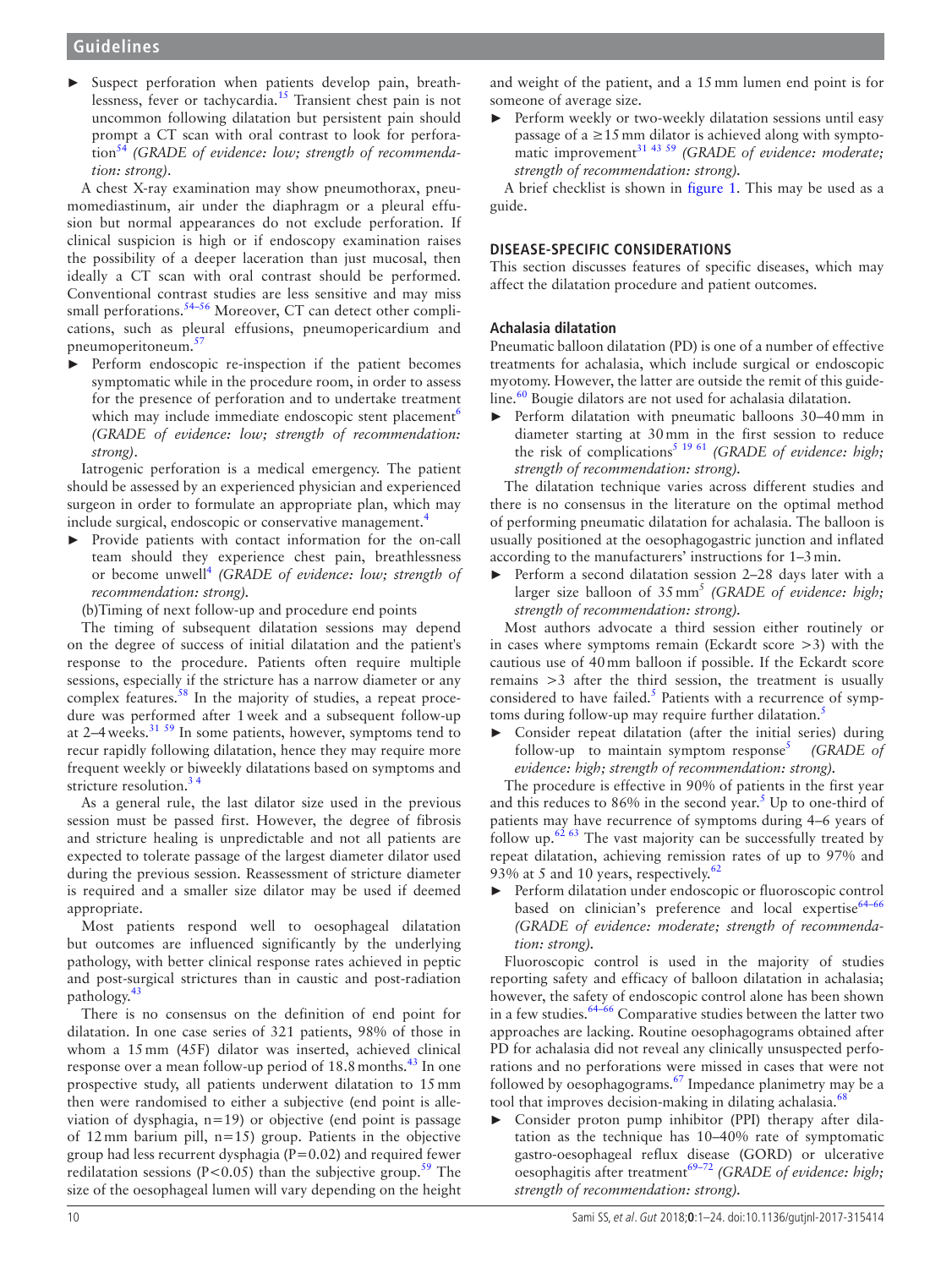- Suspect perforation when patients develop pain, breathlessness, fever or tachycardia.[15] Transient chest pain is not uncommon following dilatation but persistent pain should prompt a CT scan with oral contrast to look for perforation[54] *(GRADE of evidence: low; strength of recommendation: strong)*.

A chest X-ray examination may show pneumothorax, pneumomediastinum, air under the diaphragm or a pleural effusion but normal appearances do not exclude perforation. If clinical suspicion is high or if endoscopy examination raises the possibility of a deeper laceration than just mucosal, then ideally a CT scan with oral contrast should be performed. Conventional contrast studies are less sensitive and may miss small perforations.[54–56] Moreover, CT can detect other complications, such as pleural effusions, pneumopericardium and pneumoperitoneum.[57]

- Perform endoscopic re-inspection if the patient becomes symptomatic while in the procedure room, in order to assess for the presence of perforation and to undertake treatment which may include immediate endoscopic stent placement[6] *(GRADE of evidence: low; strength of recommendation: strong)*.

Iatrogenic perforation is a medical emergency. The patient should be assessed by an experienced physician and experienced surgeon in order to formulate an appropriate plan, which may include surgical, endoscopic or conservative management.[4]

- Provide patients with contact information for the on-call team should they experience chest pain, breathlessness or become unwell[4] *(GRADE of evidence: low; strength of recommendation: strong)*.

(b)Timing of next follow-up and procedure end points

The timing of subsequent dilatation sessions may depend on the degree of success of initial dilatation and the patient's response to the procedure. Patients often require multiple sessions, especially if the stricture has a narrow diameter or any complex features.[58] In the majority of studies, a repeat procedure was performed after 1 week and a subsequent follow-up at 2–4 weeks.[31 59] In some patients, however, symptoms tend to recur rapidly following dilatation, hence they may require more frequent weekly or biweekly dilatations based on symptoms and stricture resolution.[3 4]

As a general rule, the last dilator size used in the previous session must be passed first. However, the degree of fibrosis and stricture healing is unpredictable and not all patients are expected to tolerate passage of the largest diameter dilator used during the previous session. Reassessment of stricture diameter is required and a smaller size dilator may be used if deemed appropriate.

Most patients respond well to oesophageal dilatation but outcomes are influenced significantly by the underlying pathology, with better clinical response rates achieved in peptic and post-surgical strictures than in caustic and post-radiation pathology.[43]

There is no consensus on the definition of end point for dilatation. In one case series of 321 patients, 98% of those in whom a 15 mm (45F) dilator was inserted, achieved clinical response over a mean follow-up period of 18.8 months.[43] In one prospective study, all patients underwent dilatation to 15 mm then were randomised to either a subjective (end point is alleviation of dysphagia, n=19) or objective (end point is passage of 12 mm barium pill, n=15) group. Patients in the objective group had less recurrent dysphagia (P=0.02) and required fewer redilatation sessions (P<0.05) than the subjective group.[59] The size of the oesophageal lumen will vary depending on the height and weight of the patient, and a 15 mm lumen end point is for someone of average size.

- Perform weekly or two-weekly dilatation sessions until easy passage of a ≥15 mm dilator is achieved along with symptomatic improvement[31 43 59] *(GRADE of evidence: moderate; strength of recommendation: strong)*.

A brief checklist is shown in figure 1. This may be used as a guide.

## DISEASE-SPECIFIC CONSIDERATIONS

This section discusses features of specific diseases, which may affect the dilatation procedure and patient outcomes.

### Achalasia dilatation

Pneumatic balloon dilatation (PD) is one of a number of effective treatments for achalasia, which include surgical or endoscopic myotomy. However, the latter are outside the remit of this guideline.[60] Bougie dilators are not used for achalasia dilatation.

- Perform dilatation with pneumatic balloons 30–40 mm in diameter starting at 30 mm in the first session to reduce the risk of complications[5 19 61] *(GRADE of evidence: high; strength of recommendation: strong)*.

The dilatation technique varies across different studies and there is no consensus in the literature on the optimal method of performing pneumatic dilatation for achalasia. The balloon is usually positioned at the oesophagogastric junction and inflated according to the manufacturers' instructions for 1–3 min.

- Perform a second dilatation session 2–28 days later with a larger size balloon of 35 mm[5] *(GRADE of evidence: high; strength of recommendation: strong)*.

Most authors advocate a third session either routinely or in cases where symptoms remain (Eckardt score >3) with the cautious use of 40 mm balloon if possible. If the Eckardt score remains >3 after the third session, the treatment is usually considered to have failed.[5] Patients with a recurrence of symptoms during follow-up may require further dilatation.[5]

- Consider repeat dilatation (after the initial series) during follow-up to maintain symptom response[5] *(GRADE of evidence: high; strength of recommendation: strong)*.

The procedure is effective in 90% of patients in the first year and this reduces to 86% in the second year.[5] Up to one-third of patients may have recurrence of symptoms during 4–6 years of follow up.[62 63] The vast majority can be successfully treated by repeat dilatation, achieving remission rates of up to 97% and 93% at 5 and 10 years, respectively.[62]

- Perform dilatation under endoscopic or fluoroscopic control based on clinician's preference and local expertise[64–66] *(GRADE of evidence: moderate; strength of recommendation: strong)*.

Fluoroscopic control is used in the majority of studies reporting safety and efficacy of balloon dilatation in achalasia; however, the safety of endoscopic control alone has been shown in a few studies.[64–66] Comparative studies between the latter two approaches are lacking. Routine oesophagograms obtained after PD for achalasia did not reveal any clinically unsuspected perforations and no perforations were missed in cases that were not followed by oesophagograms.[67] Impedance planimetry may be a tool that improves decision-making in dilating achalasia.[68]

- Consider proton pump inhibitor (PPI) therapy after dilatation as the technique has 10–40% rate of symptomatic gastro-oesophageal reflux disease (GORD) or ulcerative oesophagitis after treatment[69–72] *(GRADE of evidence: high; strength of recommendation: strong)*.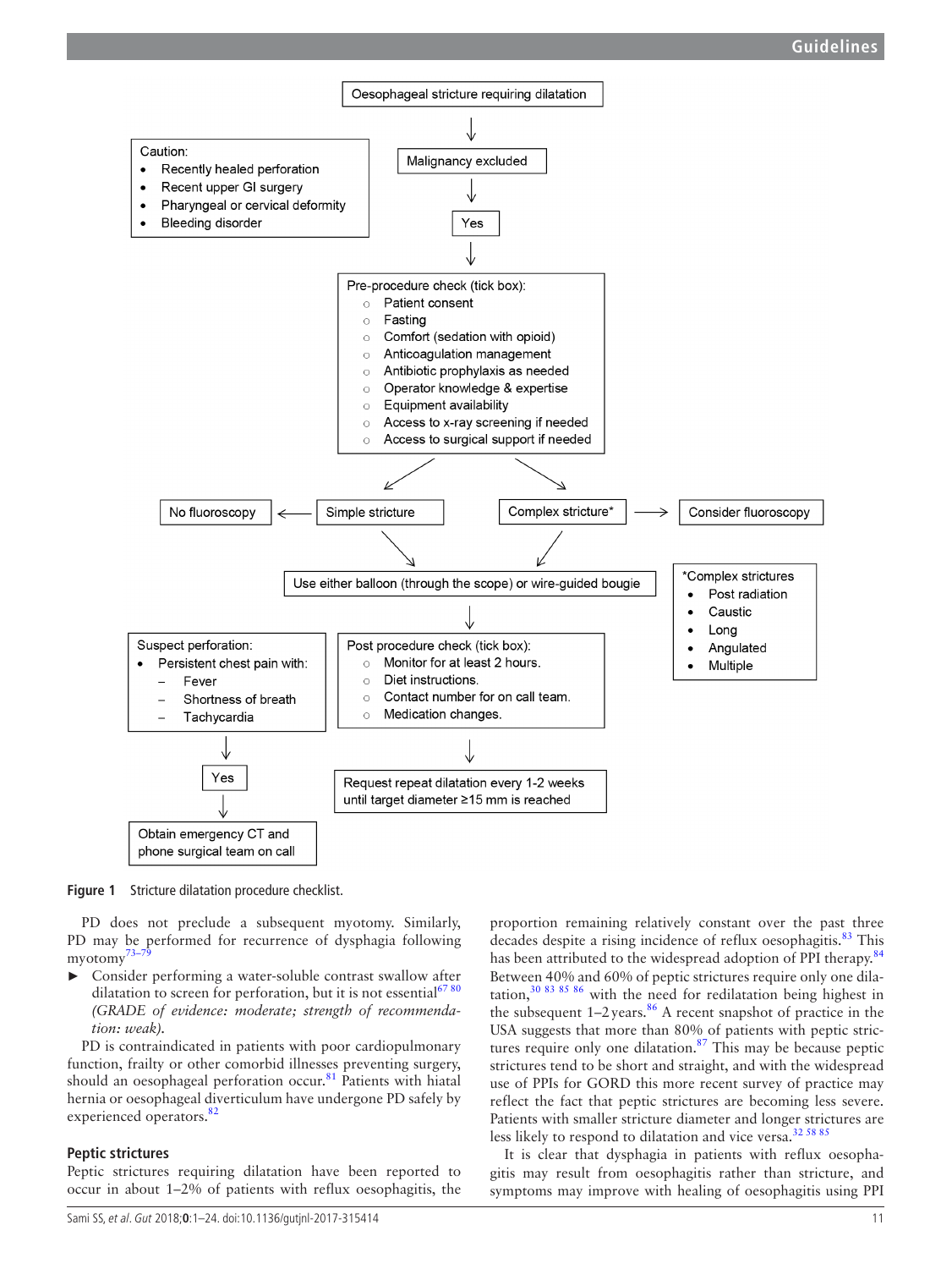Oesophageal stricture requiring dilatation

↓

Malignancy excluded

↓

Yes

↓

Caution:
- Recently healed perforation
- Recent upper GI surgery
- Pharyngeal or cervical deformity
- Bleeding disorder

Pre-procedure check (tick box):
- ○ Patient consent
- ○ Fasting
- ○ Comfort (sedation with opioid)
- ○ Anticoagulation management
- ○ Antibiotic prophylaxis as needed
- ○ Operator knowledge & expertise
- ○ Equipment availability
- ○ Access to x-ray screening if needed
- ○ Access to surgical support if needed

No fluoroscopy ← Simple stricture | Complex stricture* → Consider fluoroscopy

Use either balloon (through the scope) or wire-guided bougie

*Complex strictures
- Post radiation
- Caustic
- Long
- Angulated
- Multiple

Suspect perforation:
- Persistent chest pain with:
  - Fever
  - Shortness of breath
  - Tachycardia

↓

Yes

↓

Obtain emergency CT and phone surgical team on call

Post procedure check (tick box):
- ○ Monitor for at least 2 hours.
- ○ Diet instructions.
- ○ Contact number for on call team.
- ○ Medication changes.

↓

Request repeat dilatation every 1-2 weeks until target diameter ≥15 mm is reached

**Figure 1** Stricture dilatation procedure checklist.

PD does not preclude a subsequent myotomy. Similarly, PD may be performed for recurrence of dysphagia following myotomy[73–79]

- ► Consider performing a water-soluble contrast swallow after dilatation to screen for perforation, but it is not essential[67 80] *(GRADE of evidence: moderate; strength of recommendation: weak).*

PD is contraindicated in patients with poor cardiopulmonary function, frailty or other comorbid illnesses preventing surgery, should an oesophageal perforation occur.[81] Patients with hiatal hernia or oesophageal diverticulum have undergone PD safely by experienced operators.[82]

### Peptic strictures

Peptic strictures requiring dilatation have been reported to occur in about 1–2% of patients with reflux oesophagitis, the proportion remaining relatively constant over the past three decades despite a rising incidence of reflux oesophagitis.[83] This has been attributed to the widespread adoption of PPI therapy.[84] Between 40% and 60% of peptic strictures require only one dilatation,[30 83 85 86] with the need for redilatation being highest in the subsequent 1–2 years.[86] A recent snapshot of practice in the USA suggests that more than 80% of patients with peptic strictures require only one dilatation.[87] This may be because peptic strictures tend to be short and straight, and with the widespread use of PPIs for GORD this more recent survey of practice may reflect the fact that peptic strictures are becoming less severe. Patients with smaller stricture diameter and longer strictures are less likely to respond to dilatation and vice versa.[32 58 85]

It is clear that dysphagia in patients with reflux oesophagitis may result from oesophagitis rather than stricture, and symptoms may improve with healing of oesophagitis using PPI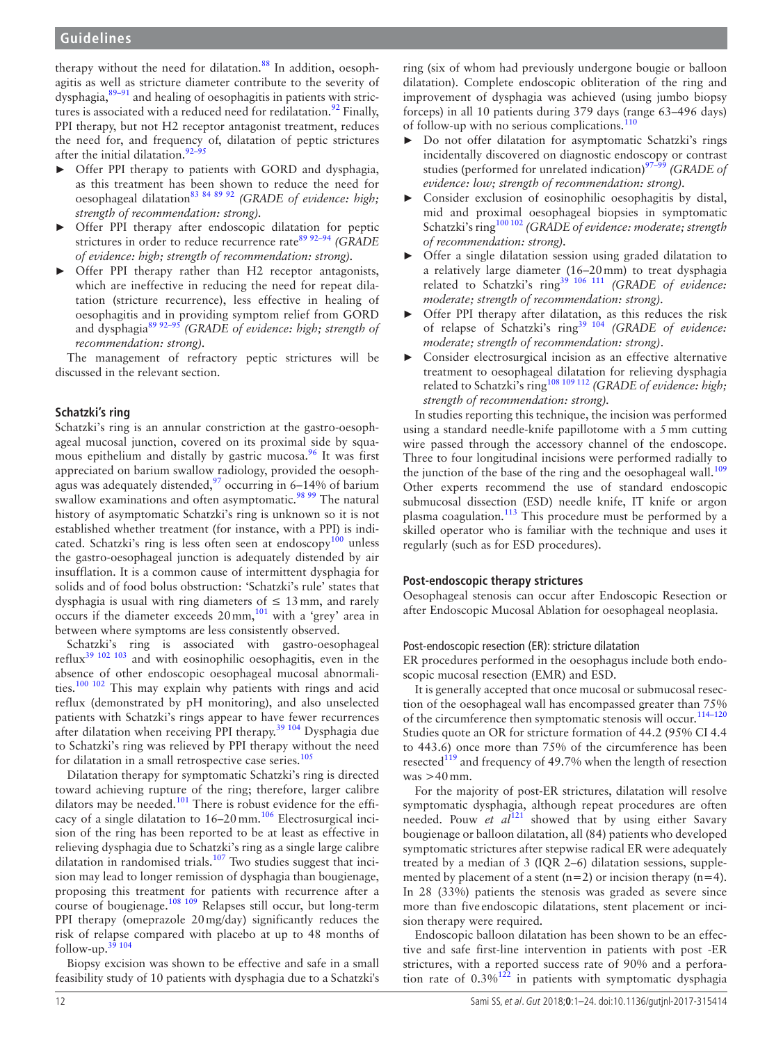therapy without the need for dilatation.[88] In addition, oesophagitis as well as stricture diameter contribute to the severity of dysphagia,[89–91] and healing of oesophagitis in patients with strictures is associated with a reduced need for redilatation.[92] Finally, PPI therapy, but not H2 receptor antagonist treatment, reduces the need for, and frequency of, dilatation of peptic strictures after the initial dilatation.[92–95]

- Offer PPI therapy to patients with GORD and dysphagia, as this treatment has been shown to reduce the need for oesophageal dilatation[83 84 89 92] *(GRADE of evidence: high; strength of recommendation: strong).*
- Offer PPI therapy after endoscopic dilatation for peptic strictures in order to reduce recurrence rate[89 92–94] *(GRADE of evidence: high; strength of recommendation: strong).*
- Offer PPI therapy rather than H2 receptor antagonists, which are ineffective in reducing the need for repeat dilatation (stricture recurrence), less effective in healing of oesophagitis and in providing symptom relief from GORD and dysphagia[89 92–95] *(GRADE of evidence: high; strength of recommendation: strong).*

The management of refractory peptic strictures will be discussed in the relevant section.

### Schatzki's ring

Schatzki's ring is an annular constriction at the gastro-oesophageal mucosal junction, covered on its proximal side by squamous epithelium and distally by gastric mucosa.[96] It was first appreciated on barium swallow radiology, provided the oesophagus was adequately distended,[97] occurring in 6–14% of barium swallow examinations and often asymptomatic.[98 99] The natural history of asymptomatic Schatzki's ring is unknown so it is not established whether treatment (for instance, with a PPI) is indicated. Schatzki's ring is less often seen at endoscopy[100] unless the gastro-oesophageal junction is adequately distended by air insufflation. It is a common cause of intermittent dysphagia for solids and of food bolus obstruction: 'Schatzki's rule' states that dysphagia is usual with ring diameters of ≤ 13 mm, and rarely occurs if the diameter exceeds 20 mm,[101] with a 'grey' area in between where symptoms are less consistently observed.

Schatzki's ring is associated with gastro-oesophageal reflux[39 102 103] and with eosinophilic oesophagitis, even in the absence of other endoscopic oesophageal mucosal abnormalities.[100 102] This may explain why patients with rings and acid reflux (demonstrated by pH monitoring), and also unselected patients with Schatzki's rings appear to have fewer recurrences after dilatation when receiving PPI therapy.[39 104] Dysphagia due to Schatzki's ring was relieved by PPI therapy without the need for dilatation in a small retrospective case series.[105]

Dilatation therapy for symptomatic Schatzki's ring is directed toward achieving rupture of the ring; therefore, larger calibre dilators may be needed.[101] There is robust evidence for the efficacy of a single dilatation to 16–20 mm.[106] Electrosurgical incision of the ring has been reported to be at least as effective in relieving dysphagia due to Schatzki's ring as a single large calibre dilatation in randomised trials.[107] Two studies suggest that incision may lead to longer remission of dysphagia than bougienage, proposing this treatment for patients with recurrence after a course of bougienage.[108 109] Relapses still occur, but long-term PPI therapy (omeprazole 20 mg/day) significantly reduces the risk of relapse compared with placebo at up to 48 months of follow-up.[39 104]

Biopsy excision was shown to be effective and safe in a small feasibility study of 10 patients with dysphagia due to a Schatzki's ring (six of whom had previously undergone bougie or balloon dilatation). Complete endoscopic obliteration of the ring and improvement of dysphagia was achieved (using jumbo biopsy forceps) in all 10 patients during 379 days (range 63–496 days) of follow-up with no serious complications.[110]

- Do not offer dilatation for asymptomatic Schatzki's rings incidentally discovered on diagnostic endoscopy or contrast studies (performed for unrelated indication)[97–99] *(GRADE of evidence: low; strength of recommendation: strong).*
- Consider exclusion of eosinophilic oesophagitis by distal, mid and proximal oesophageal biopsies in symptomatic Schatzki's ring[100 102] *(GRADE of evidence: moderate; strength of recommendation: strong).*
- Offer a single dilatation session using graded dilatation to a relatively large diameter (16–20 mm) to treat dysphagia related to Schatzki's ring[39 106 111] *(GRADE of evidence: moderate; strength of recommendation: strong).*
- Offer PPI therapy after dilatation, as this reduces the risk of relapse of Schatzki's ring[39 104] *(GRADE of evidence: moderate; strength of recommendation: strong).*
- Consider electrosurgical incision as an effective alternative treatment to oesophageal dilatation for relieving dysphagia related to Schatzki's ring[108 109 112] *(GRADE of evidence: high; strength of recommendation: strong).*

In studies reporting this technique, the incision was performed using a standard needle-knife papillotome with a 5 mm cutting wire passed through the accessory channel of the endoscope. Three to four longitudinal incisions were performed radially to the junction of the base of the ring and the oesophageal wall.[109] Other experts recommend the use of standard endoscopic submucosal dissection (ESD) needle knife, IT knife or argon plasma coagulation.[113] This procedure must be performed by a skilled operator who is familiar with the technique and uses it regularly (such as for ESD procedures).

### Post-endoscopic therapy strictures

Oesophageal stenosis can occur after Endoscopic Resection or after Endoscopic Mucosal Ablation for oesophageal neoplasia.

#### Post-endoscopic resection (ER): stricture dilatation

ER procedures performed in the oesophagus include both endoscopic mucosal resection (EMR) and ESD.

It is generally accepted that once mucosal or submucosal resection of the oesophageal wall has encompassed greater than 75% of the circumference then symptomatic stenosis will occur.[114–120] Studies quote an OR for stricture formation of 44.2 (95% CI 4.4 to 443.6) once more than 75% of the circumference has been resected[119] and frequency of 49.7% when the length of resection was >40 mm.

For the majority of post-ER strictures, dilatation will resolve symptomatic dysphagia, although repeat procedures are often needed. Pouw *et al*[121] showed that by using either Savary bougienage or balloon dilatation, all (84) patients who developed symptomatic strictures after stepwise radical ER were adequately treated by a median of 3 (IQR 2–6) dilatation sessions, supplemented by placement of a stent (n=2) or incision therapy (n=4). In 28 (33%) patients the stenosis was graded as severe since more than five endoscopic dilatations, stent placement or incision therapy were required.

Endoscopic balloon dilatation has been shown to be an effective and safe first-line intervention in patients with post -ER strictures, with a reported success rate of 90% and a perforation rate of 0.3%[122] in patients with symptomatic dysphagia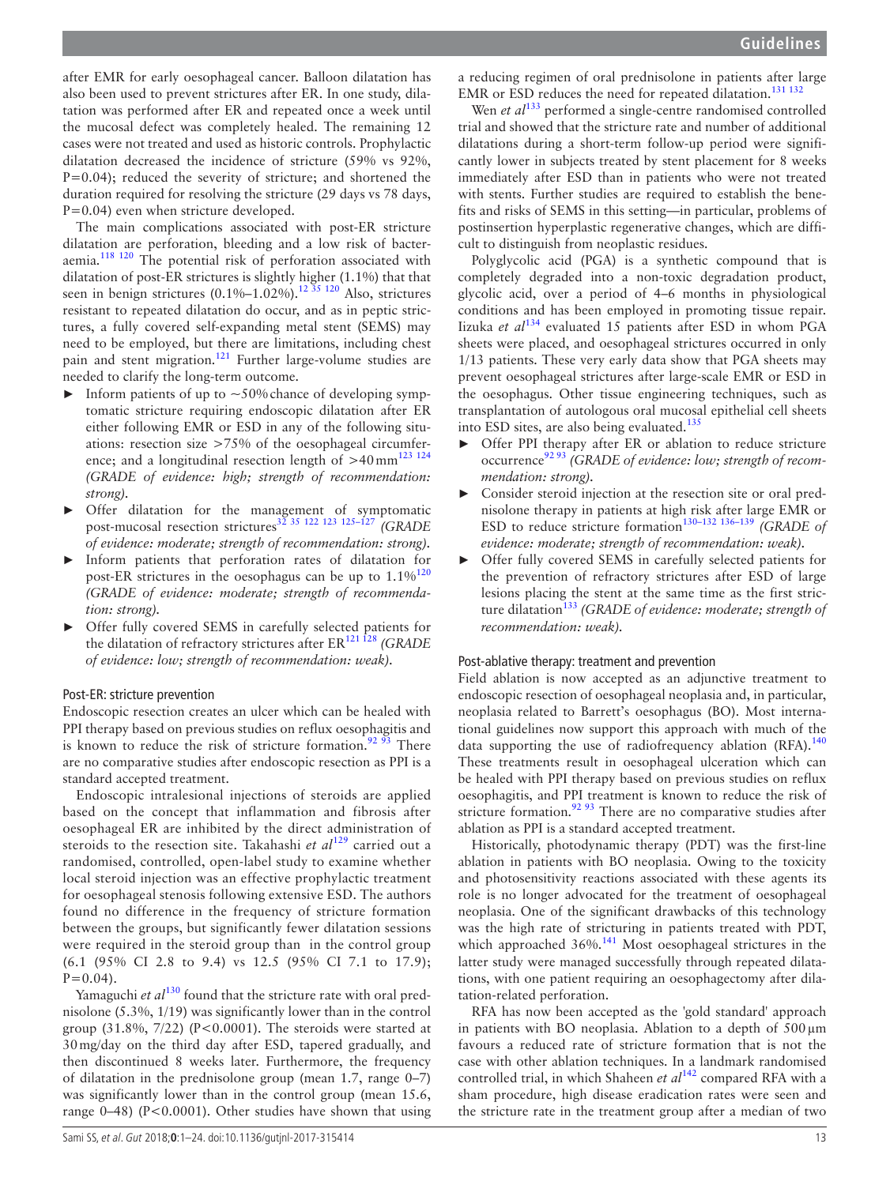after EMR for early oesophageal cancer. Balloon dilatation has also been used to prevent strictures after ER. In one study, dilatation was performed after ER and repeated once a week until the mucosal defect was completely healed. The remaining 12 cases were not treated and used as historic controls. Prophylactic dilatation decreased the incidence of stricture (59% vs 92%, P=0.04); reduced the severity of stricture; and shortened the duration required for resolving the stricture (29 days vs 78 days, P=0.04) even when stricture developed.

The main complications associated with post-ER stricture dilatation are perforation, bleeding and a low risk of bacteraemia.[118 120] The potential risk of perforation associated with dilatation of post-ER strictures is slightly higher (1.1%) that that seen in benign strictures (0.1%–1.02%).[12 35 120] Also, strictures resistant to repeated dilatation do occur, and as in peptic strictures, a fully covered self-expanding metal stent (SEMS) may need to be employed, but there are limitations, including chest pain and stent migration.[121] Further large-volume studies are needed to clarify the long-term outcome.

- Inform patients of up to ~50% chance of developing symptomatic stricture requiring endoscopic dilatation after ER either following EMR or ESD in any of the following situations: resection size >75% of the oesophageal circumference; and a longitudinal resection length of >40 mm[123 124] *(GRADE of evidence: high; strength of recommendation: strong).*
- Offer dilatation for the management of symptomatic post-mucosal resection strictures[32 35 122 123 125–127] *(GRADE of evidence: moderate; strength of recommendation: strong).*
- Inform patients that perforation rates of dilatation for post-ER strictures in the oesophagus can be up to 1.1%[120] *(GRADE of evidence: moderate; strength of recommendation: strong).*
- Offer fully covered SEMS in carefully selected patients for the dilatation of refractory strictures after ER[121 128] *(GRADE of evidence: low; strength of recommendation: weak).*

### Post-ER: stricture prevention

Endoscopic resection creates an ulcer which can be healed with PPI therapy based on previous studies on reflux oesophagitis and is known to reduce the risk of stricture formation.[92 93] There are no comparative studies after endoscopic resection as PPI is a standard accepted treatment.

Endoscopic intralesional injections of steroids are applied based on the concept that inflammation and fibrosis after oesophageal ER are inhibited by the direct administration of steroids to the resection site. Takahashi *et al*[129] carried out a randomised, controlled, open-label study to examine whether local steroid injection was an effective prophylactic treatment for oesophageal stenosis following extensive ESD. The authors found no difference in the frequency of stricture formation between the groups, but significantly fewer dilatation sessions were required in the steroid group than in the control group (6.1 (95% CI 2.8 to 9.4) vs 12.5 (95% CI 7.1 to 17.9); P=0.04).

Yamaguchi *et al*[130] found that the stricture rate with oral prednisolone (5.3%, 1/19) was significantly lower than in the control group (31.8%, 7/22) (P<0.0001). The steroids were started at 30 mg/day on the third day after ESD, tapered gradually, and then discontinued 8 weeks later. Furthermore, the frequency of dilatation in the prednisolone group (mean 1.7, range 0–7) was significantly lower than in the control group (mean 15.6, range 0–48) (P<0.0001). Other studies have shown that using a reducing regimen of oral prednisolone in patients after large EMR or ESD reduces the need for repeated dilatation.[131 132]

Wen *et al*[133] performed a single-centre randomised controlled trial and showed that the stricture rate and number of additional dilatations during a short-term follow-up period were significantly lower in subjects treated by stent placement for 8 weeks immediately after ESD than in patients who were not treated with stents. Further studies are required to establish the benefits and risks of SEMS in this setting—in particular, problems of postinsertion hyperplastic regenerative changes, which are difficult to distinguish from neoplastic residues.

Polyglycolic acid (PGA) is a synthetic compound that is completely degraded into a non-toxic degradation product, glycolic acid, over a period of 4–6 months in physiological conditions and has been employed in promoting tissue repair. Iizuka *et al*[134] evaluated 15 patients after ESD in whom PGA sheets were placed, and oesophageal strictures occurred in only 1/13 patients. These very early data show that PGA sheets may prevent oesophageal strictures after large-scale EMR or ESD in the oesophagus. Other tissue engineering techniques, such as transplantation of autologous oral mucosal epithelial cell sheets into ESD sites, are also being evaluated.[135]

- Offer PPI therapy after ER or ablation to reduce stricture occurrence[92 93] *(GRADE of evidence: low; strength of recommendation: strong).*
- Consider steroid injection at the resection site or oral prednisolone therapy in patients at high risk after large EMR or ESD to reduce stricture formation[130–132 136–139] *(GRADE of evidence: moderate; strength of recommendation: weak).*
- Offer fully covered SEMS in carefully selected patients for the prevention of refractory strictures after ESD of large lesions placing the stent at the same time as the first stricture dilatation[133] *(GRADE of evidence: moderate; strength of recommendation: weak).*

### Post-ablative therapy: treatment and prevention

Field ablation is now accepted as an adjunctive treatment to endoscopic resection of oesophageal neoplasia and, in particular, neoplasia related to Barrett's oesophagus (BO). Most international guidelines now support this approach with much of the data supporting the use of radiofrequency ablation (RFA).[140] These treatments result in oesophageal ulceration which can be healed with PPI therapy based on previous studies on reflux oesophagitis, and PPI treatment is known to reduce the risk of stricture formation.[92 93] There are no comparative studies after ablation as PPI is a standard accepted treatment.

Historically, photodynamic therapy (PDT) was the first-line ablation in patients with BO neoplasia. Owing to the toxicity and photosensitivity reactions associated with these agents its role is no longer advocated for the treatment of oesophageal neoplasia. One of the significant drawbacks of this technology was the high rate of stricturing in patients treated with PDT, which approached 36%.[141] Most oesophageal strictures in the latter study were managed successfully through repeated dilatations, with one patient requiring an oesophagectomy after dilatation-related perforation.

RFA has now been accepted as the 'gold standard' approach in patients with BO neoplasia. Ablation to a depth of 500 µm favours a reduced rate of stricture formation that is not the case with other ablation techniques. In a landmark randomised controlled trial, in which Shaheen *et al*[142] compared RFA with a sham procedure, high disease eradication rates were seen and the stricture rate in the treatment group after a median of two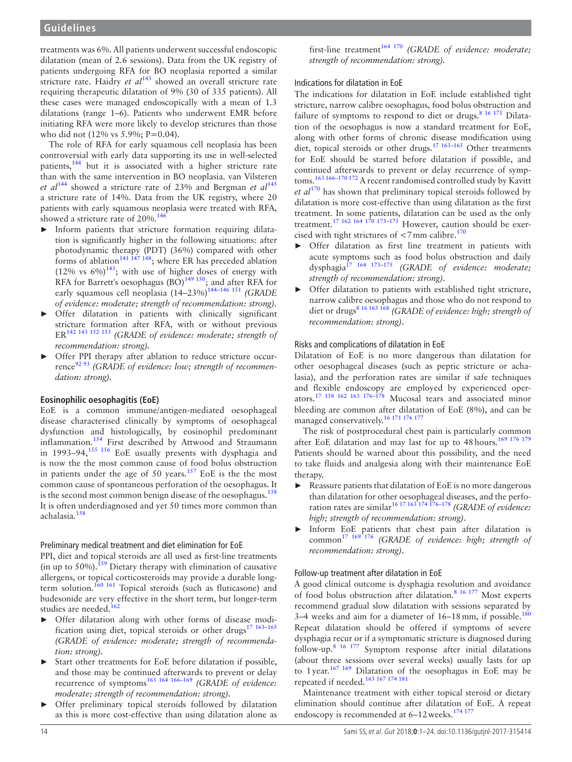treatments was 6%. All patients underwent successful endoscopic dilatation (mean of 2.6 sessions). Data from the UK registry of patients undergoing RFA for BO neoplasia reported a similar stricture rate. Haidry *et al*[143] showed an overall stricture rate requiring therapeutic dilatation of 9% (30 of 335 patients). All these cases were managed endoscopically with a mean of 1.3 dilatations (range 1–6). Patients who underwent EMR before initiating RFA were more likely to develop strictures than those who did not (12% vs 5.9%; P=0.04).

The role of RFA for early squamous cell neoplasia has been controversial with early data supporting its use in well-selected patients,[144] but it is associated with a higher stricture rate than with the same intervention in BO neoplasia. van Vilsteren *et al*[144] showed a stricture rate of 23% and Bergman *et al*[145] a stricture rate of 14%. Data from the UK registry, where 20 patients with early squamous neoplasia were treated with RFA, showed a stricture rate of 20%.[146]

- Inform patients that stricture formation requiring dilatation is significantly higher in the following situations: after photodynamic therapy (PDT) (36%) compared with other forms of ablation[141 147 148]; where ER has preceded ablation (12% vs 6%)[143]; with use of higher doses of energy with RFA for Barrett's oesophagus (BO)[149 150]; and after RFA for early squamous cell neoplasia (14–23%)[144–146 151] *(GRADE of evidence: moderate; strength of recommendation: strong).*
- Offer dilatation in patients with clinically significant stricture formation after RFA, with or without previous ER[142 143 152 153] *(GRADE of evidence: moderate; strength of recommendation: strong).*
- Offer PPI therapy after ablation to reduce stricture occurrence[92 93] *(GRADE of evidence: low; strength of recommendation: strong).*

## Eosinophilic oesophagitis (EoE)

EoE is a common immune/antigen-mediated oesophageal disease characterised clinically by symptoms of oesophageal dysfunction and histologically, by eosinophil predominant inflammation.[154] First described by Attwood and Straumann in 1993–94,[155 156] EoE usually presents with dysphagia and is now the the most common cause of food bolus obstruction in patients under the age of 50 years.[157] EoE is the the most common cause of spontaneous perforation of the oesophagus. It is the second most common benign disease of the oesophagus.[158] It is often underdiagnosed and yet 50 times more common than achalasia.[158]

### Preliminary medical treatment and diet elimination for EoE

PPI, diet and topical steroids are all used as first-line treatments (in up to 50%).[159] Dietary therapy with elimination of causative allergens, or topical corticosteroids may provide a durable long-term solution.[160 161] Topical steroids (such as fluticasone) and budesonide are very effective in the short term, but longer-term studies are needed.[162]

- Offer dilatation along with other forms of disease modification using diet, topical steroids or other drugs[17 163–165] *(GRADE of evidence: moderate; strength of recommendation: strong).*
- Start other treatments for EoE before dilatation if possible, and those may be continued afterwards to prevent or delay recurrence of symptoms[163 164 166–169] *(GRADE of evidence: moderate; strength of recommendation: strong).*
- Offer preliminary topical steroids followed by dilatation as this is more cost-effective than using dilatation alone as first-line treatment[164 170] *(GRADE of evidence: moderate; strength of recommendation: strong).*

### Indications for dilatation in EoE

The indications for dilatation in EoE include established tight stricture, narrow calibre oesophagus, food bolus obstruction and failure of symptoms to respond to diet or drugs.[8 16 171] Dilatation of the oesophagus is now a standard treatment for EoE, along with other forms of chronic disease modification using diet, topical steroids or other drugs.[17 163–165] Other treatments for EoE should be started before dilatation if possible, and continued afterwards to prevent or delay recurrence of symptoms.[163 166–170 172] A recent randomised controlled study by Kavitt *et al*[170] has shown that preliminary topical steroids followed by dilatation is more cost-effective than using dilatation as the first treatment. In some patients, dilatation can be used as the only treatment.[17 162 164 170 173–175] However, caution should be exercised with tight structures of <7 mm calibre.[170]

- Offer dilatation as first line treatment in patients with acute symptoms such as food bolus obstruction and daily dysphagia[17 164 173–175] *(GRADE of evidence: moderate; strength of recommendation: strong).*
- Offer dilatation to patients with established tight stricture, narrow calibre oesophagus and those who do not respond to diet or drugs[8 16 163 168] *(GRADE of evidence: high; strength of recommendation: strong).*

### Risks and complications of dilatation in EoE

Dilatation of EoE is no more dangerous than dilatation for other oesophageal diseases (such as peptic stricture or achalasia), and the perforation rates are similar if safe techniques and flexible endoscopy are employed by experienced operators.[17 158 162 163 176–178] Mucosal tears and associated minor bleeding are common after dilatation of EoE (8%), and can be managed conservatively.[16 171 176 177]

The risk of postprocedural chest pain is particularly common after EoE dilatation and may last for up to 48 hours.[169 176 179] Patients should be warned about this possibility, and the need to take fluids and analgesia along with their maintenance EoE therapy.

- Reassure patients that dilatation of EoE is no more dangerous than dilatation for other oesophageal diseases, and the perforation rates are similar[16 17 163 174 176–178] *(GRADE of evidence: high; strength of recommendation: strong).*
- Inform EoE patients that chest pain after dilatation is common[17 169 176] *(GRADE of evidence: high; strength of recommendation: strong).*

### Follow-up treatment after dilatation in EoE

A good clinical outcome is dysphagia resolution and avoidance of food bolus obstruction after dilatation.[8 16 177] Most experts recommend gradual slow dilatation with sessions separated by 3–4 weeks and aim for a diameter of 16–18 mm, if possible.[180] Repeat dilatation should be offered if symptoms of severe dysphagia recur or if a symptomatic stricture is diagnosed during follow-up.[8 16 177] Symptom response after initial dilatations (about three sessions over several weeks) usually lasts for up to 1 year.[167 169] Dilatation of the oesophagus in EoE may be repeated if needed.[163 167 174 181]

Maintenance treatment with either topical steroid or dietary elimination should continue after dilatation of EoE. A repeat endoscopy is recommended at 6–12 weeks.[174 177]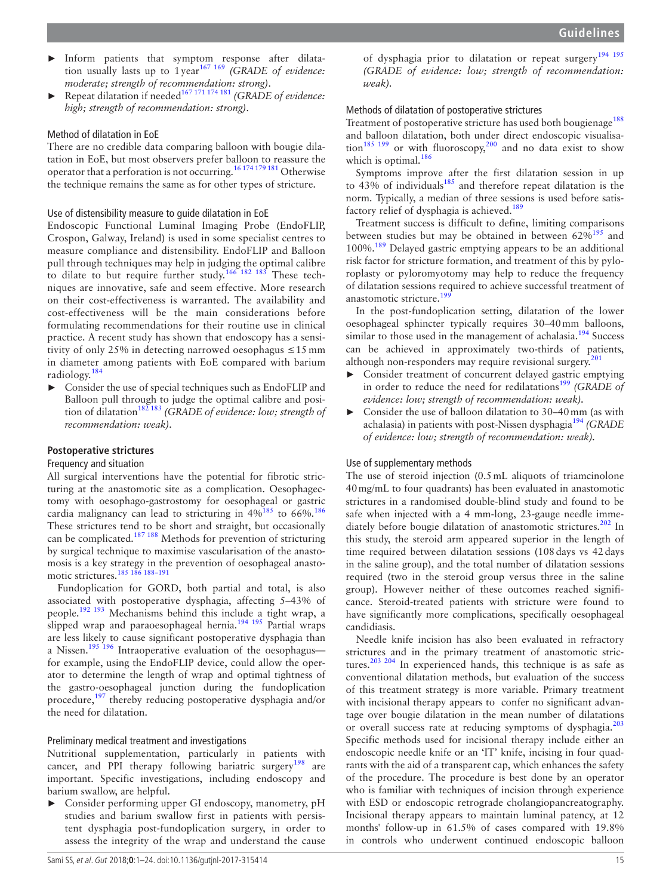- Inform patients that symptom response after dilatation usually lasts up to 1 year[167 169] *(GRADE of evidence: moderate; strength of recommendation: strong).*
- Repeat dilatation if needed[167 171 174 181] *(GRADE of evidence: high; strength of recommendation: strong).*

### Method of dilatation in EoE

There are no credible data comparing balloon with bougie dilatation in EoE, but most observers prefer balloon to reassure the operator that a perforation is not occurring.[16 174 179 181] Otherwise the technique remains the same as for other types of stricture.

### Use of distensibility measure to guide dilatation in EoE

Endoscopic Functional Luminal Imaging Probe (EndoFLIP, Crospon, Galway, Ireland) is used in some specialist centres to measure compliance and distensibility. EndoFLIP and Balloon pull through techniques may help in judging the optimal calibre to dilate to but require further study.[166 182 183] These techniques are innovative, safe and seem effective. More research on their cost-effectiveness is warranted. The availability and cost-effectiveness will be the main considerations before formulating recommendations for their routine use in clinical practice. A recent study has shown that endoscopy has a sensitivity of only 25% in detecting narrowed oesophagus ≤15 mm in diameter among patients with EoE compared with barium radiology.[184]

- Consider the use of special techniques such as EndoFLIP and Balloon pull through to judge the optimal calibre and position of dilatation[182 183] *(GRADE of evidence: low; strength of recommendation: weak).*

## Postoperative strictures

### Frequency and situation

All surgical interventions have the potential for fibrotic stricturing at the anastomotic site as a complication. Oesophagectomy with oesophago-gastrostomy for oesophageal or gastric cardia malignancy can lead to stricturing in 4%[185] to 66%.[186] These strictures tend to be short and straight, but occasionally can be complicated.[187 188] Methods for prevention of stricturing by surgical technique to maximise vascularisation of the anastomosis is a key strategy in the prevention of oesophageal anastomotic strictures.[185 186 188–191]

Fundoplication for GORD, both partial and total, is also associated with postoperative dysphagia, affecting 5–43% of people.[192 193] Mechanisms behind this include a tight wrap, a slipped wrap and paraoesophageal hernia.[194 195] Partial wraps are less likely to cause significant postoperative dysphagia than a Nissen.[195 196] Intraoperative evaluation of the oesophagus—for example, using the EndoFLIP device, could allow the operator to determine the length of wrap and optimal tightness of the gastro-oesophageal junction during the fundoplication procedure,[197] thereby reducing postoperative dysphagia and/or the need for dilatation.

### Preliminary medical treatment and investigations

Nutritional supplementation, particularly in patients with cancer, and PPI therapy following bariatric surgery[198] are important. Specific investigations, including endoscopy and barium swallow, are helpful.

- Consider performing upper GI endoscopy, manometry, pH studies and barium swallow first in patients with persistent dysphagia post-fundoplication surgery, in order to assess the integrity of the wrap and understand the cause of dysphagia prior to dilatation or repeat surgery[194 195] *(GRADE of evidence: low; strength of recommendation: weak).*

### Methods of dilatation of postoperative strictures

Treatment of postoperative stricture has used both bougienage[188] and balloon dilatation, both under direct endoscopic visualisation[185 199] or with fluoroscopy,[200] and no data exist to show which is optimal.[186]

Symptoms improve after the first dilatation session in up to 43% of individuals[185] and therefore repeat dilatation is the norm. Typically, a median of three sessions is used before satisfactory relief of dysphagia is achieved.[189]

Treatment success is difficult to define, limiting comparisons between studies but may be obtained in between 62%[195] and 100%.[189] Delayed gastric emptying appears to be an additional risk factor for stricture formation, and treatment of this by pyloroplasty or pyloromyotomy may help to reduce the frequency of dilatation sessions required to achieve successful treatment of anastomotic stricture.[199]

In the post-fundoplication setting, dilatation of the lower oesophageal sphincter typically requires 30–40 mm balloons, similar to those used in the management of achalasia.[194] Success can be achieved in approximately two-thirds of patients, although non-responders may require revisional surgery.[201]

- Consider treatment of concurrent delayed gastric emptying in order to reduce the need for redilatations[199] *(GRADE of evidence: low; strength of recommendation: weak).*
- Consider the use of balloon dilatation to 30–40 mm (as with achalasia) in patients with post-Nissen dysphagia[194] *(GRADE of evidence: low; strength of recommendation: weak).*

### Use of supplementary methods

The use of steroid injection (0.5 mL aliquots of triamcinolone 40 mg/mL to four quadrants) has been evaluated in anastomotic strictures in a randomised double-blind study and found to be safe when injected with a 4 mm-long, 23-gauge needle immediately before bougie dilatation of anastomotic strictures.[202] In this study, the steroid arm appeared superior in the length of time required between dilatation sessions (108 days vs 42 days in the saline group), and the total number of dilatation sessions required (two in the steroid group versus three in the saline group). However neither of these outcomes reached significance. Steroid-treated patients with stricture were found to have significantly more complications, specifically oesophageal candidiasis.

Needle knife incision has also been evaluated in refractory strictures and in the primary treatment of anastomotic strictures.[203 204] In experienced hands, this technique is as safe as conventional dilatation methods, but evaluation of the success of this treatment strategy is more variable. Primary treatment with incisional therapy appears to confer no significant advantage over bougie dilatation in the mean number of dilatations or overall success rate at reducing symptoms of dysphagia.[203] Specific methods used for incisional therapy include either an endoscopic needle knife or an 'IT' knife, incising in four quadrants with the aid of a transparent cap, which enhances the safety of the procedure. The procedure is best done by an operator who is familiar with techniques of incision through experience with ESD or endoscopic retrograde cholangiopancreatography. Incisional therapy appears to maintain luminal patency, at 12 months' follow-up in 61.5% of cases compared with 19.8% in controls who underwent continued endoscopic balloon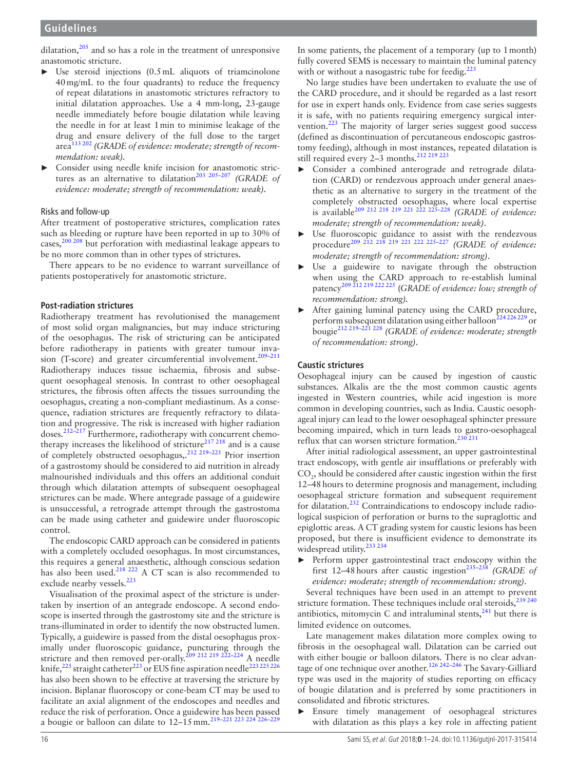dilatation,[205] and so has a role in the treatment of unresponsive anastomotic stricture.

- Use steroid injections (0.5 mL aliquots of triamcinolone 40 mg/mL to the four quadrants) to reduce the frequency of repeat dilatations in anastomotic strictures refractory to initial dilatation approaches. Use a 4 mm-long, 23-gauge needle immediately before bougie dilatation while leaving the needle in for at least 1 min to minimise leakage of the drug and ensure delivery of the full dose to the target area[113 202] *(GRADE of evidence: moderate; strength of recommendation: weak).*
- Consider using needle knife incision for anastomotic strictures as an alternative to dilatation[203 205–207] *(GRADE of evidence: moderate; strength of recommendation: weak).*

### Risks and follow-up

After treatment of postoperative strictures, complication rates such as bleeding or rupture have been reported in up to 30% of cases,[200 208] but perforation with mediastinal leakage appears to be no more common than in other types of strictures.

There appears to be no evidence to warrant surveillance of patients postoperatively for anastomotic stricture.

## Post-radiation strictures

Radiotherapy treatment has revolutionised the management of most solid organ malignancies, but may induce stricturing of the oesophagus. The risk of stricturing can be anticipated before radiotherapy in patients with greater tumour invasion (T-score) and greater circumferential involvement.[209–211] Radiotherapy induces tissue ischaemia, fibrosis and subsequent oesophageal stenosis. In contrast to other oesophageal strictures, the fibrosis often affects the tissues surrounding the oesophagus, creating a non-compliant mediastinum. As a consequence, radiation strictures are frequently refractory to dilatation and progressive. The risk is increased with higher radiation doses.[212–217] Furthermore, radiotherapy with concurrent chemotherapy increases the likelihood of stricture[217 218] and is a cause of completely obstructed oesophagus,.[212 219–221] Prior insertion of a gastrostomy should be considered to aid nutrition in already malnourished individuals and this offers an additional conduit through which dilatation attempts of subsequent oesophageal strictures can be made. Where antegrade passage of a guidewire is unsuccessful, a retrograde attempt through the gastrostoma can be made using catheter and guidewire under fluoroscopic control.

The endoscopic CARD approach can be considered in patients with a completely occluded oesophagus. In most circumstances, this requires a general anaesthetic, although conscious sedation has also been used.[218 222] A CT scan is also recommended to exclude nearby vessels.[223]

Visualisation of the proximal aspect of the stricture is undertaken by insertion of an antegrade endoscope. A second endoscope is inserted through the gastrostomy site and the stricture is trans-illuminated in order to identify the now obstructed lumen. Typically, a guidewire is passed from the distal oesophagus proximally under fluoroscopic guidance, puncturing through the stricture and then removed per-orally.[209 212 219 222–224] A needle knife,[225] straight catheter[223] or EUS fine aspiration needle[223 225 226] has also been shown to be effective at traversing the stricture by incision. Biplanar fluoroscopy or cone-beam CT may be used to facilitate an axial alignment of the endoscopes and needles and reduce the risk of perforation. Once a guidewire has been passed a bougie or balloon can dilate to 12–15 mm.[219–221 223 224 226–229]

In some patients, the placement of a temporary (up to 1 month) fully covered SEMS is necessary to maintain the luminal patency with or without a nasogastric tube for feedig.[223]

No large studies have been undertaken to evaluate the use of the CARD procedure, and it should be regarded as a last resort for use in expert hands only. Evidence from case series suggests it is safe, with no patients requiring emergency surgical intervention.[223] The majority of larger series suggest good success (defined as discontinuation of percutaneous endoscopic gastrostomy feeding), although in most instances, repeated dilatation is still required every 2–3 months.[212 219 223]

- Consider a combined anterograde and retrograde dilatation (CARD) or rendezvous approach under general anaesthetic as an alternative to surgery in the treatment of the completely obstructed oesophagus, where local expertise is available[209 212 218 219 221 222 225–228] *(GRADE of evidence: moderate; strength of recommendation: weak).*
- Use fluoroscopic guidance to assist with the rendezvous procedure[209 212 218 219 221 222 225–227] *(GRADE of evidence: moderate; strength of recommendation: strong).*
- Use a guidewire to navigate through the obstruction when using the CARD approach to re-establish luminal patency[209 212 219 222 225] *(GRADE of evidence: low; strength of recommendation: strong).*
- After gaining luminal patency using the CARD procedure, perform subsequent dilatation using either balloon[224 226 229] or bougie[212 219–221 228] *(GRADE of evidence: moderate; strength of recommendation: strong).*

## Caustic strictures

Oesophageal injury can be caused by ingestion of caustic substances. Alkalis are the the most common caustic agents ingested in Western countries, while acid ingestion is more common in developing countries, such as India. Caustic oesophageal injury can lead to the lower oesophageal sphincter pressure becoming impaired, which in turn leads to gastro-oesophageal reflux that can worsen stricture formation.[230 231]

After initial radiological assessment, an upper gastrointestinal tract endoscopy, with gentle air insufflations or preferably with $CO_2$, should be considered after caustic ingestion within the first 12–48 hours to determine prognosis and management, including oesophageal stricture formation and subsequent requirement for dilatation.[232] Contraindications to endoscopy include radiological suspicion of perforation or burns to the supraglottic and epiglottic areas. A CT grading system for caustic lesions has been proposed, but there is insufficient evidence to demonstrate its widespread utility.[233 234]

- Perform upper gastrointestinal tract endoscopy within the first 12–48 hours after caustic ingestion[235–238] *(GRADE of evidence: moderate; strength of recommendation: strong).*

Several techniques have been used in an attempt to prevent stricture formation. These techniques include oral steroids,[239 240] antibiotics, mitomycin C and intraluminal stents,[241] but there is limited evidence on outcomes.

Late management makes dilatation more complex owing to fibrosis in the oesophageal wall. Dilatation can be carried out with either bougie or balloon dilators. There is no clear advantage of one technique over another.[126 242–246] The Savary-Gilliard type was used in the majority of studies reporting on efficacy of bougie dilatation and is preferred by some practitioners in consolidated and fibrotic strictures.

- Ensure timely management of oesophageal strictures with dilatation as this plays a key role in affecting patient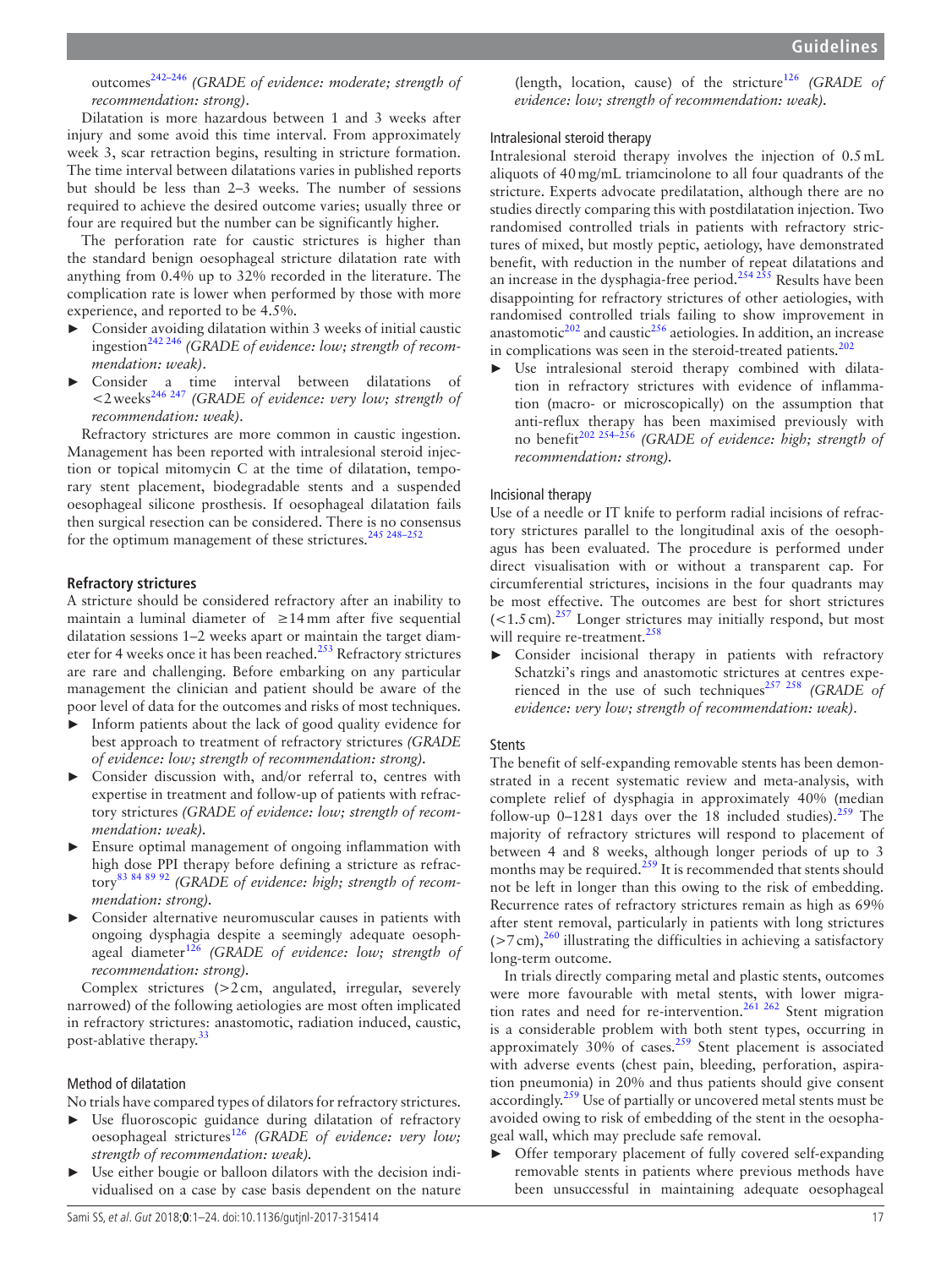outcomes[242–246] *(GRADE of evidence: moderate; strength of recommendation: strong).*

Dilatation is more hazardous between 1 and 3 weeks after injury and some avoid this time interval. From approximately week 3, scar retraction begins, resulting in stricture formation. The time interval between dilatations varies in published reports but should be less than 2–3 weeks. The number of sessions required to achieve the desired outcome varies; usually three or four are required but the number can be significantly higher.

The perforation rate for caustic strictures is higher than the standard benign oesophageal stricture dilatation rate with anything from 0.4% up to 32% recorded in the literature. The complication rate is lower when performed by those with more experience, and reported to be 4.5%.

- Consider avoiding dilatation within 3 weeks of initial caustic ingestion[242 246] *(GRADE of evidence: low; strength of recommendation: weak).*
- Consider a time interval between dilatations of <2 weeks[246 247] *(GRADE of evidence: very low; strength of recommendation: weak).*

Refractory strictures are more common in caustic ingestion. Management has been reported with intralesional steroid injection or topical mitomycin C at the time of dilatation, temporary stent placement, biodegradable stents and a suspended oesophageal silicone prosthesis. If oesophageal dilatation fails then surgical resection can be considered. There is no consensus for the optimum management of these strictures.[245 248–252]

### Refractory strictures

A stricture should be considered refractory after an inability to maintain a luminal diameter of ≥14 mm after five sequential dilatation sessions 1–2 weeks apart or maintain the target diameter for 4 weeks once it has been reached.[253] Refractory strictures are rare and challenging. Before embarking on any particular management the clinician and patient should be aware of the poor level of data for the outcomes and risks of most techniques.

- Inform patients about the lack of good quality evidence for best approach to treatment of refractory strictures *(GRADE of evidence: low; strength of recommendation: strong).*
- Consider discussion with, and/or referral to, centres with expertise in treatment and follow-up of patients with refractory strictures *(GRADE of evidence: low; strength of recommendation: weak).*
- Ensure optimal management of ongoing inflammation with high dose PPI therapy before defining a stricture as refractory[83 84 89 92] *(GRADE of evidence: high; strength of recommendation: strong).*
- Consider alternative neuromuscular causes in patients with ongoing dysphagia despite a seemingly adequate oesophageal diameter[126] *(GRADE of evidence: low; strength of recommendation: strong).*

Complex strictures (>2 cm, angulated, irregular, severely narrowed) of the following aetiologies are most often implicated in refractory strictures: anastomotic, radiation induced, caustic, post-ablative therapy.[33]

#### Method of dilatation

No trials have compared types of dilators for refractory strictures.

- Use fluoroscopic guidance during dilatation of refractory oesophageal strictures[126] *(GRADE of evidence: very low; strength of recommendation: weak).*
- Use either bougie or balloon dilators with the decision individualised on a case by case basis dependent on the nature (length, location, cause) of the stricture[126] *(GRADE of evidence: low; strength of recommendation: weak).*

#### Intralesional steroid therapy

Intralesional steroid therapy involves the injection of 0.5 mL aliquots of 40 mg/mL triamcinolone to all four quadrants of the stricture. Experts advocate predilatation, although there are no studies directly comparing this with postdilatation injection. Two randomised controlled trials in patients with refractory strictures of mixed, but mostly peptic, aetiology, have demonstrated benefit, with reduction in the number of repeat dilatations and an increase in the dysphagia-free period.[254 255] Results have been disappointing for refractory strictures of other aetiologies, with randomised controlled trials failing to show improvement in anastomotic[202] and caustic[256] aetiologies. In addition, an increase in complications was seen in the steroid-treated patients.[202]

- Use intralesional steroid therapy combined with dilatation in refractory strictures with evidence of inflammation (macro- or microscopically) on the assumption that anti-reflux therapy has been maximised previously with no benefit[202 254–256] *(GRADE of evidence: high; strength of recommendation: strong).*

#### Incisional therapy

Use of a needle or IT knife to perform radial incisions of refractory strictures parallel to the longitudinal axis of the oesophagus has been evaluated. The procedure is performed under direct visualisation with or without a transparent cap. For circumferential strictures, incisions in the four quadrants may be most effective. The outcomes are best for short strictures (<1.5 cm).[257] Longer strictures may initially respond, but most will require re-treatment.[258]

- Consider incisional therapy in patients with refractory Schatzki's rings and anastomotic structures at centres experienced in the use of such techniques[257 258] *(GRADE of evidence: very low; strength of recommendation: weak).*

#### Stents

The benefit of self-expanding removable stents has been demonstrated in a recent systematic review and meta-analysis, with complete relief of dysphagia in approximately 40% (median follow-up 0–1281 days over the 18 included studies).[259] The majority of refractory strictures will respond to placement of between 4 and 8 weeks, although longer periods of up to 3 months may be required.[259] It is recommended that stents should not be left in longer than this owing to the risk of embedding. Recurrence rates of refractory strictures remain as high as 69% after stent removal, particularly in patients with long strictures (>7 cm),[260] illustrating the difficulties in achieving a satisfactory long-term outcome.

In trials directly comparing metal and plastic stents, outcomes were more favourable with metal stents, with lower migration rates and need for re-intervention.[261 262] Stent migration is a considerable problem with both stent types, occurring in approximately 30% of cases.[259] Stent placement is associated with adverse events (chest pain, bleeding, perforation, aspiration pneumonia) in 20% and thus patients should give consent accordingly.[259] Use of partially or uncovered metal stents must be avoided owing to risk of embedding of the stent in the oesophageal wall, which may preclude safe removal.

- Offer temporary placement of fully covered self-expanding removable stents in patients where previous methods have been unsuccessful in maintaining adequate oesophageal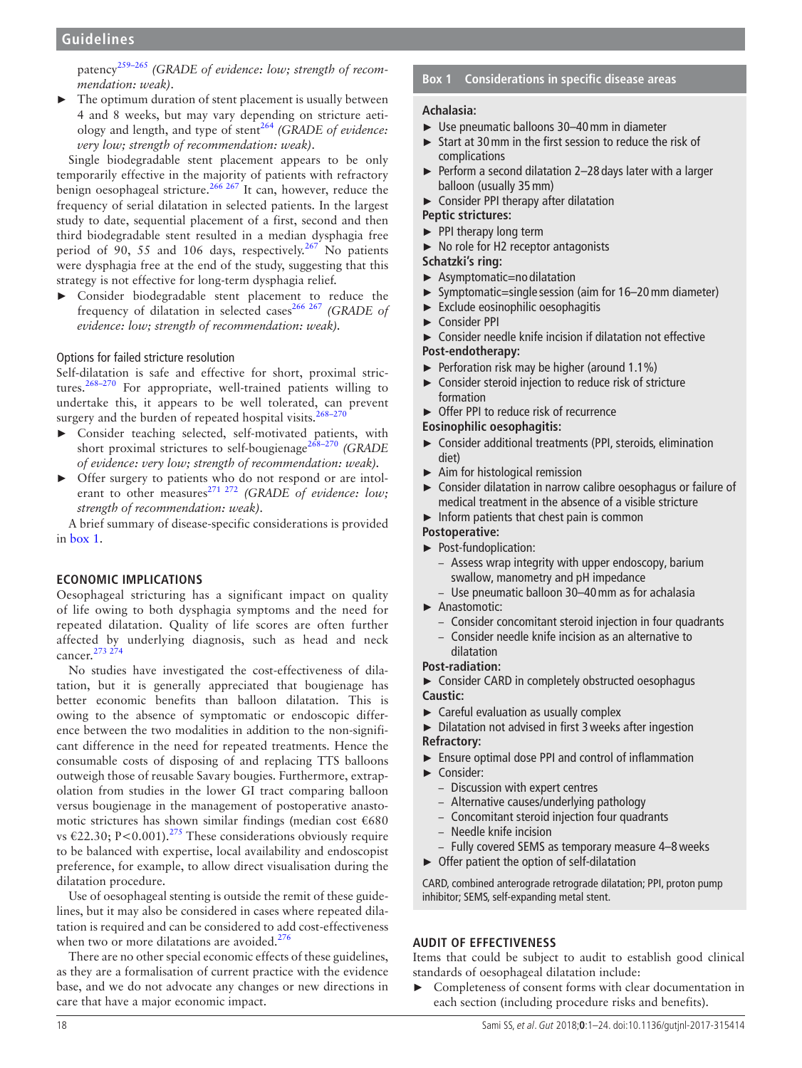patency[259–265] *(GRADE of evidence: low; strength of recommendation: weak)*.

- The optimum duration of stent placement is usually between 4 and 8 weeks, but may vary depending on stricture aetiology and length, and type of stent[264] *(GRADE of evidence: very low; strength of recommendation: weak)*.

Single biodegradable stent placement appears to be only temporarily effective in the majority of patients with refractory benign oesophageal stricture.[266 267] It can, however, reduce the frequency of serial dilatation in selected patients. In the largest study to date, sequential placement of a first, second and then third biodegradable stent resulted in a median dysphagia free period of 90, 55 and 106 days, respectively.[267] No patients were dysphagia free at the end of the study, suggesting that this strategy is not effective for long-term dysphagia relief.

- Consider biodegradable stent placement to reduce the frequency of dilatation in selected cases[266 267] *(GRADE of evidence: low; strength of recommendation: weak)*.

### Options for failed stricture resolution

Self-dilatation is safe and effective for short, proximal strictures.[268–270] For appropriate, well-trained patients willing to undertake this, it appears to be well tolerated, can prevent surgery and the burden of repeated hospital visits.[268–270]

- Consider teaching selected, self-motivated patients, with short proximal strictures to self-bougienage[268–270] *(GRADE of evidence: very low; strength of recommendation: weak)*.
- Offer surgery to patients who do not respond or are intolerant to other measures[271 272] *(GRADE of evidence: low; strength of recommendation: weak)*.

A brief summary of disease-specific considerations is provided in box 1.

## ECONOMIC IMPLICATIONS

Oesophageal stricturing has a significant impact on quality of life owing to both dysphagia symptoms and the need for repeated dilatation. Quality of life scores are often further affected by underlying diagnosis, such as head and neck cancer.[273 274]

No studies have investigated the cost-effectiveness of dilatation, but it is generally appreciated that bougienage has better economic benefits than balloon dilatation. This is owing to the absence of symptomatic or endoscopic difference between the two modalities in addition to the non-significant difference in the need for repeated treatments. Hence the consumable costs of disposing of and replacing TTS balloons outweigh those of reusable Savary bougies. Furthermore, extrapolation from studies in the lower GI tract comparing balloon versus bougienage in the management of postoperative anastomotic strictures has shown similar findings (median cost €680 vs €22.30; $P<0.001$).[275] These considerations obviously require to be balanced with expertise, local availability and endoscopist preference, for example, to allow direct visualisation during the dilatation procedure.

Use of oesophageal stenting is outside the remit of these guidelines, but it may also be considered in cases where repeated dilatation is required and can be considered to add cost-effectiveness when two or more dilatations are avoided.[276]

There are no other special economic effects of these guidelines, as they are a formalisation of current practice with the evidence base, and we do not advocate any changes or new directions in care that have a major economic impact.

**Box 1 Considerations in specific disease areas**

**Achalasia:**
- Use pneumatic balloons 30–40 mm in diameter
- Start at 30 mm in the first session to reduce the risk of complications
- Perform a second dilatation 2–28 days later with a larger balloon (usually 35 mm)
- Consider PPI therapy after dilatation

**Peptic strictures:**
- PPI therapy long term
- No role for H2 receptor antagonists

**Schatzki's ring:**
- Asymptomatic=no dilatation
- Symptomatic=single session (aim for 16–20 mm diameter)
- Exclude eosinophilic oesophagitis
- Consider PPI
- Consider needle knife incision if dilatation not effective

**Post-endotherapy:**
- Perforation risk may be higher (around 1.1%)
- Consider steroid injection to reduce risk of stricture formation
- Offer PPI to reduce risk of recurrence

**Eosinophilic oesophagitis:**
- Consider additional treatments (PPI, steroids, elimination diet)
- Aim for histological remission
- Consider dilatation in narrow calibre oesophagus or failure of medical treatment in the absence of a visible stricture
- Inform patients that chest pain is common

**Postoperative:**
- Post-fundoplication:
  - Assess wrap integrity with upper endoscopy, barium swallow, manometry and pH impedance
  - Use pneumatic balloon 30–40 mm as for achalasia
- Anastomotic:
  - Consider concomitant steroid injection in four quadrants
  - Consider needle knife incision as an alternative to dilatation

**Post-radiation:**
- Consider CARD in completely obstructed oesophagus

**Caustic:**
- Careful evaluation as usually complex
- Dilatation not advised in first 3 weeks after ingestion

**Refractory:**
- Ensure optimal dose PPI and control of inflammation
- Consider:
  - Discussion with expert centres
  - Alternative causes/underlying pathology
  - Concomitant steroid injection four quadrants
  - Needle knife incision
  - Fully covered SEMS as temporary measure 4–8 weeks
- Offer patient the option of self-dilatation

CARD, combined anterograde retrograde dilatation; PPI, proton pump inhibitor; SEMS, self-expanding metal stent.

## AUDIT OF EFFECTIVENESS

Items that could be subject to audit to establish good clinical standards of oesophageal dilatation include:

- Completeness of consent forms with clear documentation in each section (including procedure risks and benefits).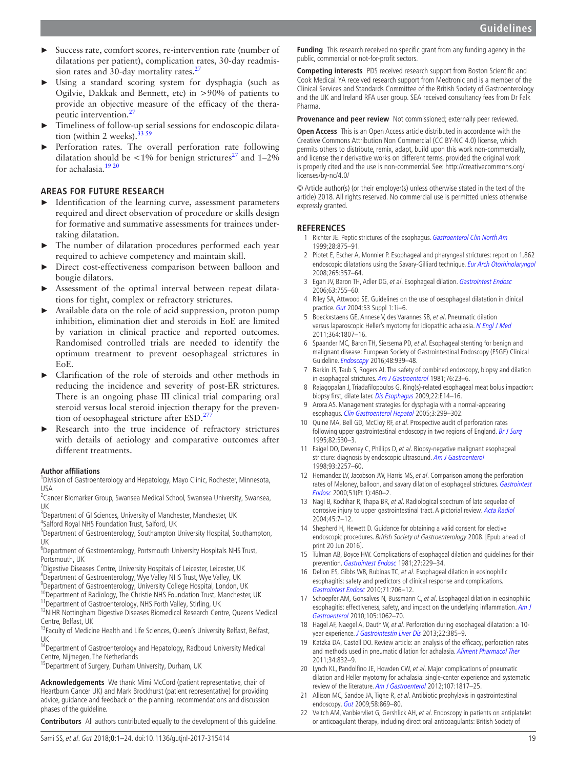- Success rate, comfort scores, re-intervention rate (number of dilatations per patient), complication rates, 30-day readmission rates and 30-day mortality rates.[27]
- Using a standard scoring system for dysphagia (such as Ogilvie, Dakkak and Bennett, etc) in >90% of patients to provide an objective measure of the efficacy of the therapeutic intervention.[27]
- Timeliness of follow-up serial sessions for endoscopic dilatation (within 2 weeks).[33 59]
- Perforation rates. The overall perforation rate following dilatation should be <1% for benign strictures[27] and 1–2% for achalasia.[19 20]

## AREAS FOR FUTURE RESEARCH

- Identification of the learning curve, assessment parameters required and direct observation of procedure or skills design for formative and summative assessments for trainees undertaking dilatation.
- The number of dilatation procedures performed each year required to achieve competency and maintain skill.
- Direct cost-effectiveness comparison between balloon and bougie dilators.
- Assessment of the optimal interval between repeat dilatations for tight, complex or refractory strictures.
- Available data on the role of acid suppression, proton pump inhibition, elimination diet and steroids in EoE are limited by variation in clinical practice and reported outcomes. Randomised controlled trials are needed to identify the optimum treatment to prevent oesophageal strictures in EoE.
- Clarification of the role of steroids and other methods in reducing the incidence and severity of post-ER strictures. There is an ongoing phase III clinical trial comparing oral steroid versus local steroid injection therapy for the prevention of oesophageal stricture after ESD.[277]
- Research into the true incidence of refractory strictures with details of aetiology and comparative outcomes after different treatments.

**Author affiliations**

[1]Division of Gastroenterology and Hepatology, Mayo Clinic, Rochester, Minnesota, USA
[2]Cancer Biomarker Group, Swansea Medical School, Swansea University, Swansea, UK
[3]Department of GI Sciences, University of Manchester, Manchester, UK
[4]Salford Royal NHS Foundation Trust, Salford, UK
[5]Department of Gastroenterology, Southampton University Hospital, Southampton, UK
[6]Department of Gastroenterology, Portsmouth University Hospitals NHS Trust, Portsmouth, UK
[7]Digestive Diseases Centre, University Hospitals of Leicester, Leicester, UK
[8]Department of Gastroenterology, Wye Valley NHS Trust, Wye Valley, UK
[9]Department of Gastroenterology, University College Hospital, London, UK
[10]Department of Radiology, The Christie NHS Foundation Trust, Manchester, UK
[11]Department of Gastroenterology, NHS Forth Valley, Stirling, UK
[12]NIHR Nottingham Digestive Diseases Biomedical Research Centre, Queens Medical Centre, Belfast, UK
[13]Faculty of Medicine Health and Life Sciences, Queen's University Belfast, Belfast, UK
[14]Department of Gastroenterology and Hepatology, Radboud University Medical Centre, Nijmegen, The Netherlands
[15]Department of Surgery, Durham University, Durham, UK

**Acknowledgements** We thank Mimi McCord (patient representative, chair of Heartburn Cancer UK) and Mark Brockhurst (patient representative) for providing advice, guidance and feedback on the planning, recommendations and discussion phases of the guideline.

**Contributors** All authors contributed equally to the development of this guideline.

**Funding** This research received no specific grant from any funding agency in the public, commercial or not-for-profit sectors.

**Competing interests** PDS received research support from Boston Scientific and Cook Medical. YA received research support from Medtronic and is a member of the Clinical Services and Standards Committee of the British Society of Gastroenterology and the UK and Ireland RFA user group. SEA received consultancy fees from Dr Falk Pharma.

**Provenance and peer review** Not commissioned; externally peer reviewed.

**Open Access** This is an Open Access article distributed in accordance with the Creative Commons Attribution Non Commercial (CC BY-NC 4.0) license, which permits others to distribute, remix, adapt, build upon this work non-commercially, and license their derivative works on different terms, provided the original work is properly cited and the use is non-commercial. See: http://creativecommons.org/licenses/by-nc/4.0/

© Article author(s) (or their employer(s) unless otherwise stated in the text of the article) 2018. All rights reserved. No commercial use is permitted unless otherwise expressly granted.

## REFERENCES

1. Richter JE. Peptic strictures of the esophagus. *Gastroenterol Clin North Am* 1999;28:875–91.
2. Piotet E, Escher A, Monnier P. Esophageal and pharyngeal strictures: report on 1,862 endoscopic dilatations using the Savary-Gilliard technique. *Eur Arch Otorhinolaryngol* 2008;265:357–64.
3. Egan JV, Baron TH, Adler DG, *et al*. Esophageal dilation. *Gastrointest Endosc* 2006;63:755–60.
4. Riley SA, Attwood SE. Guidelines on the use of oesophageal dilatation in clinical practice. *Gut* 2004;53 Suppl 1:1i–6.
5. Boeckxstaens GE, Annese V, des Varannes SB, *et al*. Pneumatic dilation versus laparoscopic Heller's myotomy for idiopathic achalasia. *N Engl J Med* 2011;364:1807–16.
6. Spaander MC, Baron TH, Siersema PD, *et al*. Esophageal stenting for benign and malignant disease: European Society of Gastrointestinal Endoscopy (ESGE) Clinical Guideline. *Endoscopy* 2016;48:939–48.
7. Barkin JS, Taub S, Rogers AI. The safety of combined endoscopy, biopsy and dilation in esophageal strictures. *Am J Gastroenterol* 1981;76:23–6.
8. Rajagopalan J, Triadafilopoulos G. Ring(s)-related esophageal meat bolus impaction: biopsy first, dilate later. *Dis Esophagus* 2009;22:E14–16.
9. Arora AS. Management strategies for dysphagia with a normal-appearing esophagus. *Clin Gastroenterol Hepatol* 2005;3:299–302.
10. Quine MA, Bell GD, McCloy RF, *et al*. Prospective audit of perforation rates following upper gastrointestinal endoscopy in two regions of England. *Br J Surg* 1995;82:530–3.
11. Faigel DO, Deveney C, Phillips D, *et al*. Biopsy-negative malignant esophageal stricture: diagnosis by endoscopic ultrasound. *Am J Gastroenterol* 1998;93:2257–60.
12. Hernandez LV, Jacobson JW, Harris MS, *et al*. Comparison among the perforation rates of Maloney, balloon, and savary dilation of esophageal strictures. *Gastrointest Endosc* 2000;51(Pt 1):460–2.
13. Nagi B, Kochhar R, Thapa BR, *et al*. Radiological spectrum of late sequelae of corrosive injury to upper gastrointestinal tract. A pictorial review. *Acta Radiol* 2004;45:7–12.
14. Shepherd H, Hewett D. Guidance for obtaining a valid consent for elective endoscopic procedures. *British Society of Gastroenterology* 2008. [Epub ahead of print 20 Jun 2016].
15. Tulman AB, Boyce HW. Complications of esophageal dilation and guidelines for their prevention. *Gastrointest Endosc* 1981;27:229–34.
16. Dellon ES, Gibbs WB, Rubinas TC, *et al*. Esophageal dilation in eosinophilic esophagitis: safety and predictors of clinical response and complications. *Gastrointest Endosc* 2010;71:706–12.
17. Schoepfer AM, Gonsalves N, Bussmann C, *et al*. Esophageal dilation in eosinophilic esophagitis: effectiveness, safety, and impact on the underlying inflammation. *Am J Gastroenterol* 2010;105:1062–70.
18. Hagel AF, Naegel A, Dauth W, *et al*. Perforation during esophageal dilatation: a 10-year experience. *J Gastrointestin Liver Dis* 2013;22:385–9.
19. Katzka DA, Castell DO. Review article: an analysis of the efficacy, perforation rates and methods used in pneumatic dilation for achalasia. *Aliment Pharmacol Ther* 2011;34:832–9.
20. Lynch KL, Pandolfino JE, Howden CW, *et al*. Major complications of pneumatic dilation and Heller myotomy for achalasia: single-center experience and systematic review of the literature. *Am J Gastroenterol* 2012;107:1817–25.
21. Allison MC, Sandoe JA, Tighe R, *et al*. Antibiotic prophylaxis in gastrointestinal endoscopy. *Gut* 2009;58:869–80.
22. Veitch AM, Vanbiervliet G, Gershlick AH, *et al*. Endoscopy in patients on antiplatelet or anticoagulant therapy, including direct oral anticoagulants: British Society of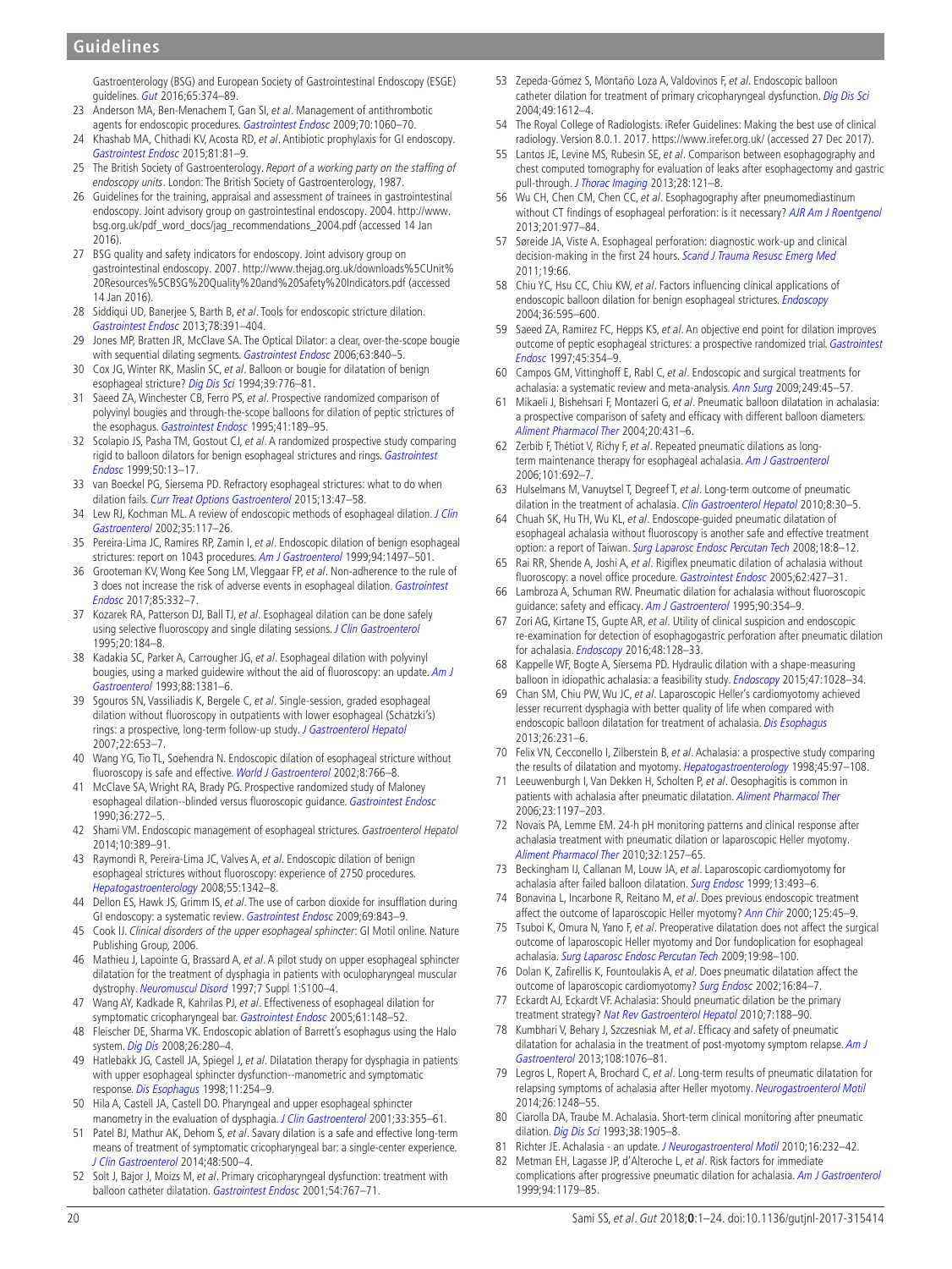Gastroenterology (BSG) and European Society of Gastrointestinal Endoscopy (ESGE) guidelines. *Gut* 2016;65:374–89.

23 Anderson MA, Ben-Menachem T, Gan SI, *et al*. Management of antithrombotic agents for endoscopic procedures. *Gastrointest Endosc* 2009;70:1060–70.

24 Khashab MA, Chithadi KV, Acosta RD, *et al*. Antibiotic prophylaxis for GI endoscopy. *Gastrointest Endosc* 2015;81:81–9.

25 The British Society of Gastroenterology. *Report of a working party on the staffing of endoscopy units*. London: The British Society of Gastroenterology, 1987.

26 Guidelines for the training, appraisal and assessment of trainees in gastrointestinal endoscopy. Joint advisory group on gastrointestinal endoscopy. 2004. http://www.bsg.org.uk/pdf_word_docs/jag_recommendations_2004.pdf (accessed 14 Jan 2016).

27 BSG quality and safety indicators for endoscopy. Joint advisory group on gastrointestinal endoscopy. 2007. http://www.thejag.org.uk/downloads%5CUnit%20Resources%5CBSG%20Quality%20and%20Safety%20Indicators.pdf (accessed 14 Jan 2016).

28 Siddiqui UD, Banerjee S, Barth B, *et al*. Tools for endoscopic stricture dilation. *Gastrointest Endosc* 2013;78:391–404.

29 Jones MP, Bratten JR, McClave SA. The Optical Dilator: a clear, over-the-scope bougie with sequential dilating segments. *Gastrointest Endosc* 2006;63:840–5.

30 Cox JG, Winter RK, Maslin SC, *et al*. Balloon or bougie for dilatation of benign esophageal stricture? *Dig Dis Sci* 1994;39:776–81.

31 Saeed ZA, Winchester CB, Ferro PS, *et al*. Prospective randomized comparison of polyvinyl bougies and through-the-scope balloons for dilation of peptic strictures of the esophagus. *Gastrointest Endosc* 1995;41:189–95.

32 Scolapio JS, Pasha TM, Gostout CJ, *et al*. A randomized prospective study comparing rigid to balloon dilators for benign esophageal strictures and rings. *Gastrointest Endosc* 1999;50:13–17.

33 van Boeckel PG, Siersema PD. Refractory esophageal strictures: what to do when dilation fails. *Curr Treat Options Gastroenterol* 2015;13:47–58.

34 Lew RJ, Kochman ML. A review of endoscopic methods of esophageal dilation. *J Clin Gastroenterol* 2002;35:117–26.

35 Pereira-Lima JC, Ramires RP, Zamin I, *et al*. Endoscopic dilation of benign esophageal strictures: report on 1043 procedures. *Am J Gastroenterol* 1999;94:1497–501.

36 Grooteman KV, Wong Kee Song LM, Vleggaar FP, *et al*. Non-adherence to the rule of 3 does not increase the risk of adverse events in esophageal dilation. *Gastrointest Endosc* 2017;85:332–7.

37 Kozarek RA, Patterson DJ, Ball TJ, *et al*. Esophageal dilation can be done safely using selective fluoroscopy and single dilating sessions. *J Clin Gastroenterol* 1995;20:184–8.

38 Kadakia SC, Parker A, Carrougher JG, *et al*. Esophageal dilation with polyvinyl bougies, using a marked guidewire without the aid of fluoroscopy: an update. *Am J Gastroenterol* 1993;88:1381–6.

39 Sgouros SN, Vassiliadis K, Bergele C, *et al*. Single-session, graded esophageal dilation without fluoroscopy in outpatients with lower esophageal (Schatzki's) rings: a prospective, long-term follow-up study. *J Gastroenterol Hepatol* 2007;22:653–7.

40 Wang YG, Tio TL, Soehendra N. Endoscopic dilation of esophageal stricture without fluoroscopy is safe and effective. *World J Gastroenterol* 2002;8:766–8.

41 McClave SA, Wright RA, Brady PG. Prospective randomized study of Maloney esophageal dilation--blinded versus fluoroscopic guidance. *Gastrointest Endosc* 1990;36:272–5.

42 Shami VM. Endoscopic management of esophageal strictures. *Gastroenterol Hepatol* 2014;10:389–91.

43 Raymondi R, Pereira-Lima JC, Valves A, *et al*. Endoscopic dilation of benign esophageal strictures without fluoroscopy: experience of 2750 procedures. *Hepatogastroenterology* 2008;55:1342–8.

44 Dellon ES, Hawk JS, Grimm IS, *et al*. The use of carbon dioxide for insufflation during GI endoscopy: a systematic review. *Gastrointest Endosc* 2009;69:843–9.

45 Cook IJ. *Clinical disorders of the upper esophageal sphincter*: GI Motil online. Nature Publishing Group, 2006.

46 Mathieu J, Lapointe G, Brassard A, *et al*. A pilot study on upper esophageal sphincter dilatation for the treatment of dysphagia in patients with oculopharyngeal muscular dystrophy. *Neuromuscul Disord* 1997;7 Suppl 1:S100–4.

47 Wang AY, Kadkade R, Kahrilas PJ, *et al*. Effectiveness of esophageal dilation for symptomatic cricopharyngeal bar. *Gastrointest Endosc* 2005;61:148–52.

48 Fleischer DE, Sharma VK. Endoscopic ablation of Barrett's esophagus using the Halo system. *Dig Dis* 2008;26:280–4.

49 Hatlebakk JG, Castell JA, Spiegel J, *et al*. Dilatation therapy for dysphagia in patients with upper esophageal sphincter dysfunction--manometric and symptomatic response. *Dis Esophagus* 1998;11:254–9.

50 Hila A, Castell JA, Castell DO. Pharyngeal and upper esophageal sphincter manometry in the evaluation of dysphagia. *J Clin Gastroenterol* 2001;33:355–61.

51 Patel BJ, Mathur AK, Dehom S, *et al*. Savary dilation is a safe and effective long-term means of treatment of symptomatic cricopharyngeal bar: a single-center experience. *J Clin Gastroenterol* 2014;48:500–4.

52 Solt J, Bajor J, Moizs M, *et al*. Primary cricopharyngeal dysfunction: treatment with balloon catheter dilatation. *Gastrointest Endosc* 2001;54:767–71.

53 Zepeda-Gómez S, Montaño Loza A, Valdovinos F, *et al*. Endoscopic balloon catheter dilation for treatment of primary cricopharyngeal dysfunction. *Dig Dis Sci* 2004;49:1612–4.

54 The Royal College of Radiologists. iRefer Guidelines: Making the best use of clinical radiology. Version 8.0.1. 2017. https://www.irefer.org.uk/ (accessed 27 Dec 2017).

55 Lantos JE, Levine MS, Rubesin SE, *et al*. Comparison between esophagography and chest computed tomography for evaluation of leaks after esophagectomy and gastric pull-through. *J Thorac Imaging* 2013;28:121–8.

56 Wu CH, Chen CM, Chen CC, *et al*. Esophagography after pneumomediastinum without CT findings of esophageal perforation: is it necessary? *AJR Am J Roentgenol* 2013;201:977–84.

57 Søreide JA, Viste A. Esophageal perforation: diagnostic work-up and clinical decision-making in the first 24 hours. *Scand J Trauma Resusc Emerg Med* 2011;19:66.

58 Chiu YC, Hsu CC, Chiu KW, *et al*. Factors influencing clinical applications of endoscopic balloon dilation for benign esophageal strictures. *Endoscopy* 2004;36:595–600.

59 Saeed ZA, Ramirez FC, Hepps KS, *et al*. An objective end point for dilation improves outcome of peptic esophageal strictures: a prospective randomized trial. *Gastrointest Endosc* 1997;45:354–9.

60 Campos GM, Vittinghoff E, Rabl C, *et al*. Endoscopic and surgical treatments for achalasia: a systematic review and meta-analysis. *Ann Surg* 2009;249:45–57.

61 Mikaeli J, Bishehsari F, Montazeri G, *et al*. Pneumatic balloon dilatation in achalasia: a prospective comparison of safety and efficacy with different balloon diameters. *Aliment Pharmacol Ther* 2004;20:431–6.

62 Zerbib F, Thétiot V, Richy F, *et al*. Repeated pneumatic dilations as long-term maintenance therapy for esophageal achalasia. *Am J Gastroenterol* 2006;101:692–7.

63 Hulselmans M, Vanuytsel T, Degreef T, *et al*. Long-term outcome of pneumatic dilation in the treatment of achalasia. *Clin Gastroenterol Hepatol* 2010;8:30–5.

64 Chuah SK, Hu TH, Wu KL, *et al*. Endoscope-guided pneumatic dilatation of esophageal achalasia without fluoroscopy is another safe and effective treatment option: a report of Taiwan. *Surg Laparosc Endosc Percutan Tech* 2008;18:8–12.

65 Rai RR, Shende A, Joshi A, *et al*. Rigiflex pneumatic dilation of achalasia without fluoroscopy: a novel office procedure. *Gastrointest Endosc* 2005;62:427–31.

66 Lambroza A, Schuman RW. Pneumatic dilation for achalasia without fluoroscopic guidance: safety and efficacy. *Am J Gastroenterol* 1995;90:354–9.

67 Zori AG, Kirtane TS, Gupte AR, *et al*. Utility of clinical suspicion and endoscopic re-examination for detection of esophagogastric perforation after pneumatic dilation for achalasia. *Endoscopy* 2016;48:128–33.

68 Kappelle WF, Bogte A, Siersema PD. Hydraulic dilation with a shape-measuring balloon in idiopathic achalasia: a feasibility study. *Endoscopy* 2015;47:1028–34.

69 Chan SM, Chiu PW, Wu JC, *et al*. Laparoscopic Heller's cardiomyotomy achieved lesser recurrent dysphagia with better quality of life when compared with endoscopic balloon dilatation for treatment of achalasia. *Dis Esophagus* 2013;26:231–6.

70 Felix VN, Cecconello I, Zilberstein B, *et al*. Achalasia: a prospective study comparing the results of dilatation and myotomy. *Hepatogastroenterology* 1998;45:97–108.

71 Leeuwenburgh I, Van Dekken H, Scholten P, *et al*. Oesophagitis is common in patients with achalasia after pneumatic dilatation. *Aliment Pharmacol Ther* 2006;23:1197–203.

72 Novais PA, Lemme EM. 24-h pH monitoring patterns and clinical response after achalasia treatment with pneumatic dilation or laparoscopic Heller myotomy. *Aliment Pharmacol Ther* 2010;32:1257–65.

73 Beckingham IJ, Callanan M, Louw JA, *et al*. Laparoscopic cardiomyotomy for achalasia after failed balloon dilatation. *Surg Endosc* 1999;13:493–6.

74 Bonavina L, Incarbone R, Reitano M, *et al*. Does previous endoscopic treatment affect the outcome of laparoscopic Heller myotomy? *Ann Chir* 2000;125:45–9.

75 Tsuboi K, Omura N, Yano F, *et al*. Preoperative dilatation does not affect the surgical outcome of laparoscopic Heller myotomy and Dor fundoplication for esophageal achalasia. *Surg Laparosc Endosc Percutan Tech* 2009;19:98–100.

76 Dolan K, Zafirellis K, Fountoulakis A, *et al*. Does pneumatic dilatation affect the outcome of laparoscopic cardiomyotomy? *Surg Endosc* 2002;16:84–7.

77 Eckardt AJ, Eckardt VF. Achalasia: Should pneumatic dilation be the primary treatment strategy? *Nat Rev Gastroenterol Hepatol* 2010;7:188–90.

78 Kumbhari V, Behary J, Szczesniak M, *et al*. Efficacy and safety of pneumatic dilatation for achalasia in the treatment of post-myotomy symptom relapse. *Am J Gastroenterol* 2013;108:1076–81.

79 Legros L, Ropert A, Brochard C, *et al*. Long-term results of pneumatic dilatation for relapsing symptoms of achalasia after Heller myotomy. *Neurogastroenterol Motil* 2014;26:1248–55.

80 Ciarolla DA, Traube M. Achalasia. Short-term clinical monitoring after pneumatic dilation. *Dig Dis Sci* 1993;38:1905–8.

81 Richter JE. Achalasia - an update. *J Neurogastroenterol Motil* 2010;16:232–42.

82 Metman EH, Lagasse JP, d'Alteroche L, *et al*. Risk factors for immediate complications after progressive pneumatic dilation for achalasia. *Am J Gastroenterol* 1999;94:1179–85.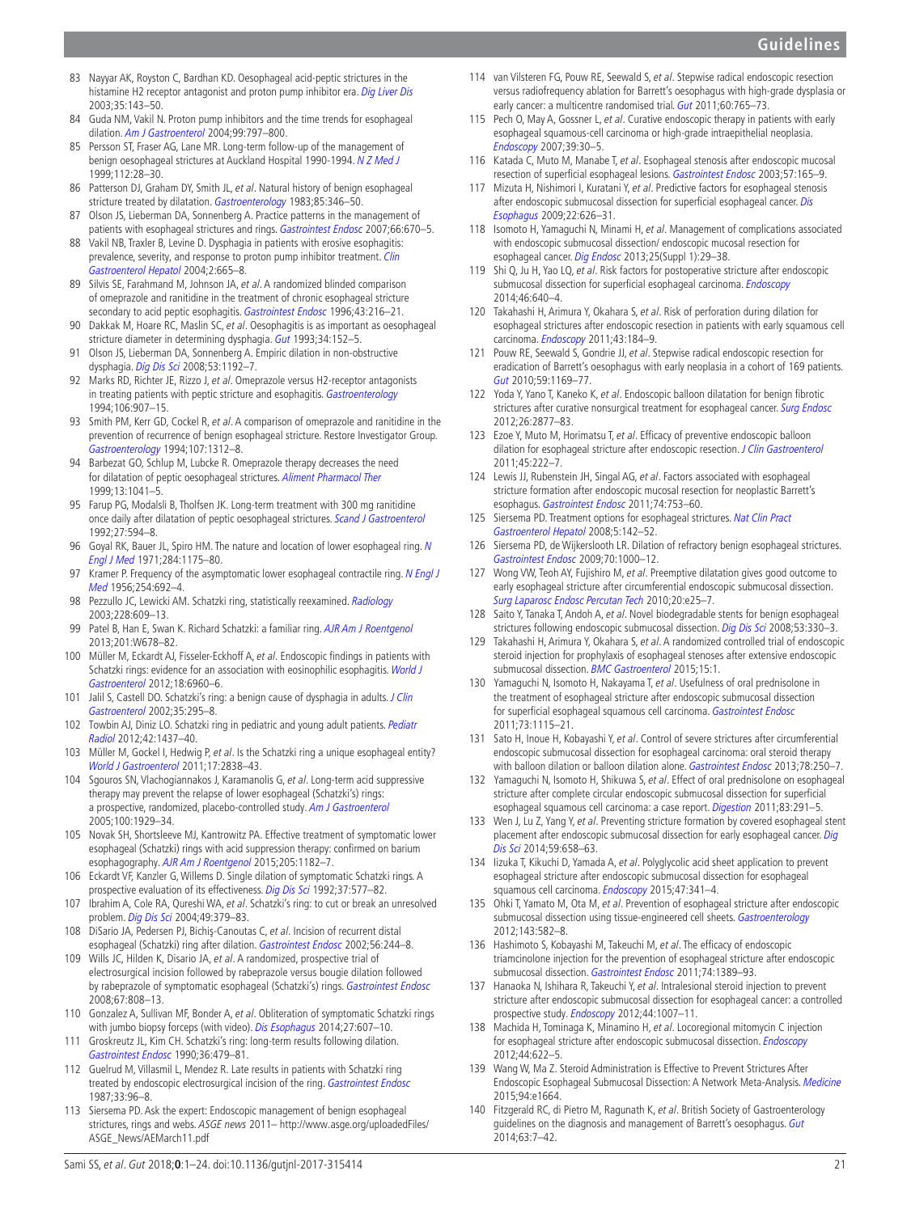83 Nayyar AK, Royston C, Bardhan KD. Oesophageal acid-peptic strictures in the histamine H2 receptor antagonist and proton pump inhibitor era. *Dig Liver Dis* 2003;35:143–50.

84 Guda NM, Vakil N. Proton pump inhibitors and the time trends for esophageal dilation. *Am J Gastroenterol* 2004;99:797–800.

85 Persson ST, Fraser AG, Lane MR. Long-term follow-up of the management of benign oesophageal strictures at Auckland Hospital 1990-1994. *N Z Med J* 1999;112:28–30.

86 Patterson DJ, Graham DY, Smith JL, *et al*. Natural history of benign esophageal stricture treated by dilatation. *Gastroenterology* 1983;85:346–50.

87 Olson JS, Lieberman DA, Sonnenberg A. Practice patterns in the management of patients with esophageal strictures and rings. *Gastrointest Endosc* 2007;66:670–5.

88 Vakil NB, Traxler B, Levine D. Dysphagia in patients with erosive esophagitis: prevalence, severity, and response to proton pump inhibitor treatment. *Clin Gastroenterol Hepatol* 2004;2:665–8.

89 Silvis SE, Farahmand M, Johnson JA, *et al*. A randomized blinded comparison of omeprazole and ranitidine in the treatment of chronic esophageal stricture secondary to acid peptic esophagitis. *Gastrointest Endosc* 1996;43:216–21.

90 Dakkak M, Hoare RC, Maslin SC, *et al*. Oesophagitis is as important as oesophageal stricture diameter in determining dysphagia. *Gut* 1993;34:152–5.

91 Olson JS, Lieberman DA, Sonnenberg A. Empiric dilation in non-obstructive dysphagia. *Dig Dis Sci* 2008;53:1192–7.

92 Marks RD, Richter JE, Rizzo J, *et al*. Omeprazole versus H2-receptor antagonists in treating patients with peptic stricture and esophagitis. *Gastroenterology* 1994;106:907–15.

93 Smith PM, Kerr GD, Cockel R, *et al*. A comparison of omeprazole and ranitidine in the prevention of recurrence of benign esophageal stricture. Restore Investigator Group. *Gastroenterology* 1994;107:1312–8.

94 Barbezat GO, Schlup M, Lubcke R. Omeprazole therapy decreases the need for dilatation of peptic oesophageal strictures. *Aliment Pharmacol Ther* 1999;13:1041–5.

95 Farup PG, Modalsli B, Tholfsen JK. Long-term treatment with 300 mg ranitidine once daily after dilatation of peptic oesophageal strictures. *Scand J Gastroenterol* 1992;27:594–8.

96 Goyal RK, Bauer JL, Spiro HM. The nature and location of lower esophageal ring. *N Engl J Med* 1971;284:1175–80.

97 Kramer P. Frequency of the asymptomatic lower esophageal contractile ring. *N Engl J Med* 1956;254:692–4.

98 Pezzullo JC, Lewicki AM. Schatzki ring, statistically reexamined. *Radiology* 2003;228:609–13.

99 Patel B, Han E, Swan K. Richard Schatzki: a familiar ring. *AJR Am J Roentgenol* 2013;201:W678–82.

100 Müller M, Eckardt AJ, Fisseler-Eckhoff A, *et al*. Endoscopic findings in patients with Schatzki rings: evidence for an association with eosinophilic esophagitis. *World J Gastroenterol* 2012;18:6960–6.

101 Jalil S, Castell DO. Schatzki's ring: a benign cause of dysphagia in adults. *J Clin Gastroenterol* 2002;35:295–8.

102 Towbin AJ, Diniz LO. Schatzki ring in pediatric and young adult patients. *Pediatr Radiol* 2012;42:1437–40.

103 Müller M, Gockel I, Hedwig P, *et al*. Is the Schatzki ring a unique esophageal entity? *World J Gastroenterol* 2011;17:2838–43.

104 Sgouros SN, Vlachogiannakos J, Karamanolis G, *et al*. Long-term acid suppressive therapy may prevent the relapse of lower esophageal (Schatzki's) rings: a prospective, randomized, placebo-controlled study. *Am J Gastroenterol* 2005;100:1929–34.

105 Novak SH, Shortsleeve MJ, Kantrowitz PA. Effective treatment of symptomatic lower esophageal (Schatzki) rings with acid suppression therapy: confirmed on barium esophagography. *AJR Am J Roentgenol* 2015;205:1182–7.

106 Eckardt VF, Kanzler G, Willems D. Single dilation of symptomatic Schatzki rings. A prospective evaluation of its effectiveness. *Dig Dis Sci* 1992;37:577–82.

107 Ibrahim A, Cole RA, Qureshi WA, *et al*. Schatzki's ring: to cut or break an unresolved problem. *Dig Dis Sci* 2004;49:379–83.

108 DiSario JA, Pedersen PJ, Bichiş-Canoutas C, *et al*. Incision of recurrent distal esophageal (Schatzki) ring after dilation. *Gastrointest Endosc* 2002;56:244–8.

109 Wills JC, Hilden K, Disario JA, *et al*. A randomized, prospective trial of electrosurgical incision followed by rabeprazole versus bougie dilation followed by rabeprazole of symptomatic esophageal (Schatzki's) rings. *Gastrointest Endosc* 2008;67:808–13.

110 Gonzalez A, Sullivan MF, Bonder A, *et al*. Obliteration of symptomatic Schatzki rings with jumbo biopsy forceps (with video). *Dis Esophagus* 2014;27:607–10.

111 Groskreutz JL, Kim CH. Schatzki's ring: long-term results following dilation. *Gastrointest Endosc* 1990;36:479–81.

112 Guelrud M, Villasmil L, Mendez R. Late results in patients with Schatzki ring treated by endoscopic electrosurgical incision of the ring. *Gastrointest Endosc* 1987;33:96–8.

113 Siersema PD. Ask the expert: Endoscopic management of benign esophageal strictures, rings and webs. *ASGE news* 2011– http://www.asge.org/uploadedFiles/ASGE_News/AEMarch11.pdf

114 van Vilsteren FG, Pouw RE, Seewald S, *et al*. Stepwise radical endoscopic resection versus radiofrequency ablation for Barrett's oesophagus with high-grade dysplasia or early cancer: a multicentre randomised trial. *Gut* 2011;60:765–73.

115 Pech O, May A, Gossner L, *et al*. Curative endoscopic therapy in patients with early esophageal squamous-cell carcinoma or high-grade intraepithelial neoplasia. *Endoscopy* 2007;39:30–5.

116 Katada C, Muto M, Manabe T, *et al*. Esophageal stenosis after endoscopic mucosal resection of superficial esophageal lesions. *Gastrointest Endosc* 2003;57:165–9.

117 Mizuta H, Nishimori I, Kuratani Y, *et al*. Predictive factors for esophageal stenosis after endoscopic submucosal dissection for superficial esophageal cancer. *Dis Esophagus* 2009;22:626–31.

118 Isomoto H, Yamaguchi N, Minami H, *et al*. Management of complications associated with endoscopic submucosal dissection/ endoscopic mucosal resection for esophageal cancer. *Dig Endosc* 2013;25(Suppl 1):29–38.

119 Shi Q, Ju H, Yao LQ, *et al*. Risk factors for postoperative stricture after endoscopic submucosal dissection for superficial esophageal carcinoma. *Endoscopy* 2014;46:640–4.

120 Takahashi H, Arimura Y, Okahara S, *et al*. Risk of perforation during dilation for esophageal strictures after endoscopic resection in patients with early squamous cell carcinoma. *Endoscopy* 2011;43:184–9.

121 Pouw RE, Seewald S, Gondrie JJ, *et al*. Stepwise radical endoscopic resection for eradication of Barrett's oesophagus with early neoplasia in a cohort of 169 patients. *Gut* 2010;59:1169–77.

122 Yoda Y, Yano T, Kaneko K, *et al*. Endoscopic balloon dilatation for benign fibrotic strictures after curative nonsurgical treatment for esophageal cancer. *Surg Endosc* 2012;26:2877–83.

123 Ezoe Y, Muto M, Horimatsu T, *et al*. Efficacy of preventive endoscopic balloon dilation for esophageal stricture after endoscopic resection. *J Clin Gastroenterol* 2011;45:222–7.

124 Lewis JJ, Rubenstein JH, Singal AG, *et al*. Factors associated with esophageal stricture formation after endoscopic mucosal resection for neoplastic Barrett's esophagus. *Gastrointest Endosc* 2011;74:753–60.

125 Siersema PD. Treatment options for esophageal strictures. *Nat Clin Pract Gastroenterol Hepatol* 2008;5:142–52.

126 Siersema PD, de Wijkerslooth LR. Dilation of refractory benign esophageal strictures. *Gastrointest Endosc* 2009;70:1000–12.

127 Wong VW, Teoh AY, Fujishiro M, *et al*. Preemptive dilatation gives good outcome to early esophageal stricture after circumferential endoscopic submucosal dissection. *Surg Laparosc Endosc Percutan Tech* 2010;20:e25–7.

128 Saito Y, Tanaka T, Andoh A, *et al*. Novel biodegradable stents for benign esophageal strictures following endoscopic submucosal dissection. *Dig Dis Sci* 2008;53:330–3.

129 Takahashi H, Arimura Y, Okahara S, *et al*. A randomized controlled trial of endoscopic steroid injection for prophylaxis of esophageal stenoses after extensive endoscopic submucosal dissection. *BMC Gastroenterol* 2015;15:1.

130 Yamaguchi N, Isomoto H, Nakayama T, *et al*. Usefulness of oral prednisolone in the treatment of esophageal stricture after endoscopic submucosal dissection for superficial esophageal squamous cell carcinoma. *Gastrointest Endosc* 2011;73:1115–21.

131 Sato H, Inoue H, Kobayashi Y, *et al*. Control of severe strictures after circumferential endoscopic submucosal dissection for esophageal carcinoma: oral steroid therapy with balloon dilation or balloon dilation alone. *Gastrointest Endosc* 2013;78:250–7.

132 Yamaguchi N, Isomoto H, Shikuwa S, *et al*. Effect of oral prednisolone on esophageal stricture after complete circular endoscopic submucosal dissection for superficial esophageal squamous cell carcinoma: a case report. *Digestion* 2011;83:291–5.

133 Wen J, Lu Z, Yang Y, *et al*. Preventing stricture formation by covered esophageal stent placement after endoscopic submucosal dissection for early esophageal cancer. *Dig Dis Sci* 2014;59:658–63.

134 Iizuka T, Kikuchi D, Yamada A, *et al*. Polyglycolic acid sheet application to prevent esophageal stricture after endoscopic submucosal dissection for esophageal squamous cell carcinoma. *Endoscopy* 2015;47:341–4.

135 Ohki T, Yamato M, Ota M, *et al*. Prevention of esophageal stricture after endoscopic submucosal dissection using tissue-engineered cell sheets. *Gastroenterology* 2012;143:582–8.

136 Hashimoto S, Kobayashi M, Takeuchi M, *et al*. The efficacy of endoscopic triamcinolone injection for the prevention of esophageal stricture after endoscopic submucosal dissection. *Gastrointest Endosc* 2011;74:1389–93.

137 Hanaoka N, Ishihara R, Takeuchi Y, *et al*. Intralesional steroid injection to prevent stricture after endoscopic submucosal dissection for esophageal cancer: a controlled prospective study. *Endoscopy* 2012;44:1007–11.

138 Machida H, Tominaga K, Minamino H, *et al*. Locoregional mitomycin C injection for esophageal stricture after endoscopic submucosal dissection. *Endoscopy* 2012;44:622–5.

139 Wang W, Ma Z. Steroid Administration is Effective to Prevent Strictures After Endoscopic Esophageal Submucosal Dissection: A Network Meta-Analysis. *Medicine* 2015;94:e1664.

140 Fitzgerald RC, di Pietro M, Ragunath K, *et al*. British Society of Gastroenterology guidelines on the diagnosis and management of Barrett's oesophagus. *Gut* 2014;63:7–42.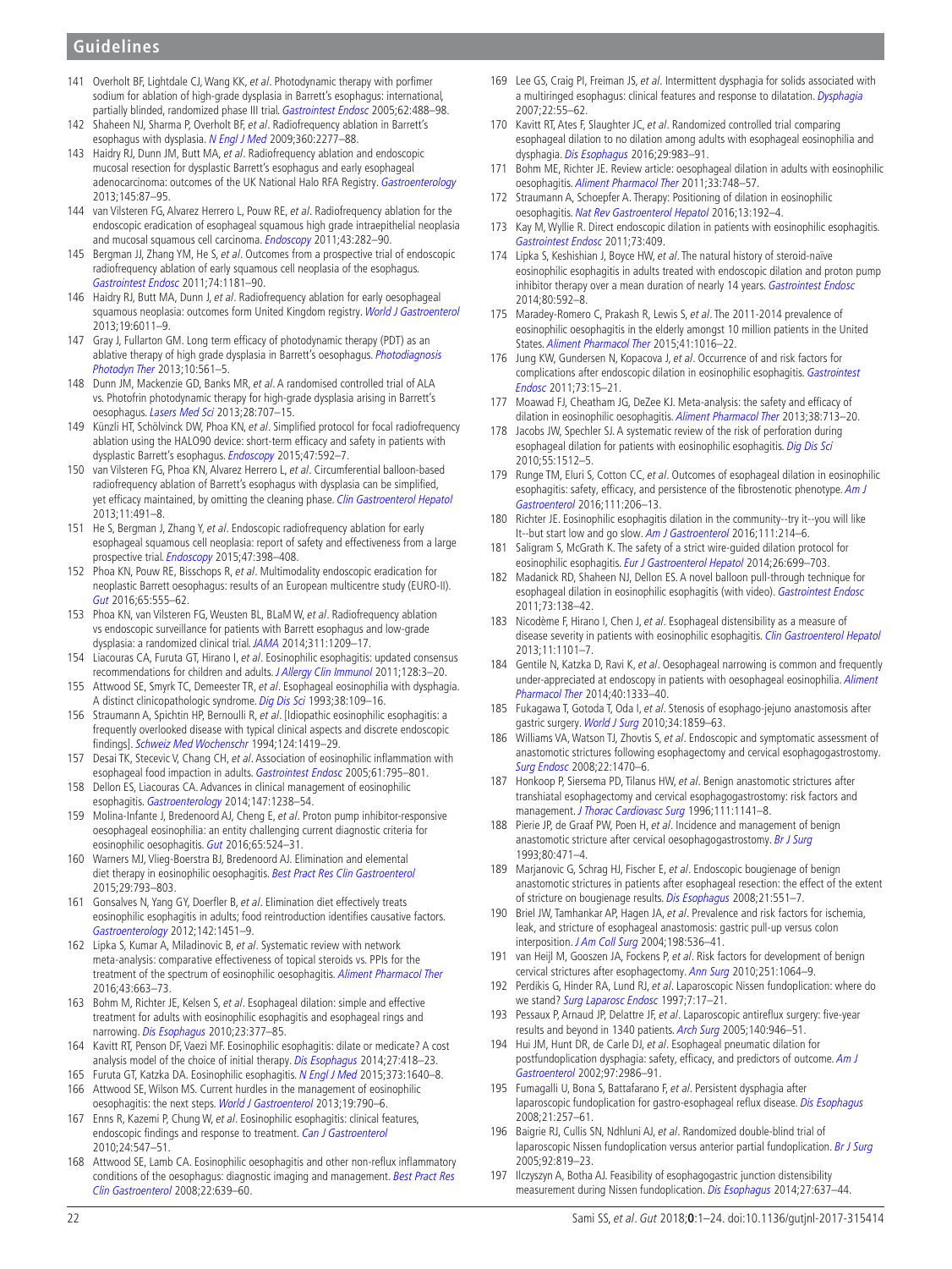141 Overholt BF, Lightdale CJ, Wang KK, *et al*. Photodynamic therapy with porfimer sodium for ablation of high-grade dysplasia in Barrett's esophagus: international, partially blinded, randomized phase III trial. *Gastrointest Endosc* 2005;62:488–98.

142 Shaheen NJ, Sharma P, Overholt BF, *et al*. Radiofrequency ablation in Barrett's esophagus with dysplasia. *N Engl J Med* 2009;360:2277–88.

143 Haidry RJ, Dunn JM, Butt MA, *et al*. Radiofrequency ablation and endoscopic mucosal resection for dysplastic Barrett's esophagus and early esophageal adenocarcinoma: outcomes of the UK National Halo RFA Registry. *Gastroenterology* 2013;145:87–95.

144 van Vilsteren FG, Alvarez Herrero L, Pouw RE, *et al*. Radiofrequency ablation for the endoscopic eradication of esophageal squamous high grade intraepithelial neoplasia and mucosal squamous cell carcinoma. *Endoscopy* 2011;43:282–90.

145 Bergman JJ, Zhang YM, He S, *et al*. Outcomes from a prospective trial of endoscopic radiofrequency ablation of early squamous cell neoplasia of the esophagus. *Gastrointest Endosc* 2011;74:1181–90.

146 Haidry RJ, Butt MA, Dunn J, *et al*. Radiofrequency ablation for early oesophageal squamous neoplasia: outcomes form United Kingdom registry. *World J Gastroenterol* 2013;19:6011–9.

147 Gray J, Fullarton GM. Long term efficacy of photodynamic therapy (PDT) as an ablative therapy of high grade dysplasia in Barrett's oesophagus. *Photodiagnosis Photodyn Ther* 2013;10:561–5.

148 Dunn JM, Mackenzie GD, Banks MR, *et al*. A randomised controlled trial of ALA vs. Photofrin photodynamic therapy for high-grade dysplasia arising in Barrett's oesophagus. *Lasers Med Sci* 2013;28:707–15.

149 Künzli HT, Schölvinck DW, Phoa KN, *et al*. Simplified protocol for focal radiofrequency ablation using the HALO90 device: short-term efficacy and safety in patients with dysplastic Barrett's esophagus. *Endoscopy* 2015;47:592–7.

150 van Vilsteren FG, Phoa KN, Alvarez Herrero L, *et al*. Circumferential balloon-based radiofrequency ablation of Barrett's esophagus with dysplasia can be simplified, yet efficacy maintained, by omitting the cleaning phase. *Clin Gastroenterol Hepatol* 2013;11:491–8.

151 He S, Bergman J, Zhang Y, *et al*. Endoscopic radiofrequency ablation for early esophageal squamous cell neoplasia: report of safety and effectiveness from a large prospective trial. *Endoscopy* 2015;47:398–408.

152 Phoa KN, Pouw RE, Bisschops R, *et al*. Multimodality endoscopic eradication for neoplastic Barrett oesophagus: results of an European multicentre study (EURO-II). *Gut* 2016;65:555–62.

153 Phoa KN, van Vilsteren FG, Weusten BL, BLaM W, *et al*. Radiofrequency ablation vs endoscopic surveillance for patients with Barrett esophagus and low-grade dysplasia: a randomized clinical trial. *JAMA* 2014;311:1209–17.

154 Liacouras CA, Furuta GT, Hirano I, *et al*. Eosinophilic esophagitis: updated consensus recommendations for children and adults. *J Allergy Clin Immunol* 2011;128:3–20.

155 Attwood SE, Smyrk TC, Demeester TR, *et al*. Esophageal eosinophilia with dysphagia. A distinct clinicopathologic syndrome. *Dig Dis Sci* 1993;38:109–16.

156 Straumann A, Spichtin HP, Bernoulli R, *et al*. [Idiopathic eosinophilic esophagitis: a frequently overlooked disease with typical clinical aspects and discrete endoscopic findings]. *Schweiz Med Wochenschr* 1994;124:1419–29.

157 Desai TK, Stecevic V, Chang CH, *et al*. Association of eosinophilic inflammation with esophageal food impaction in adults. *Gastrointest Endosc* 2005;61:795–801.

158 Dellon ES, Liacouras CA. Advances in clinical management of eosinophilic esophagitis. *Gastroenterology* 2014;147:1238–54.

159 Molina-Infante J, Bredenoord AJ, Cheng E, *et al*. Proton pump inhibitor-responsive oesophageal eosinophilia: an entity challenging current diagnostic criteria for eosinophilic oesophagitis. *Gut* 2016;65:524–31.

160 Warners MJ, Vlieg-Boerstra BJ, Bredenoord AJ. Elimination and elemental diet therapy in eosinophilic oesophagitis. *Best Pract Res Clin Gastroenterol* 2015;29:793–803.

161 Gonsalves N, Yang GY, Doerfler B, *et al*. Elimination diet effectively treats eosinophilic esophagitis in adults; food reintroduction identifies causative factors. *Gastroenterology* 2012;142:1451–9.

162 Lipka S, Kumar A, Miladinovic B, *et al*. Systematic review with network meta-analysis: comparative effectiveness of topical steroids vs. PPIs for the treatment of the spectrum of eosinophilic oesophagitis. *Aliment Pharmacol Ther* 2016;43:663–73.

163 Bohm M, Richter JE, Kelsen S, *et al*. Esophageal dilation: simple and effective treatment for adults with eosinophilic esophagitis and esophageal rings and narrowing. *Dis Esophagus* 2010;23:377–85.

164 Kavitt RT, Penson DF, Vaezi MF. Eosinophilic esophagitis: dilate or medicate? A cost analysis model of the choice of initial therapy. *Dis Esophagus* 2014;27:418–23.

165 Furuta GT, Katzka DA. Eosinophilic esophagitis. *N Engl J Med* 2015;373:1640–8.

166 Attwood SE, Wilson MS. Current hurdles in the management of eosinophilic oesophagitis: the next steps. *World J Gastroenterol* 2013;19:790–6.

167 Enns R, Kazemi P, Chung W, *et al*. Eosinophilic esophagitis: clinical features, endoscopic findings and response to treatment. *Can J Gastroenterol* 2010;24:547–51.

168 Attwood SE, Lamb CA. Eosinophilic oesophagitis and other non-reflux inflammatory conditions of the oesophagus: diagnostic imaging and management. *Best Pract Res Clin Gastroenterol* 2008;22:639–60.

169 Lee GS, Craig PI, Freiman JS, *et al*. Intermittent dysphagia for solids associated with a multiringed esophagus: clinical features and response to dilatation. *Dysphagia* 2007;22:55–62.

170 Kavitt RT, Ates F, Slaughter JC, *et al*. Randomized controlled trial comparing esophageal dilation to no dilation among adults with esophageal eosinophilia and dysphagia. *Dis Esophagus* 2016;29:983–91.

171 Bohm ME, Richter JE. Review article: oesophageal dilation in adults with eosinophilic oesophagitis. *Aliment Pharmacol Ther* 2011;33:748–57.

172 Straumann A, Schoepfer A. Therapy: Positioning of dilation in eosinophilic oesophagitis. *Nat Rev Gastroenterol Hepatol* 2016;13:192–4.

173 Kay M, Wyllie R. Direct endoscopic dilation in patients with eosinophilic esophagitis. *Gastrointest Endosc* 2011;73:409.

174 Lipka S, Keshishian J, Boyce HW, *et al*. The natural history of steroid-naïve eosinophilic esophagitis in adults treated with endoscopic dilation and proton pump inhibitor therapy over a mean duration of nearly 14 years. *Gastrointest Endosc* 2014;80:592–8.

175 Maradey-Romero C, Prakash R, Lewis S, *et al*. The 2011-2014 prevalence of eosinophilic oesophagitis in the elderly amongst 10 million patients in the United States. *Aliment Pharmacol Ther* 2015;41:1016–22.

176 Jung KW, Gundersen N, Kopacova J, *et al*. Occurrence of and risk factors for complications after endoscopic dilation in eosinophilic esophagitis. *Gastrointest Endosc* 2011;73:15–21.

177 Moawad FJ, Cheatham JG, DeZee KJ. Meta-analysis: the safety and efficacy of dilation in eosinophilic oesophagitis. *Aliment Pharmacol Ther* 2013;38:713–20.

178 Jacobs JW, Spechler SJ. A systematic review of the risk of perforation during esophageal dilation for patients with eosinophilic esophagitis. *Dig Dis Sci* 2010;55:1512–5.

179 Runge TM, Eluri S, Cotton CC, *et al*. Outcomes of esophageal dilation in eosinophilic esophagitis: safety, efficacy, and persistence of the fibrostenotic phenotype. *Am J Gastroenterol* 2016;111:206–13.

180 Richter JE. Eosinophilic esophagitis dilation in the community--try it--you will like It--but start low and go slow. *Am J Gastroenterol* 2016;111:214–6.

181 Saligram S, McGrath K. The safety of a strict wire-guided dilation protocol for eosinophilic esophagitis. *Eur J Gastroenterol Hepatol* 2014;26:699–703.

182 Madanick RD, Shaheen NJ, Dellon ES. A novel balloon pull-through technique for esophageal dilation in eosinophilic esophagitis (with video). *Gastrointest Endosc* 2011;73:138–42.

183 Nicodème F, Hirano I, Chen J, *et al*. Esophageal distensibility as a measure of disease severity in patients with eosinophilic esophagitis. *Clin Gastroenterol Hepatol* 2013;11:1101–7.

184 Gentile N, Katzka D, Ravi K, *et al*. Oesophageal narrowing is common and frequently under-appreciated at endoscopy in patients with oesophageal eosinophilia. *Aliment Pharmacol Ther* 2014;40:1333–40.

185 Fukagawa T, Gotoda T, Oda I, *et al*. Stenosis of esophago-jejuno anastomosis after gastric surgery. *World J Surg* 2010;34:1859–63.

186 Williams VA, Watson TJ, Zhovtis S, *et al*. Endoscopic and symptomatic assessment of anastomotic strictures following esophagectomy and cervical esophagogastrostomy. *Surg Endosc* 2008;22:1470–6.

187 Honkoop P, Siersema PD, Tilanus HW, *et al*. Benign anastomotic strictures after transhiatal esophagectomy and cervical esophagogastrostomy: risk factors and management. *J Thorac Cardiovasc Surg* 1996;111:1141–8.

188 Pierie JP, de Graaf PW, Poen H, *et al*. Incidence and management of benign anastomotic stricture after cervical oesophagogastrostomy. *Br J Surg* 1993;80:471–4.

189 Marjanovic G, Schrag HJ, Fischer E, *et al*. Endoscopic bougienage of benign anastomotic strictures in patients after esophageal resection: the effect of the extent of stricture on bougienage results. *Dis Esophagus* 2008;21:551–7.

190 Briel JW, Tamhankar AP, Hagen JA, *et al*. Prevalence and risk factors for ischemia, leak, and stricture of esophageal anastomosis: gastric pull-up versus colon interposition. *J Am Coll Surg* 2004;198:536–41.

191 van Heijl M, Gooszen JA, Fockens P, *et al*. Risk factors for development of benign cervical strictures after esophagectomy. *Ann Surg* 2010;251:1064–9.

192 Perdikis G, Hinder RA, Lund RJ, *et al*. Laparoscopic Nissen fundoplication: where do we stand? *Surg Laparosc Endosc* 1997;7:17–21.

193 Pessaux P, Arnaud JP, Delattre JF, *et al*. Laparoscopic antireflux surgery: five-year results and beyond in 1340 patients. *Arch Surg* 2005;140:946–51.

194 Hui JM, Hunt DR, de Carle DJ, *et al*. Esophageal pneumatic dilation for postfundoplication dysphagia: safety, efficacy, and predictors of outcome. *Am J Gastroenterol* 2002;97:2986–91.

195 Fumagalli U, Bona S, Battafarano F, *et al*. Persistent dysphagia after laparoscopic fundoplication for gastro-esophageal reflux disease. *Dis Esophagus* 2008;21:257–61.

196 Baigrie RJ, Cullis SN, Ndhluni AJ, *et al*. Randomized double-blind trial of laparoscopic Nissen fundoplication versus anterior partial fundoplication. *Br J Surg* 2005;92:819–23.

197 Ilczyszyn A, Botha AJ. Feasibility of esophagogastric junction distensibility measurement during Nissen fundoplication. *Dis Esophagus* 2014;27:637–44.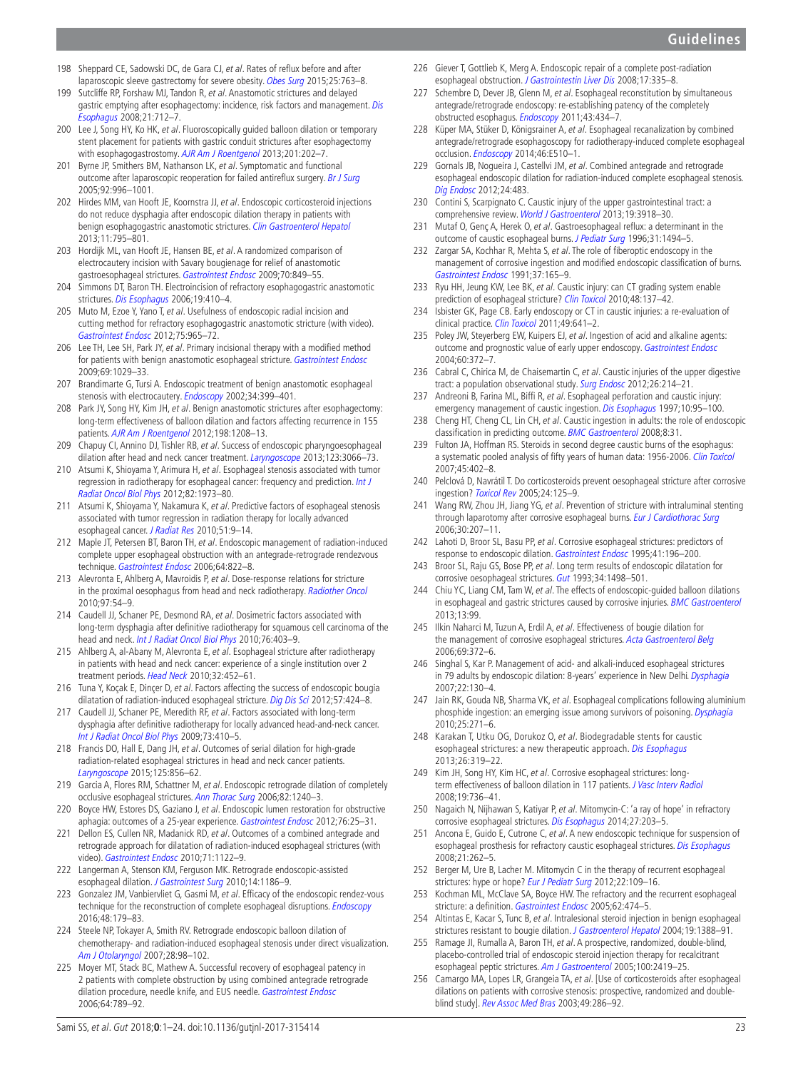198 Sheppard CE, Sadowski DC, de Gara CJ, *et al*. Rates of reflux before and after laparoscopic sleeve gastrectomy for severe obesity. *Obes Surg* 2015;25:763–8.

199 Sutcliffe RP, Forshaw MJ, Tandon R, *et al*. Anastomotic strictures and delayed gastric emptying after esophagectomy: incidence, risk factors and management. *Dis Esophagus* 2008;21:712–7.

200 Lee J, Song HY, Ko HK, *et al*. Fluoroscopically guided balloon dilation or temporary stent placement for patients with gastric conduit strictures after esophagectomy with esophagogastrostomy. *AJR Am J Roentgenol* 2013;201:202–7.

201 Byrne JP, Smithers BM, Nathanson LK, *et al*. Symptomatic and functional outcome after laparoscopic reoperation for failed antireflux surgery. *Br J Surg* 2005;92:996–1001.

202 Hirdes MM, van Hooft JE, Koornstra JJ, *et al*. Endoscopic corticosteroid injections do not reduce dysphagia after endoscopic dilation therapy in patients with benign esophagogastric anastomotic strictures. *Clin Gastroenterol Hepatol* 2013;11:795–801.

203 Hordijk ML, van Hooft JE, Hansen BE, *et al*. A randomized comparison of electrocautery incision with Savary bougienage for relief of anastomotic gastroesophageal strictures. *Gastrointest Endosc* 2009;70:849–55.

204 Simmons DT, Baron TH. Electroincision of refractory esophagogastric anastomotic strictures. *Dis Esophagus* 2006;19:410–4.

205 Muto M, Ezoe Y, Yano T, *et al*. Usefulness of endoscopic radial incision and cutting method for refractory esophagogastric anastomotic stricture (with video). *Gastrointest Endosc* 2012;75:965–72.

206 Lee TH, Lee SH, Park JY, *et al*. Primary incisional therapy with a modified method for patients with benign anastomotic esophageal stricture. *Gastrointest Endosc* 2009;69:1029–33.

207 Brandimarte G, Tursi A. Endoscopic treatment of benign anastomotic esophageal stenosis with electrocautery. *Endoscopy* 2002;34:399–401.

208 Park JY, Song HY, Kim JH, *et al*. Benign anastomotic strictures after esophagectomy: long-term effectiveness of balloon dilation and factors affecting recurrence in 155 patients. *AJR Am J Roentgenol* 2012;198:1208–13.

209 Chapuy CI, Annino DJ, Tishler RB, *et al*. Success of endoscopic pharyngoesophageal dilation after head and neck cancer treatment. *Laryngoscope* 2013;123:3066–73.

210 Atsumi K, Shioyama Y, Arimura H, *et al*. Esophageal stenosis associated with tumor regression in radiotherapy for esophageal cancer: frequency and prediction. *Int J Radiat Oncol Biol Phys* 2012;82:1973–80.

211 Atsumi K, Shioyama Y, Nakamura K, *et al*. Predictive factors of esophageal stenosis associated with tumor regression in radiation therapy for locally advanced esophageal cancer. *J Radiat Res* 2010;51:9–14.

212 Maple JT, Petersen BT, Baron TH, *et al*. Endoscopic management of radiation-induced complete upper esophageal obstruction with an antegrade-retrograde rendezvous technique. *Gastrointest Endosc* 2006;64:822–8.

213 Alevronta E, Ahlberg A, Mavroidis P, *et al*. Dose-response relations for stricture in the proximal oesophagus from head and neck radiotherapy. *Radiother Oncol* 2010;97:54–9.

214 Caudell JJ, Schaner PE, Desmond RA, *et al*. Dosimetric factors associated with long-term dysphagia after definitive radiotherapy for squamous cell carcinoma of the head and neck. *Int J Radiat Oncol Biol Phys* 2010;76:403–9.

215 Ahlberg A, al-Abany M, Alevronta E, *et al*. Esophageal stricture after radiotherapy in patients with head and neck cancer: experience of a single institution over 2 treatment periods. *Head Neck* 2010;32:452–61.

216 Tuna Y, Koçak E, Dinçer D, *et al*. Factors affecting the success of endoscopic bougia dilatation of radiation-induced esophageal stricture. *Dig Dis Sci* 2012;57:424–8.

217 Caudell JJ, Schaner PE, Meredith RF, *et al*. Factors associated with long-term dysphagia after definitive radiotherapy for locally advanced head-and-neck cancer. *Int J Radiat Oncol Biol Phys* 2009;73:410–5.

218 Francis DO, Hall E, Dang JH, *et al*. Outcomes of serial dilation for high-grade radiation-related esophageal strictures in head and neck cancer patients. *Laryngoscope* 2015;125:856–62.

219 Garcia A, Flores RM, Schattner M, *et al*. Endoscopic retrograde dilation of completely occlusive esophageal strictures. *Ann Thorac Surg* 2006;82:1240–3.

220 Boyce HW, Estores DS, Gaziano J, *et al*. Endoscopic lumen restoration for obstructive aphagia: outcomes of a 25-year experience. *Gastrointest Endosc* 2012;76:25–31.

221 Dellon ES, Cullen NR, Madanick RD, *et al*. Outcomes of a combined antegrade and retrograde approach for dilatation of radiation-induced esophageal strictures (with video). *Gastrointest Endosc* 2010;71:1122–9.

222 Langerman A, Stenson KM, Ferguson MK. Retrograde endoscopic-assisted esophageal dilation. *J Gastrointest Surg* 2010;14:1186–9.

223 Gonzalez JM, Vanbiervliet G, Gasmi M, *et al*. Efficacy of the endoscopic rendez-vous technique for the reconstruction of complete esophageal disruptions. *Endoscopy* 2016;48:179–83.

224 Steele NP, Tokayer A, Smith RV. Retrograde endoscopic balloon dilation of chemotherapy- and radiation-induced esophageal stenosis under direct visualization. *Am J Otolaryngol* 2007;28:98–102.

225 Moyer MT, Stack BC, Mathew A. Successful recovery of esophageal patency in 2 patients with complete obstruction by using combined antegrade retrograde dilation procedure, needle knife, and EUS needle. *Gastrointest Endosc* 2006;64:789–92.

226 Giever T, Gottlieb K, Merg A. Endoscopic repair of a complete post-radiation esophageal obstruction. *J Gastrointestin Liver Dis* 2008;17:335–8.

227 Schembre D, Dever JB, Glenn M, *et al*. Esophageal reconstitution by simultaneous antegrade/retrograde endoscopy: re-establishing patency of the completely obstructed esophagus. *Endoscopy* 2011;43:434–7.

228 Küper MA, Stüker D, Königsrainer A, *et al*. Esophageal recanalization by combined antegrade/retrograde esophagoscopy for radiotherapy-induced complete esophageal occlusion. *Endoscopy* 2014;46:E510–1.

229 Gornals JB, Nogueira J, Castellvi JM, *et al*. Combined antegrade and retrograde esophageal endoscopic dilation for radiation-induced complete esophageal stenosis. *Dig Endosc* 2012;24:483.

230 Contini S, Scarpignato C. Caustic injury of the upper gastrointestinal tract: a comprehensive review. *World J Gastroenterol* 2013;19:3918–30.

231 Mutaf O, Genç A, Herek O, *et al*. Gastroesophageal reflux: a determinant in the outcome of caustic esophageal burns. *J Pediatr Surg* 1996;31:1494–5.

232 Zargar SA, Kochhar R, Mehta S, *et al*. The role of fiberoptic endoscopy in the management of corrosive ingestion and modified endoscopic classification of burns. *Gastrointest Endosc* 1991;37:165–9.

233 Ryu HH, Jeung KW, Lee BK, *et al*. Caustic injury: can CT grading system enable prediction of esophageal stricture? *Clin Toxicol* 2010;48:137–42.

234 Isbister GK, Page CB. Early endoscopy or CT in caustic injuries: a re-evaluation of clinical practice. *Clin Toxicol* 2011;49:641–2.

235 Poley JW, Steyerberg EW, Kuipers EJ, *et al*. Ingestion of acid and alkaline agents: outcome and prognostic value of early upper endoscopy. *Gastrointest Endosc* 2004;60:372–7.

236 Cabral C, Chirica M, de Chaisemartin C, *et al*. Caustic injuries of the upper digestive tract: a population observational study. *Surg Endosc* 2012;26:214–21.

237 Andreoni B, Farina ML, Biffi R, *et al*. Esophageal perforation and caustic injury: emergency management of caustic ingestion. *Dis Esophagus* 1997;10:95–100.

238 Cheng HT, Cheng CL, Lin CH, *et al*. Caustic ingestion in adults: the role of endoscopic classification in predicting outcome. *BMC Gastroenterol* 2008;8:31.

239 Fulton JA, Hoffman RS. Steroids in second degree caustic burns of the esophagus: a systematic pooled analysis of fifty years of human data: 1956-2006. *Clin Toxicol* 2007;45:402–8.

240 Pelclová D, Navrátil T. Do corticosteroids prevent oesophageal stricture after corrosive ingestion? *Toxicol Rev* 2005;24:125–9.

241 Wang RW, Zhou JH, Jiang YG, *et al*. Prevention of stricture with intraluminal stenting through laparotomy after corrosive esophageal burns. *Eur J Cardiothorac Surg* 2006;30:207–11.

242 Lahoti D, Broor SL, Basu PP, *et al*. Corrosive esophageal strictures: predictors of response to endoscopic dilation. *Gastrointest Endosc* 1995;41:196–200.

243 Broor SL, Raju GS, Bose PP, *et al*. Long term results of endoscopic dilatation for corrosive oesophageal strictures. *Gut* 1993;34:1498–501.

244 Chiu YC, Liang CM, Tam W, *et al*. The effects of endoscopic-guided balloon dilations in esophageal and gastric strictures caused by corrosive injuries. *BMC Gastroenterol* 2013;13:99.

245 Ilkin Naharci M, Tuzun A, Erdil A, *et al*. Effectiveness of bougie dilation for the management of corrosive esophageal strictures. *Acta Gastroenterol Belg* 2006;69:372–6.

246 Singhal S, Kar P. Management of acid- and alkali-induced esophageal strictures in 79 adults by endoscopic dilation: 8-years' experience in New Delhi. *Dysphagia* 2007;22:130–4.

247 Jain RK, Gouda NB, Sharma VK, *et al*. Esophageal complications following aluminium phosphide ingestion: an emerging issue among survivors of poisoning. *Dysphagia* 2010;25:271–6.

248 Karakan T, Utku OG, Dorukoz O, *et al*. Biodegradable stents for caustic esophageal strictures: a new therapeutic approach. *Dis Esophagus* 2013;26:319–22.

249 Kim JH, Song HY, Kim HC, *et al*. Corrosive esophageal strictures: long-term effectiveness of balloon dilation in 117 patients. *J Vasc Interv Radiol* 2008;19:736–41.

250 Nagaich N, Nijhawan S, Katiyar P, *et al*. Mitomycin-C: 'a ray of hope' in refractory corrosive esophageal strictures. *Dis Esophagus* 2014;27:203–5.

251 Ancona E, Guido E, Cutrone C, *et al*. A new endoscopic technique for suspension of esophageal prosthesis for refractory caustic esophageal strictures. *Dis Esophagus* 2008;21:262–5.

252 Berger M, Ure B, Lacher M. Mitomycin C in the therapy of recurrent esophageal strictures: hype or hope? *Eur J Pediatr Surg* 2012;22:109–16.

253 Kochman ML, McClave SA, Boyce HW. The refractory and the recurrent esophageal stricture: a definition. *Gastrointest Endosc* 2005;62:474–5.

254 Altintas E, Kacar S, Tunc B, *et al*. Intralesional steroid injection in benign esophageal strictures resistant to bougie dilation. *J Gastroenterol Hepatol* 2004;19:1388–91.

255 Ramage JI, Rumalla A, Baron TH, *et al*. A prospective, randomized, double-blind, placebo-controlled trial of endoscopic steroid injection therapy for recalcitrant esophageal peptic strictures. *Am J Gastroenterol* 2005;100:2419–25.

256 Camargo MA, Lopes LR, Grangeia TA, *et al*. [Use of corticosteroids after esophageal dilations on patients with corrosive stenosis: prospective, randomized and double-blind study]. *Rev Assoc Med Bras* 2003;49:286–92.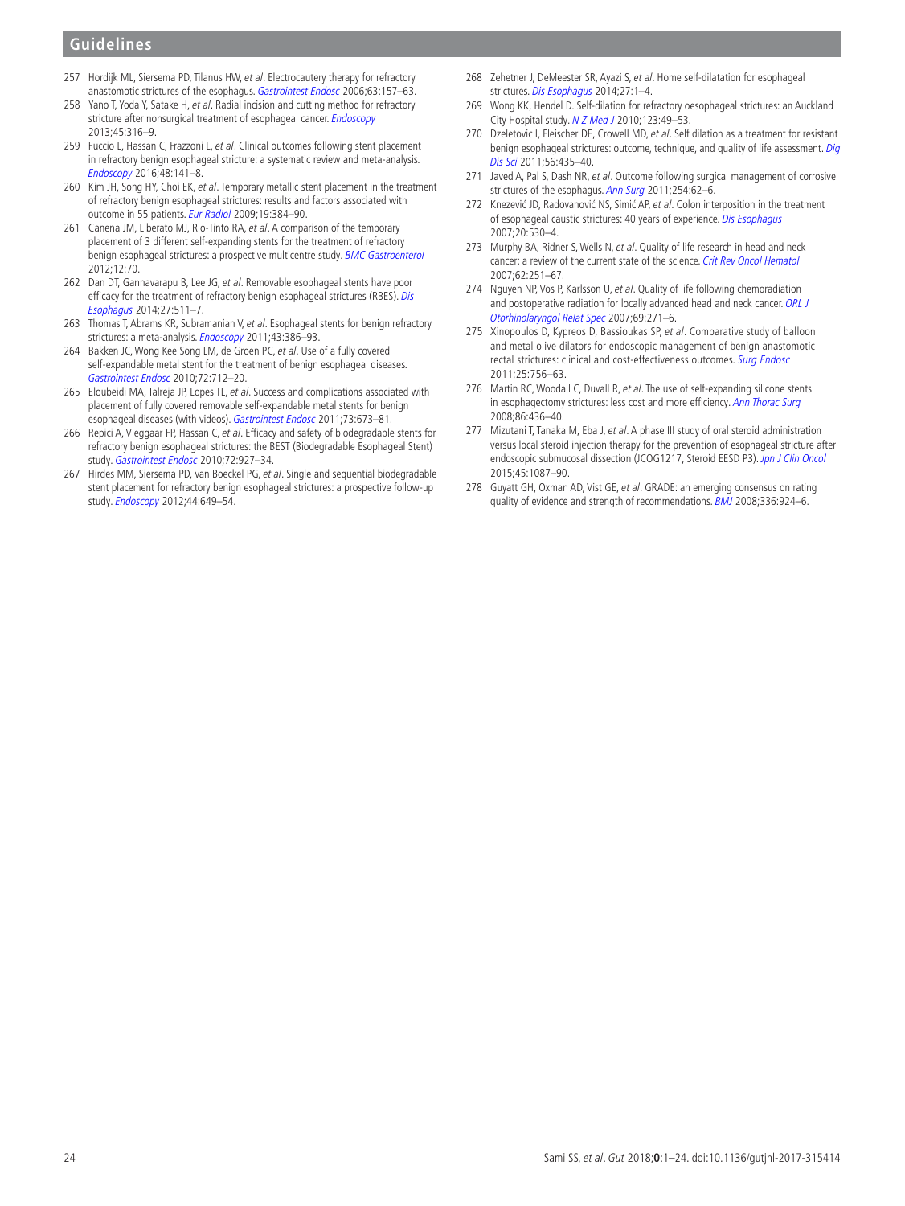257 Hordijk ML, Siersema PD, Tilanus HW, *et al*. Electrocautery therapy for refractory anastomotic strictures of the esophagus. *Gastrointest Endosc* 2006;63:157–63.

258 Yano T, Yoda Y, Satake H, *et al*. Radial incision and cutting method for refractory stricture after nonsurgical treatment of esophageal cancer. *Endoscopy* 2013;45:316–9.

259 Fuccio L, Hassan C, Frazzoni L, *et al*. Clinical outcomes following stent placement in refractory benign esophageal stricture: a systematic review and meta-analysis. *Endoscopy* 2016;48:141–8.

260 Kim JH, Song HY, Choi EK, *et al*. Temporary metallic stent placement in the treatment of refractory benign esophageal strictures: results and factors associated with outcome in 55 patients. *Eur Radiol* 2009;19:384–90.

261 Canena JM, Liberato MJ, Rio-Tinto RA, *et al*. A comparison of the temporary placement of 3 different self-expanding stents for the treatment of refractory benign esophageal strictures: a prospective multicentre study. *BMC Gastroenterol* 2012;12:70.

262 Dan DT, Gannavarapu B, Lee JG, *et al*. Removable esophageal stents have poor efficacy for the treatment of refractory benign esophageal strictures (RBES). *Dis Esophagus* 2014;27:511–7.

263 Thomas T, Abrams KR, Subramanian V, *et al*. Esophageal stents for benign refractory strictures: a meta-analysis. *Endoscopy* 2011;43:386–93.

264 Bakken JC, Wong Kee Song LM, de Groen PC, *et al*. Use of a fully covered self-expandable metal stent for the treatment of benign esophageal diseases. *Gastrointest Endosc* 2010;72:712–20.

265 Eloubeidi MA, Talreja JP, Lopes TL, *et al*. Success and complications associated with placement of fully covered removable self-expandable metal stents for benign esophageal diseases (with videos). *Gastrointest Endosc* 2011;73:673–81.

266 Repici A, Vleggaar FP, Hassan C, *et al*. Efficacy and safety of biodegradable stents for refractory benign esophageal strictures: the BEST (Biodegradable Esophageal Stent) study. *Gastrointest Endosc* 2010;72:927–34.

267 Hirdes MM, Siersema PD, van Boeckel PG, *et al*. Single and sequential biodegradable stent placement for refractory benign esophageal strictures: a prospective follow-up study. *Endoscopy* 2012;44:649–54.

268 Zehetner J, DeMeester SR, Ayazi S, *et al*. Home self-dilatation for esophageal strictures. *Dis Esophagus* 2014;27:1–4.

269 Wong KK, Hendel D. Self-dilation for refractory oesophageal strictures: an Auckland City Hospital study. *N Z Med J* 2010;123:49–53.

270 Dzeletovic I, Fleischer DE, Crowell MD, *et al*. Self dilation as a treatment for resistant benign esophageal strictures: outcome, technique, and quality of life assessment. *Dig Dis Sci* 2011;56:435–40.

271 Javed A, Pal S, Dash NR, *et al*. Outcome following surgical management of corrosive strictures of the esophagus. *Ann Surg* 2011;254:62–6.

272 Knezević JD, Radovanović NS, Simić AP, *et al*. Colon interposition in the treatment of esophageal caustic strictures: 40 years of experience. *Dis Esophagus* 2007;20:530–4.

273 Murphy BA, Ridner S, Wells N, *et al*. Quality of life research in head and neck cancer: a review of the current state of the science. *Crit Rev Oncol Hematol* 2007;62:251–67.

274 Nguyen NP, Vos P, Karlsson U, *et al*. Quality of life following chemoradiation and postoperative radiation for locally advanced head and neck cancer. *ORL J Otorhinolaryngol Relat Spec* 2007;69:271–6.

275 Xinopoulos D, Kypreos D, Bassioukas SP, *et al*. Comparative study of balloon and metal olive dilators for endoscopic management of benign anastomotic rectal strictures: clinical and cost-effectiveness outcomes. *Surg Endosc* 2011;25:756–63.

276 Martin RC, Woodall C, Duvall R, *et al*. The use of self-expanding silicone stents in esophagectomy strictures: less cost and more efficiency. *Ann Thorac Surg* 2008;86:436–40.

277 Mizutani T, Tanaka M, Eba J, *et al*. A phase III study of oral steroid administration versus local steroid injection therapy for the prevention of esophageal stricture after endoscopic submucosal dissection (JCOG1217, Steroid EESD P3). *Jpn J Clin Oncol* 2015;45:1087–90.

278 Guyatt GH, Oxman AD, Vist GE, *et al*. GRADE: an emerging consensus on rating quality of evidence and strength of recommendations. *BMJ* 2008;336:924–6.